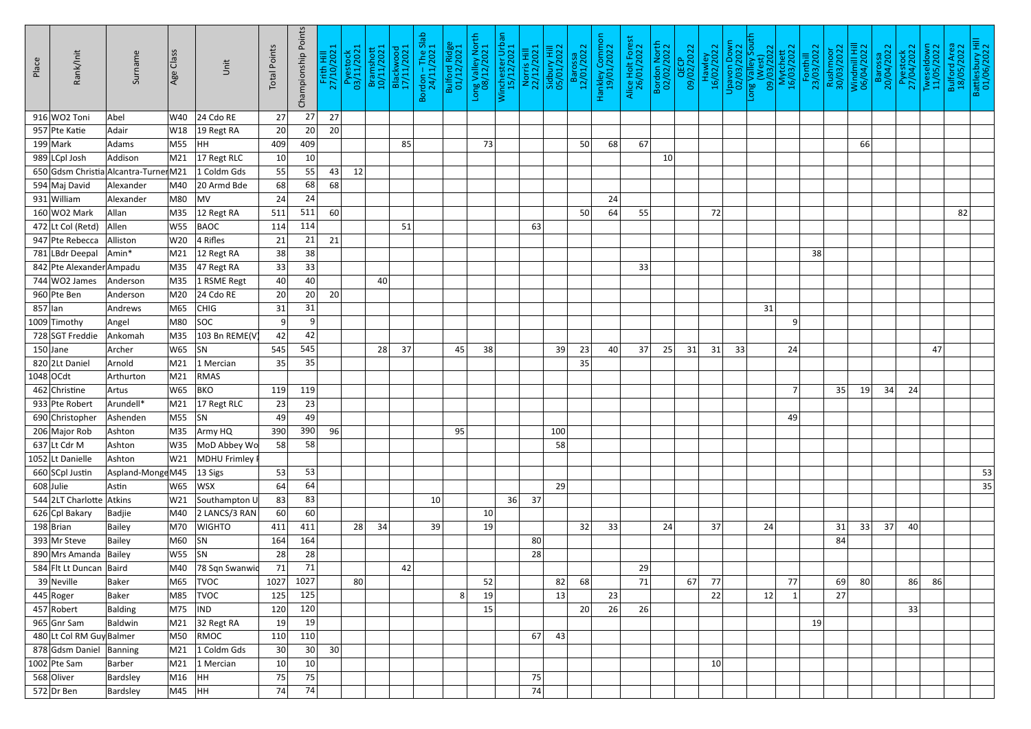| Place | Rank/Init | Surname | Age Class | Unit | Total Points | Championship Points | Frith Hill 27/10/2021 | Pyestock 03/11/2021 | Bramshott 10/11/2021 | Blackwood 17/11/2021 | Bordon – The Slab 24/11/2021 | Bulford Ridge 01/12/2021 | Long Valley North 08/12/2021 | Winchester Urban 15/12/2021 | Norris Hill 22/12/2021 | Sidbury Hill 05/01/2022 | Barossa 12/01/2022 | Hankley Common 19/01/2022 | Alice Holt Forest 26/01/2022 | Bordon North 02/02/2022 | QECP 09/02/2022 | Hawley 16/02/2022 | Upavon Down 02/03/2022 | Long Valley South (West) 09/03/2022 | Mytchett 16/03/2022 | Fonthill 23/03/2022 | Rushmoor 30/03/2022 | Windmill Hill 06/04/2022 | Barossa 20/04/2022 | Pyestock 27/04/2022 | Tweseldown 11/05/2022 | Bulford Area 18/05/2022 | Battlesbury Hill 01/06/2022 |
|---|---|---|---|---|---|---|---|---|---|---|---|---|---|---|---|---|---|---|---|---|---|---|---|---|---|---|---|---|---|---|---|---|---|
| 916 | WO2 Toni | Abel | W40 | 24 Cdo RE | 27 | 27 | 27 | | | | | | | | | | | | | | | | | | | | | | | | | | |
| 957 | Pte Katie | Adair | W18 | 19 Regt RA | 20 | 20 | 20 | | | | | | | | | | | | | | | | | | | | | | | | | | |
| 199 | Mark | Adams | M55 | HH | 409 | 409 | | | | 85 | | | 73 | | | | 50 | 68 | 67 | | | | | | | | | 66 | | | | | |
| 989 | LCpl Josh | Addison | M21 | 17 Regt RLC | 10 | 10 | | | | | | | | | | | | | | 10 | | | | | | | | | | | | | |
| 650 | Gdsm Christia | Alcantra-Turner | M21 | 1 Coldm Gds | 55 | 55 | 43 | 12 | | | | | | | | | | | | | | | | | | | | | | | | | |
| 594 | Maj David | Alexander | M40 | 20 Armd Bde | 68 | 68 | 68 | | | | | | | | | | | | | | | | | | | | | | | | | | |
| 931 | William | Alexander | M80 | MV | 24 | 24 | | | | | | | | | | | | 24 | | | | | | | | | | | | | | | |
| 160 | WO2 Mark | Allan | M35 | 12 Regt RA | 511 | 511 | 60 | | | | | | | | | | 50 | 64 | 55 | | | 72 | | | | | | | | | | 82 | |
| 472 | Lt Col (Retd) | Allen | W55 | BAOC | 114 | 114 | | | | 51 | | | | | 63 | | | | | | | | | | | | | | | | | | |
| 947 | Pte Rebecca | Alliston | W20 | 4 Rifles | 21 | 21 | 21 | | | | | | | | | | | | | | | | | | | | | | | | | | |
| 781 | LBdr Deepal | Amin* | M21 | 12 Regt RA | 38 | 38 | | | | | | | | | | | | | | | | | | | | 38 | | | | | | | |
| 842 | Pte Alexander | Ampadu | M35 | 47 Regt RA | 33 | 33 | | | | | | | | | | | | | 33 | | | | | | | | | | | | | | |
| 744 | WO2 James | Anderson | M35 | 1 RSME Regt | 40 | 40 | | | 40 | | | | | | | | | | | | | | | | | | | | | | | | |
| 960 | Pte Ben | Anderson | M20 | 24 Cdo RE | 20 | 20 | 20 | | | | | | | | | | | | | | | | | | | | | | | | | | |
| 857 | Ian | Andrews | M65 | CHIG | 31 | 31 | | | | | | | | | | | | | | | | | | 31 | | | | | | | | | |
| 1009 | Timothy | Angel | M80 | SOC | 9 | 9 | | | | | | | | | | | | | | | | | | | 9 | | | | | | | | |
| 728 | SGT Freddie | Ankomah | M35 | 103 Bn REME(V) | 42 | 42 | | | | | | | | | | | | | | | | | | | | | | | | | | | |
| 150 | Jane | Archer | W65 | SN | 545 | 545 | | | 28 | 37 | | 45 | 38 | | | 39 | 23 | 40 | 37 | 25 | 31 | 31 | 33 | | 24 | | | | | | 47 | | |
| 820 | 2Lt Daniel | Arnold | M21 | 1 Mercian | 35 | 35 | | | | | | | | | | | 35 | | | | | | | | | | | | | | | | |
| 1048 | OCdt | Arthurton | M21 | RMAS | | | | | | | | | | | | | | | | | | | | | | | | | | | | | |
| 462 | Christine | Artus | W65 | BKO | 119 | 119 | | | | | | | | | | | | | | | | | | | 7 | | 35 | 19 | 34 | 24 | | | |
| 933 | Pte Robert | Arundell* | M21 | 17 Regt RLC | 23 | 23 | | | | | | | | | | | | | | | | | | | | | | | | | | | |
| 690 | Christopher | Ashenden | M55 | SN | 49 | 49 | | | | | | | | | | | | | | | | | | | 49 | | | | | | | | |
| 206 | Major Rob | Ashton | M35 | Army HQ | 390 | 390 | 96 | | | | | 95 | | | | 100 | | | | | | | | | | | | | | | | | |
| 637 | Lt Cdr M | Ashton | W35 | MoD Abbey Wo | 58 | 58 | | | | | | | | | | 58 | | | | | | | | | | | | | | | | | |
| 1052 | Lt Danielle | Ashton | W21 | MDHU Frimley P | | | | | | | | | | | | | | | | | | | | | | | | | | | | | |
| 660 | SCpl Justin | Aspland-Monge | M45 | 13 Sigs | 53 | 53 | | | | | | | | | | | | | | | | | | | | | | | | | | | 53 |
| 608 | Julie | Astin | W65 | WSX | 64 | 64 | | | | | | | | | | 29 | | | | | | | | | | | | | | | | | 35 |
| 544 | 2LT Charlotte | Atkins | W21 | Southampton U | 83 | 83 | | | | | 10 | | | 36 | 37 | | | | | | | | | | | | | | | | | | |
| 626 | Cpl Bakary | Badjie | M40 | 2 LANCS/3 RAN | 60 | 60 | | | | | | | 10 | | | | | | | | | | | | | | | | | | | | |
| 198 | Brian | Bailey | M70 | WIGHTO | 411 | 411 | | 28 | 34 | | 39 | | 19 | | | | 32 | 33 | | 24 | | 37 | | 24 | | | 31 | 33 | 37 | 40 | | | |
| 393 | Mr Steve | Bailey | M60 | SN | 164 | 164 | | | | | | | | | 80 | | | | | | | | | | | | 84 | | | | | | |
| 890 | Mrs Amanda | Bailey | W55 | SN | 28 | 28 | | | | | | | | | 28 | | | | | | | | | | | | | | | | | | |
| 584 | Flt Lt Duncan | Baird | M40 | 78 Sqn Swanwic | 71 | 71 | | | | 42 | | | | | | | | | 29 | | | | | | | | | | | | | | |
| 39 | Neville | Baker | M65 | TVOC | 1027 | 1027 | | 80 | | | | | 52 | | | 82 | 68 | | 71 | | 67 | 77 | | | 77 | | 69 | 80 | | 86 | 86 | | |
| 445 | Roger | Baker | M85 | TVOC | 125 | 125 | | | | | | 8 | 19 | | | 13 | | 23 | | | | 22 | | 12 | 1 | | 27 | | | | | | |
| 457 | Robert | Balding | M75 | IND | 120 | 120 | | | | | | | 15 | | | | 20 | 26 | 26 | | | | | | | | | | | 33 | | | |
| 965 | Gnr Sam | Baldwin | M21 | 32 Regt RA | 19 | 19 | | | | | | | | | | | | | | | | | | | | 19 | | | | | | | |
| 480 | Lt Col RM Guy | Balmer | M50 | RMOC | 110 | 110 | | | | | | | | | 67 | 43 | | | | | | | | | | | | | | | | | |
| 878 | Gdsm Daniel | Banning | M21 | 1 Coldm Gds | 30 | 30 | 30 | | | | | | | | | | | | | | | | | | | | | | | | | | |
| 1002 | Pte Sam | Barber | M21 | 1 Mercian | 10 | 10 | | | | | | | | | | | | | | | | 10 | | | | | | | | | | | |
| 568 | Oliver | Bardsley | M16 | HH | 75 | 75 | | | | | | | | | 75 | | | | | | | | | | | | | | | | | | |
| 572 | Dr Ben | Bardsley | M45 | HH | 74 | 74 | | | | | | | | | 74 | | | | | | | | | | | | | | | | | | |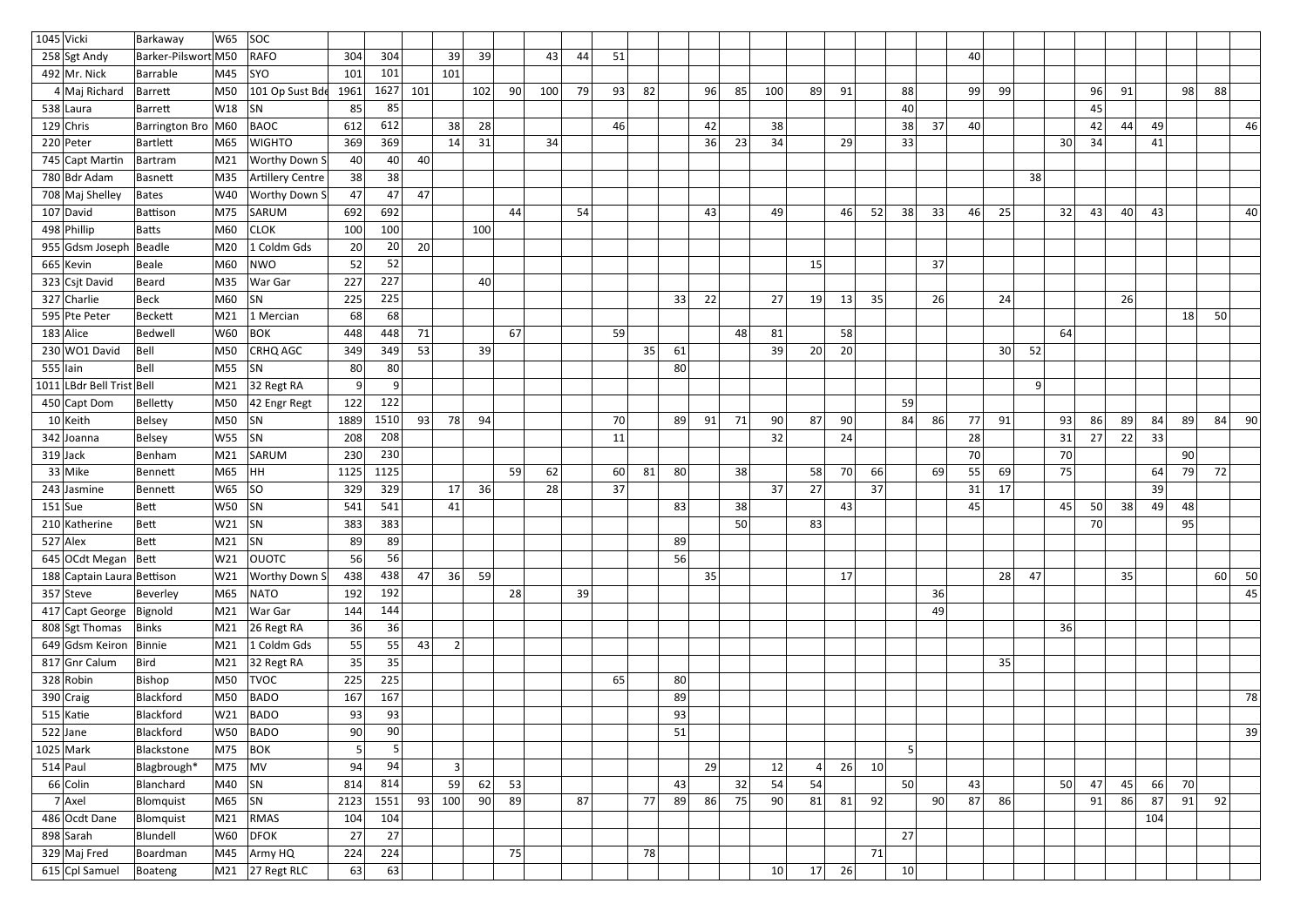| | | | | | | | | | | | | | | | | | | | | | | | | | | | | | | | | | |
|---|---|---|---|---|---|---|---|---|---|---|---|---|---|---|---|---|---|---|---|---|---|---|---|---|---|---|---|---|---|---|---|---|---|
| 1045 | Vicki | Barkaway | W65 | SOC | | | | | | | | | | | | | | | | | | | | | | | | | | | | | |
| 258 | Sgt Andy | Barker-Pilsworth | M50 | RAFO | 304 | 304 | | 39 | 39 | | 43 | 44 | 51 | | | | | | | | | | | 40 | | | | | | | | | |
| 492 | Mr. Nick | Barrable | M45 | SYO | 101 | 101 | | 101 | | | | | | | | | | | | | | | | | | | | | | | | | |
| 4 | Maj Richard | Barrett | M50 | 101 Op Sust Bde | 1961 | 1627 | 101 | | 102 | 90 | 100 | 79 | 93 | 82 | | 96 | 85 | 100 | 89 | 91 | | 88 | | 99 | 99 | | | 96 | 91 | | 98 | 88 | |
| 538 | Laura | Barrett | W18 | SN | 85 | 85 | | | | | | | | | | | | | | | | 40 | | | | | | 45 | | | | | |
| 129 | Chris | Barrington Brown | M60 | BAOC | 612 | 612 | | 38 | 28 | | | | 46 | | | 42 | | 38 | | | | 38 | 37 | 40 | | | | 42 | 44 | 49 | | | 46 |
| 220 | Peter | Bartlett | M65 | WIGHTO | 369 | 369 | | 14 | 31 | | 34 | | | | | 36 | 23 | 34 | | 29 | | 33 | | | | | 30 | 34 | | 41 | | | |
| 745 | Capt Martin | Bartram | M21 | Worthy Down S | 40 | 40 | 40 | | | | | | | | | | | | | | | | | | | | | | | | | | |
| 780 | Bdr Adam | Basnett | M35 | Artillery Centre | 38 | 38 | | | | | | | | | | | | | | | | | | | | 38 | | | | | | | |
| 708 | Maj Shelley | Bates | W40 | Worthy Down S | 47 | 47 | 47 | | | | | | | | | | | | | | | | | | | | | | | | | | |
| 107 | David | Battison | M75 | SARUM | 692 | 692 | | | | 44 | | 54 | | | | 43 | | 49 | | 46 | 52 | 38 | 33 | 46 | 25 | | 32 | 43 | 40 | 43 | | | 40 |
| 498 | Phillip | Batts | M60 | CLOK | 100 | 100 | | | 100 | | | | | | | | | | | | | | | | | | | | | | | | |
| 955 | Gdsm Joseph | Beadle | M20 | 1 Coldm Gds | 20 | 20 | 20 | | | | | | | | | | | | | | | | | | | | | | | | | | |
| 665 | Kevin | Beale | M60 | NWO | 52 | 52 | | | | | | | | | | | | | 15 | | | | 37 | | | | | | | | | | |
| 323 | Csjt David | Beard | M35 | War Gar | 227 | 227 | | | 40 | | | | | | | | | | | | | | | | | | | | | | | | |
| 327 | Charlie | Beck | M60 | SN | 225 | 225 | | | | | | | | | 33 | 22 | | 27 | 19 | 13 | 35 | | 26 | | 24 | | | | 26 | | | | |
| 595 | Pte Peter | Beckett | M21 | 1 Mercian | 68 | 68 | | | | | | | | | | | | | | | | | | | | | | | | | 18 | 50 | |
| 183 | Alice | Bedwell | W60 | BOK | 448 | 448 | 71 | | | 67 | | | 59 | | | | 48 | 81 | | 58 | | | | | | | 64 | | | | | | |
| 230 | WO1 David | Bell | M50 | CRHQ AGC | 349 | 349 | 53 | | 39 | | | | | 35 | 61 | | | 39 | 20 | 20 | | | | | 30 | 52 | | | | | | | |
| 555 | Iain | Bell | M55 | SN | 80 | 80 | | | | | | | | | 80 | | | | | | | | | | | | | | | | | | |
| 1011 | LBdr Bell Trist | Bell | M21 | 32 Regt RA | 9 | 9 | | | | | | | | | | | | | | | | | | | | 9 | | | | | | | |
| 450 | Capt Dom | Belletty | M50 | 42 Engr Regt | 122 | 122 | | | | | | | | | | | | | | | | 59 | | | | | | | | | | | |
| 10 | Keith | Belsey | M50 | SN | 1889 | 1510 | 93 | 78 | 94 | | | | 70 | | 89 | 91 | 71 | 90 | 87 | 90 | | 84 | 86 | 77 | 91 | | 93 | 86 | 89 | 84 | 89 | 84 | 90 |
| 342 | Joanna | Belsey | W55 | SN | 208 | 208 | | | | | | | 11 | | | | | 32 | | 24 | | | | 28 | | | 31 | 27 | 22 | 33 | | | |
| 319 | Jack | Benham | M21 | SARUM | 230 | 230 | | | | | | | | | | | | | | | | | | 70 | | | 70 | | | | 90 | | |
| 33 | Mike | Bennett | M65 | HH | 1125 | 1125 | | | | 59 | 62 | | 60 | 81 | 80 | | 38 | | 58 | 70 | 66 | | 69 | 55 | 69 | | 75 | | | 64 | 79 | 72 | |
| 243 | Jasmine | Bennett | W65 | SO | 329 | 329 | | 17 | 36 | | 28 | | 37 | | | | | 37 | 27 | | 37 | | | 31 | 17 | | | | | 39 | | | |
| 151 | Sue | Bett | W50 | SN | 541 | 541 | | 41 | | | | | | | 83 | | 38 | | | 43 | | | | 45 | | | 45 | 50 | 38 | 49 | 48 | | |
| 210 | Katherine | Bett | W21 | SN | 383 | 383 | | | | | | | | | | | 50 | | 83 | | | | | | | | | 70 | | | 95 | | |
| 527 | Alex | Bett | M21 | SN | 89 | 89 | | | | | | | | | 89 | | | | | | | | | | | | | | | | | | |
| 645 | OCdt Megan | Bett | W21 | OUOTC | 56 | 56 | | | | | | | | | 56 | | | | | | | | | | | | | | | | | | |
| 188 | Captain Laura | Bettison | W21 | Worthy Down S | 438 | 438 | 47 | 36 | 59 | | | | | | | 35 | | | | 17 | | | | | 28 | 47 | | | 35 | | | 60 | 50 |
| 357 | Steve | Beverley | M65 | NATO | 192 | 192 | | | | 28 | | 39 | | | | | | | | | | | 36 | | | | | | | | | | 45 |
| 417 | Capt George | Bignold | M21 | War Gar | 144 | 144 | | | | | | | | | | | | | | | | | 49 | | | | | | | | | | |
| 808 | Sgt Thomas | Binks | M21 | 26 Regt RA | 36 | 36 | | | | | | | | | | | | | | | | | | | | | 36 | | | | | | |
| 649 | Gdsm Keiron | Binnie | M21 | 1 Coldm Gds | 55 | 55 | 43 | 2 | | | | | | | | | | | | | | | | | | | | | | | | | |
| 817 | Gnr Calum | Bird | M21 | 32 Regt RA | 35 | 35 | | | | | | | | | | | | | | | | | | | 35 | | | | | | | | |
| 328 | Robin | Bishop | M50 | TVOC | 225 | 225 | | | | | | | 65 | | 80 | | | | | | | | | | | | | | | | | | |
| 390 | Craig | Blackford | M50 | BADO | 167 | 167 | | | | | | | | | 89 | | | | | | | | | | | | | | | | | | 78 |
| 515 | Katie | Blackford | W21 | BADO | 93 | 93 | | | | | | | | | 93 | | | | | | | | | | | | | | | | | | |
| 522 | Jane | Blackford | W50 | BADO | 90 | 90 | | | | | | | | | 51 | | | | | | | | | | | | | | | | | | 39 |
| 1025 | Mark | Blackstone | M75 | BOK | 5 | 5 | | | | | | | | | | | | | | | | 5 | | | | | | | | | | | |
| 514 | Paul | Blagbrough* | M75 | MV | 94 | 94 | | 3 | | | | | | | | 29 | | 12 | 4 | 26 | 10 | | | | | | | | | | | | |
| 66 | Colin | Blanchard | M40 | SN | 814 | 814 | | 59 | 62 | 53 | | | | | 43 | | 32 | 54 | 54 | | | 50 | | 43 | | | 50 | 47 | 45 | 66 | 70 | | |
| 7 | Axel | Blomquist | M65 | SN | 2123 | 1551 | 93 | 100 | 90 | 89 | | 87 | | 77 | 89 | 86 | 75 | 90 | 81 | 81 | 92 | | 90 | 87 | 86 | | | 91 | 86 | 87 | 91 | 92 | |
| 486 | Ocdt Dane | Blomquist | M21 | RMAS | 104 | 104 | | | | | | | | | | | | | | | | | | | | | | | | 104 | | | |
| 898 | Sarah | Blundell | W60 | DFOK | 27 | 27 | | | | | | | | | | | | | | | | 27 | | | | | | | | | | | |
| 329 | Maj Fred | Boardman | M45 | Army HQ | 224 | 224 | | | | 75 | | | | 78 | | | | | | | 71 | | | | | | | | | | | | |
| 615 | Cpl Samuel | Boateng | M21 | 27 Regt RLC | 63 | 63 | | | | | | | | | | | | 10 | 17 | 26 | | 10 | | | | | | | | | | | |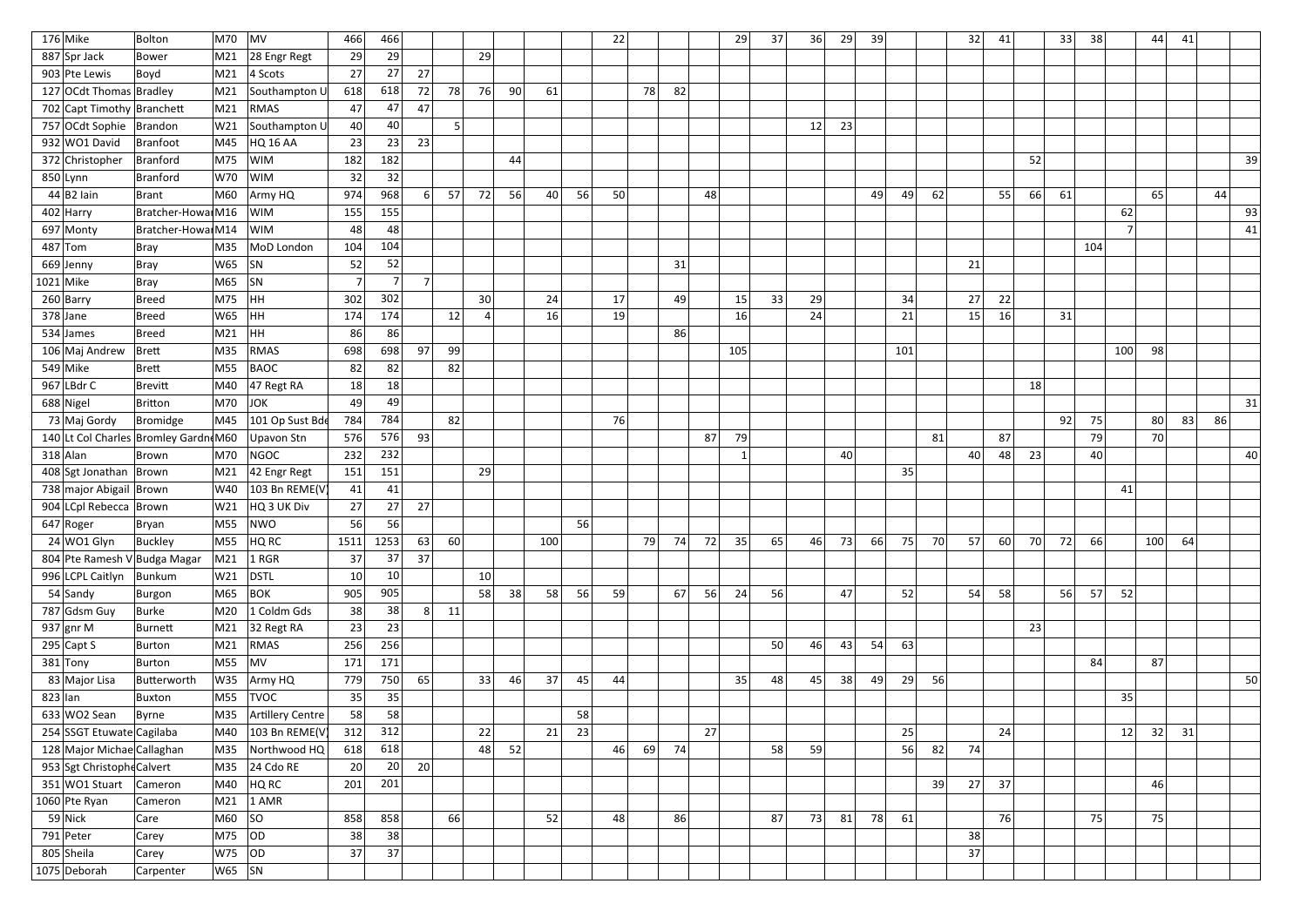| | | | | | | | | | | | | | | | | | | | | | | | | | | | | | | | | | |
|---|---|---|---|---|---|---|---|---|---|---|---|---|---|---|---|---|---|---|---|---|---|---|---|---|---|---|---|---|---|---|---|---|---|
| 176 | Mike | Bolton | M70 | MV | 466 | 466 | | | | | | | 22 | | | | 29 | 37 | 36 | 29 | 39 | | | 32 | 41 | | 33 | 38 | | 44 | 41 | | |
| 887 | Spr Jack | Bower | M21 | 28 Engr Regt | 29 | 29 | | | 29 | | | | | | | | | | | | | | | | | | | | | | | | |
| 903 | Pte Lewis | Boyd | M21 | 4 Scots | 27 | 27 | 27 | | | | | | | | | | | | | | | | | | | | | | | | | | |
| 127 | OCdt Thomas | Bradley | M21 | Southampton U | 618 | 618 | 72 | 78 | 76 | 90 | 61 | | | 78 | 82 | | | | | | | | | | | | | | | | | | |
| 702 | Capt Timothy | Branchett | M21 | RMAS | 47 | 47 | 47 | | | | | | | | | | | | | | | | | | | | | | | | | | |
| 757 | OCdt Sophie | Brandon | W21 | Southampton U | 40 | 40 | | 5 | | | | | | | | | | | 12 | 23 | | | | | | | | | | | | | |
| 932 | WO1 David | Branfoot | M45 | HQ 16 AA | 23 | 23 | 23 | | | | | | | | | | | | | | | | | | | | | | | | | | |
| 372 | Christopher | Branford | M75 | WIM | 182 | 182 | | | | 44 | | | | | | | | | | | | | | | | 52 | | | | | | | 39 |
| 850 | Lynn | Branford | W70 | WIM | 32 | 32 | | | | | | | | | | | | | | | | | | | | | | | | | | | |
| 44 | B2 Iain | Brant | M60 | Army HQ | 974 | 968 | 6 | 57 | 72 | 56 | 40 | 56 | 50 | | | 48 | | | | | 49 | 49 | 62 | | 55 | 66 | 61 | | | 65 | | 44 | |
| 402 | Harry | Bratcher-Howar | M16 | WIM | 155 | 155 | | | | | | | | | | | | | | | | | | | | | | | 62 | | | | 93 |
| 697 | Monty | Bratcher-Howar | M14 | WIM | 48 | 48 | | | | | | | | | | | | | | | | | | | | | | | 7 | | | | 41 |
| 487 | Tom | Bray | M35 | MoD London | 104 | 104 | | | | | | | | | | | | | | | | | | | | | | 104 | | | | | |
| 669 | Jenny | Bray | W65 | SN | 52 | 52 | | | | | | | | | 31 | | | | | | | | | 21 | | | | | | | | | |
| 1021 | Mike | Bray | M65 | SN | 7 | 7 | 7 | | | | | | | | | | | | | | | | | | | | | | | | | | |
| 260 | Barry | Breed | M75 | HH | 302 | 302 | | | 30 | | 24 | | 17 | | 49 | | 15 | 33 | 29 | | | 34 | | 27 | 22 | | | | | | | | |
| 378 | Jane | Breed | W65 | HH | 174 | 174 | | 12 | 4 | | 16 | | 19 | | | | 16 | | 24 | | | 21 | | 15 | 16 | | 31 | | | | | | |
| 534 | James | Breed | M21 | HH | 86 | 86 | | | | | | | | | 86 | | | | | | | | | | | | | | | | | | |
| 106 | Maj Andrew | Brett | M35 | RMAS | 698 | 698 | 97 | 99 | | | | | | | | | 105 | | | | | 101 | | | | | | | 100 | 98 | | | |
| 549 | Mike | Brett | M55 | BAOC | 82 | 82 | | 82 | | | | | | | | | | | | | | | | | | | | | | | | | |
| 967 | LBdr C | Brevitt | M40 | 47 Regt RA | 18 | 18 | | | | | | | | | | | | | | | | | | | | 18 | | | | | | | |
| 688 | Nigel | Britton | M70 | JOK | 49 | 49 | | | | | | | | | | | | | | | | | | | | | | | | | | | 31 |
| 73 | Maj Gordy | Bromidge | M45 | 101 Op Sust Bde | 784 | 784 | | 82 | | | | | 76 | | | | | | | | | | | | | | 92 | 75 | | 80 | 83 | 86 | |
| 140 | Lt Col Charles | Bromley Gardne | M60 | Upavon Stn | 576 | 576 | 93 | | | | | | | | | 87 | 79 | | | | | | 81 | | 87 | | | 79 | | 70 | | | |
| 318 | Alan | Brown | M70 | NGOC | 232 | 232 | | | | | | | | | | | 1 | | | 40 | | | | 40 | 48 | 23 | | 40 | | | | | 40 |
| 408 | Sgt Jonathan | Brown | M21 | 42 Engr Regt | 151 | 151 | | | 29 | | | | | | | | | | | | | 35 | | | | | | | | | | | |
| 738 | major Abigail | Brown | W40 | 103 Bn REME(V) | 41 | 41 | | | | | | | | | | | | | | | | | | | | | | | 41 | | | | |
| 904 | LCpl Rebecca | Brown | W21 | HQ 3 UK Div | 27 | 27 | 27 | | | | | | | | | | | | | | | | | | | | | | | | | | |
| 647 | Roger | Bryan | M55 | NWO | 56 | 56 | | | | | | 56 | | | | | | | | | | | | | | | | | | | | | |
| 24 | WO1 Glyn | Buckley | M55 | HQ RC | 1511 | 1253 | 63 | 60 | | | 100 | | | 79 | 74 | 72 | 35 | 65 | 46 | 73 | 66 | 75 | 70 | 57 | 60 | 70 | 72 | 66 | | 100 | 64 | | |
| 804 | Pte Ramesh V | Budga Magar | M21 | 1 RGR | 37 | 37 | 37 | | | | | | | | | | | | | | | | | | | | | | | | | | |
| 996 | LCPL Caitlyn | Bunkum | W21 | DSTL | 10 | 10 | | | 10 | | | | | | | | | | | | | | | | | | | | | | | | |
| 54 | Sandy | Burgon | M65 | BOK | 905 | 905 | | | 58 | 38 | 58 | 56 | 59 | | 67 | 56 | 24 | 56 | | 47 | | 52 | | 54 | 58 | | 56 | 57 | 52 | | | | |
| 787 | Gdsm Guy | Burke | M20 | 1 Coldm Gds | 38 | 38 | 8 | 11 | | | | | | | | | | | | | | | | | | | | | | | | | |
| 937 | gnr M | Burnett | M21 | 32 Regt RA | 23 | 23 | | | | | | | | | | | | | | | | | | | | 23 | | | | | | | |
| 295 | Capt S | Burton | M21 | RMAS | 256 | 256 | | | | | | | | | | | | 50 | 46 | 43 | 54 | 63 | | | | | | | | | | | |
| 381 | Tony | Burton | M55 | MV | 171 | 171 | | | | | | | | | | | | | | | | | | | | | | 84 | | 87 | | | |
| 83 | Major Lisa | Butterworth | W35 | Army HQ | 779 | 750 | 65 | | 33 | 46 | 37 | 45 | 44 | | | | 35 | 48 | 45 | 38 | 49 | 29 | 56 | | | | | | | | | | 50 |
| 823 | Ian | Buxton | M55 | TVOC | 35 | 35 | | | | | | | | | | | | | | | | | | | | | | | 35 | | | | |
| 633 | WO2 Sean | Byrne | M35 | Artillery Centre | 58 | 58 | | | | | | 58 | | | | | | | | | | | | | | | | | | | | | |
| 254 | SSGT Etuwate | Cagilaba | M40 | 103 Bn REME(V) | 312 | 312 | | | 22 | | 21 | 23 | | | | 27 | | | | | | 25 | | | 24 | | | | 12 | 32 | 31 | | |
| 128 | Major Michae | Callaghan | M35 | Northwood HQ | 618 | 618 | | | 48 | 52 | | | 46 | 69 | 74 | | | 58 | 59 | | | 56 | 82 | 74 | | | | | | | | | |
| 953 | Sgt Christophe | Calvert | M35 | 24 Cdo RE | 20 | 20 | 20 | | | | | | | | | | | | | | | | | | | | | | | | | | |
| 351 | WO1 Stuart | Cameron | M40 | HQ RC | 201 | 201 | | | | | | | | | | | | | | | | | 39 | 27 | 37 | | | | | 46 | | | |
| 1060 | Pte Ryan | Cameron | M21 | 1 AMR | | | | | | | | | | | | | | | | | | | | | | | | | | | | | |
| 59 | Nick | Care | M60 | SO | 858 | 858 | | 66 | | | 52 | | 48 | | 86 | | | 87 | 73 | 81 | 78 | 61 | | | 76 | | | 75 | | 75 | | | |
| 791 | Peter | Carey | M75 | OD | 38 | 38 | | | | | | | | | | | | | | | | | | 38 | | | | | | | | | |
| 805 | Sheila | Carey | W75 | OD | 37 | 37 | | | | | | | | | | | | | | | | | | 37 | | | | | | | | | |
| 1075 | Deborah | Carpenter | W65 | SN | | | | | | | | | | | | | | | | | | | | | | | | | | | | | |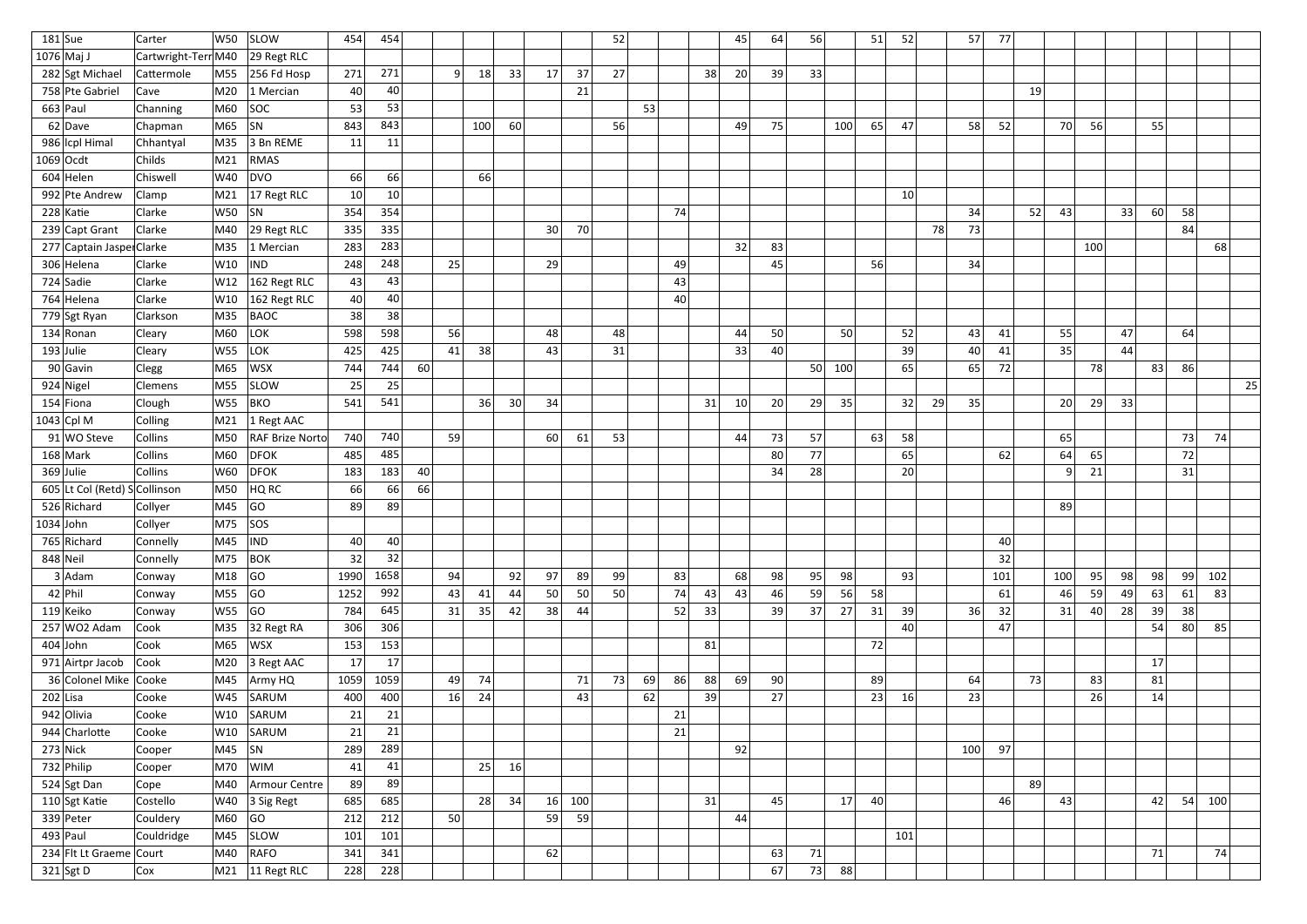| | | | | | | | | | | | | | | | | | | | | | | | | | | | | | | | | | |
|---|---|---|---|---|---|---|---|---|---|---|---|---|---|---|---|---|---|---|---|---|---|---|---|---|---|---|---|---|---|---|---|---|---|
| 181 | Sue | Carter | W50 | SLOW | 454 | 454 | | | | | | | 52 | | | | 45 | 64 | 56 | | 51 | 52 | | 57 | 77 | | | | | | | | |
| 1076 | Maj J | Cartwright-Terr | M40 | 29 Regt RLC | | | | | | | | | | | | | | | | | | | | | | | | | | | | | |
| 282 | Sgt Michael | Cattermole | M55 | 256 Fd Hosp | 271 | 271 | | 9 | 18 | 33 | 17 | 37 | 27 | | | 38 | 20 | 39 | 33 | | | | | | | | | | | | | | |
| 758 | Pte Gabriel | Cave | M20 | 1 Mercian | 40 | 40 | | | | | | 21 | | | | | | | | | | | | | | 19 | | | | | | | |
| 663 | Paul | Channing | M60 | SOC | 53 | 53 | | | | | | | | 53 | | | | | | | | | | | | | | | | | | | |
| 62 | Dave | Chapman | M65 | SN | 843 | 843 | | | 100 | 60 | | | 56 | | | | 49 | 75 | | 100 | 65 | 47 | | 58 | 52 | | 70 | 56 | | 55 | | | |
| 986 | lcpl Himal | Chhantyal | M35 | 3 Bn REME | 11 | 11 | | | | | | | | | | | | | | | | | | | | | | | | | | | |
| 1069 | Ocdt | Childs | M21 | RMAS | | | | | | | | | | | | | | | | | | | | | | | | | | | | | |
| 604 | Helen | Chiswell | W40 | DVO | 66 | 66 | | | 66 | | | | | | | | | | | | | | | | | | | | | | | | |
| 992 | Pte Andrew | Clamp | M21 | 17 Regt RLC | 10 | 10 | | | | | | | | | | | | | | | | 10 | | | | | | | | | | | |
| 228 | Katie | Clarke | W50 | SN | 354 | 354 | | | | | | | | | 74 | | | | | | | | | 34 | | 52 | 43 | | 33 | 60 | 58 | | |
| 239 | Capt Grant | Clarke | M40 | 29 Regt RLC | 335 | 335 | | | | | 30 | 70 | | | | | | | | | | | 78 | 73 | | | | | | | 84 | | |
| 277 | Captain Jasper | Clarke | M35 | 1 Mercian | 283 | 283 | | | | | | | | | | | 32 | 83 | | | | | | | | | | 100 | | | | 68 | |
| 306 | Helena | Clarke | W10 | IND | 248 | 248 | | 25 | | | 29 | | | | 49 | | | 45 | | | 56 | | | 34 | | | | | | | | | |
| 724 | Sadie | Clarke | W12 | 162 Regt RLC | 43 | 43 | | | | | | | | | 43 | | | | | | | | | | | | | | | | | | |
| 764 | Helena | Clarke | W10 | 162 Regt RLC | 40 | 40 | | | | | | | | | 40 | | | | | | | | | | | | | | | | | | |
| 779 | Sgt Ryan | Clarkson | M35 | BAOC | 38 | 38 | | | | | | | | | | | | | | | | | | | | | | | | | | | |
| 134 | Ronan | Cleary | M60 | LOK | 598 | 598 | | 56 | | | 48 | | 48 | | | | 44 | 50 | | 50 | | 52 | | 43 | 41 | | 55 | | 47 | | 64 | | |
| 193 | Julie | Cleary | W55 | LOK | 425 | 425 | | 41 | 38 | | 43 | | 31 | | | | 33 | 40 | | | | 39 | | 40 | 41 | | 35 | | 44 | | | | |
| 90 | Gavin | Clegg | M65 | WSX | 744 | 744 | 60 | | | | | | | | | | | | 50 | 100 | | 65 | | 65 | 72 | | | 78 | | 83 | 86 | | |
| 924 | Nigel | Clemens | M55 | SLOW | 25 | 25 | | | | | | | | | | | | | | | | | | | | | | | | | | | 25 |
| 154 | Fiona | Clough | W55 | BKO | 541 | 541 | | | 36 | 30 | 34 | | | | | 31 | 10 | 20 | 29 | 35 | | 32 | 29 | 35 | | | 20 | 29 | 33 | | | | |
| 1043 | Cpl M | Colling | M21 | 1 Regt AAC | | | | | | | | | | | | | | | | | | | | | | | | | | | | | |
| 91 | WO Steve | Collins | M50 | RAF Brize Norto | 740 | 740 | | 59 | | | 60 | 61 | 53 | | | | 44 | 73 | 57 | | 63 | 58 | | | | | 65 | | | | 73 | 74 | |
| 168 | Mark | Collins | M60 | DFOK | 485 | 485 | | | | | | | | | | | | 80 | 77 | | | 65 | | | 62 | | 64 | 65 | | 72 | | | |
| 369 | Julie | Collins | W60 | DFOK | 183 | 183 | 40 | | | | | | | | | | | 34 | 28 | | | 20 | | | | | 9 | 21 | | 31 | | | |
| 605 | Lt Col (Retd) S | Collinson | M50 | HQ RC | 66 | 66 | 66 | | | | | | | | | | | | | | | | | | | | | | | | | | |
| 526 | Richard | Collyer | M45 | GO | 89 | 89 | | | | | | | | | | | | | | | | | | | | | 89 | | | | | | |
| 1034 | John | Collyer | M75 | SOS | | | | | | | | | | | | | | | | | | | | | | | | | | | | | |
| 765 | Richard | Connelly | M45 | IND | 40 | 40 | | | | | | | | | | | | | | | | | | | 40 | | | | | | | | |
| 848 | Neil | Connelly | M75 | BOK | 32 | 32 | | | | | | | | | | | | | | | | | | | 32 | | | | | | | | |
| 3 | Adam | Conway | M18 | GO | 1990 | 1658 | | 94 | | 92 | 97 | 89 | 99 | | 83 | | 68 | 98 | 95 | 98 | | 93 | | | 101 | | 100 | 95 | 98 | 98 | 99 | 102 | |
| 42 | Phil | Conway | M55 | GO | 1252 | 992 | | 43 | 41 | 44 | 50 | 50 | 50 | | 74 | 43 | 43 | 46 | 59 | 56 | 58 | | | | 61 | | 46 | 59 | 49 | 63 | 61 | 83 | |
| 119 | Keiko | Conway | W55 | GO | 784 | 645 | | 31 | 35 | 42 | 38 | 44 | | | 52 | 33 | | 39 | 37 | 27 | 31 | 39 | | 36 | 32 | | 31 | 40 | 28 | 39 | 38 | | |
| 257 | WO2 Adam | Cook | M35 | 32 Regt RA | 306 | 306 | | | | | | | | | | | | | | | | 40 | | | 47 | | | | | 54 | 80 | 85 | |
| 404 | John | Cook | M65 | WSX | 153 | 153 | | | | | | | | | | 81 | | | | | 72 | | | | | | | | | | | | |
| 971 | Airtpr Jacob | Cook | M20 | 3 Regt AAC | 17 | 17 | | | | | | | | | | | | | | | | | | | | | | | | 17 | | | |
| 36 | Colonel Mike | Cooke | M45 | Army HQ | 1059 | 1059 | | 49 | 74 | | | 71 | 73 | 69 | 86 | 88 | 69 | 90 | | | 89 | | | 64 | | 73 | | 83 | | 81 | | | |
| 202 | Lisa | Cooke | W45 | SARUM | 400 | 400 | | 16 | 24 | | | 43 | | 62 | | 39 | | 27 | | | 23 | 16 | | 23 | | | | 26 | | 14 | | | |
| 942 | Olivia | Cooke | W10 | SARUM | 21 | 21 | | | | | | | | | 21 | | | | | | | | | | | | | | | | | | |
| 944 | Charlotte | Cooke | W10 | SARUM | 21 | 21 | | | | | | | | | 21 | | | | | | | | | | | | | | | | | | |
| 273 | Nick | Cooper | M45 | SN | 289 | 289 | | | | | | | | | | | 92 | | | | | | | 100 | 97 | | | | | | | | |
| 732 | Philip | Cooper | M70 | WIM | 41 | 41 | | | 25 | 16 | | | | | | | | | | | | | | | | | | | | | | | |
| 524 | Sgt Dan | Cope | M40 | Armour Centre | 89 | 89 | | | | | | | | | | | | | | | | | | | | 89 | | | | | | | |
| 110 | Sgt Katie | Costello | W40 | 3 Sig Regt | 685 | 685 | | | 28 | 34 | 16 | 100 | | | | 31 | | 45 | | 17 | 40 | | | | 46 | | 43 | | | 42 | 54 | 100 | |
| 339 | Peter | Couldery | M60 | GO | 212 | 212 | | 50 | | | 59 | 59 | | | | | 44 | | | | | | | | | | | | | | | | |
| 493 | Paul | Couldridge | M45 | SLOW | 101 | 101 | | | | | | | | | | | | | | | | 101 | | | | | | | | | | | |
| 234 | Flt Lt Graeme | Court | M40 | RAFO | 341 | 341 | | | | | 62 | | | | | | | 63 | 71 | | | | | | | | | | | 71 | | 74 | |
| 321 | Sgt D | Cox | M21 | 11 Regt RLC | 228 | 228 | | | | | | | | | | | | 67 | 73 | 88 | | | | | | | | | | | | | |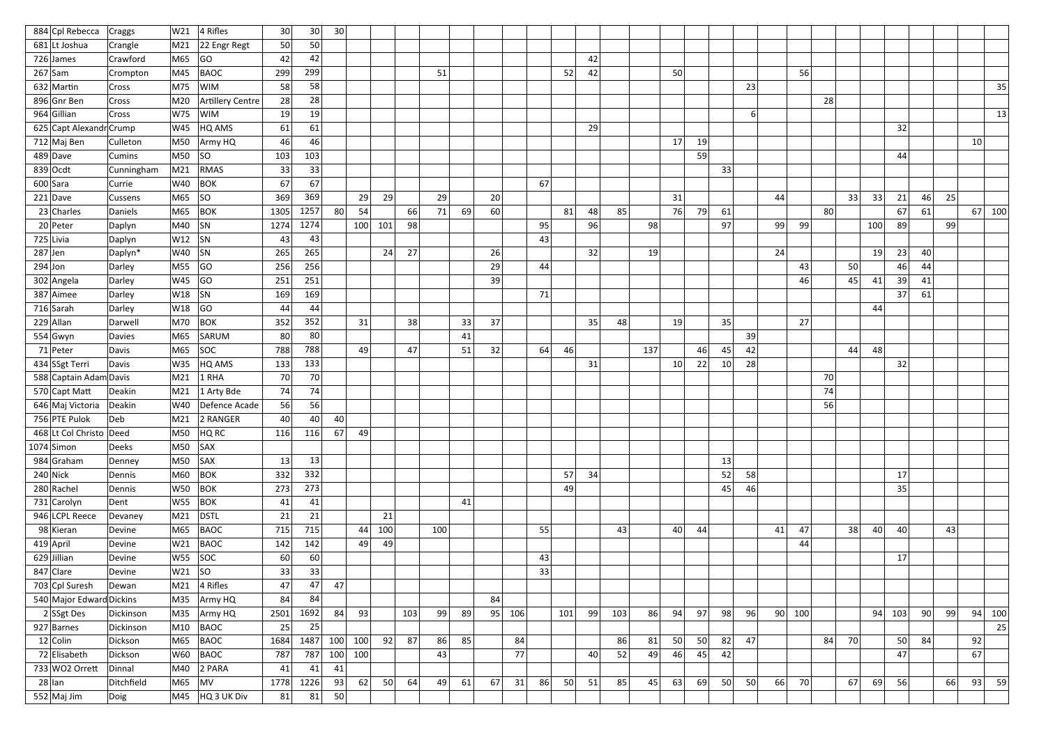| | | | | | | | | | | | | | | | | | | | | | | | | | | | | | | | | | |
|---|---|---|---|---|---|---|---|---|---|---|---|---|---|---|---|---|---|---|---|---|---|---|---|---|---|---|---|---|---|---|---|---|---|
| 884 | Cpl Rebecca | Craggs | W21 | 4 Rifles | 30 | 30 | 30 | | | | | | | | | | | | | | | | | | | | | | | | | | |
| 681 | Lt Joshua | Crangle | M21 | 22 Engr Regt | 50 | 50 | | | | | | | | | | | | | | | | | | | | | | | | | | | |
| 726 | James | Crawford | M65 | GO | 42 | 42 | | | | | | | | | | | 42 | | | | | | | | | | | | | | | | |
| 267 | Sam | Crompton | M45 | BAOC | 299 | 299 | | | | | 51 | | | | | 52 | 42 | | | 50 | | | | | 56 | | | | | | | | |
| 632 | Martin | Cross | M75 | WIM | 58 | 58 | | | | | | | | | | | | | | | | | 23 | | | | | | | | | | 35 |
| 896 | Gnr Ben | Cross | M20 | Artillery Centre | 28 | 28 | | | | | | | | | | | | | | | | | | | | 28 | | | | | | | |
| 964 | Gillian | Cross | W75 | WIM | 19 | 19 | | | | | | | | | | | | | | | | | 6 | | | | | | | | | | 13 |
| 625 | Capt Alexandr | Crump | W45 | HQ AMS | 61 | 61 | | | | | | | | | | | 29 | | | | | | | | | | | | 32 | | | | |
| 712 | Maj Ben | Culleton | M50 | Army HQ | 46 | 46 | | | | | | | | | | | | | | 17 | 19 | | | | | | | | | | | 10 | |
| 489 | Dave | Cumins | M50 | SO | 103 | 103 | | | | | | | | | | | | | | | 59 | | | | | | | | 44 | | | | |
| 839 | Ocdt | Cunningham | M21 | RMAS | 33 | 33 | | | | | | | | | | | | | | | | 33 | | | | | | | | | | | |
| 600 | Sara | Currie | W40 | BOK | 67 | 67 | | | | | | | | | 67 | | | | | | | | | | | | | | | | | | |
| 221 | Dave | Cussens | M65 | SO | 369 | 369 | | 29 | 29 | | 29 | | 20 | | | | | | | 31 | | | | 44 | | | 33 | 33 | 21 | 46 | 25 | | |
| 23 | Charles | Daniels | M65 | BOK | 1305 | 1257 | 80 | 54 | | 66 | 71 | 69 | 60 | | | 81 | 48 | 85 | | 76 | 79 | 61 | | | | 80 | | | 67 | 61 | | 67 | 100 |
| 20 | Peter | Daplyn | M40 | SN | 1274 | 1274 | | 100 | 101 | 98 | | | | | 95 | | 96 | | 98 | | | 97 | | 99 | 99 | | | 100 | 89 | | 99 | | |
| 725 | Livia | Daplyn | W12 | SN | 43 | 43 | | | | | | | | | 43 | | | | | | | | | | | | | | | | | | |
| 287 | Jen | Daplyn* | W40 | SN | 265 | 265 | | | 24 | 27 | | | 26 | | | | 32 | | 19 | | | | | 24 | | | | 19 | 23 | 40 | | | |
| 294 | Jon | Darley | M55 | GO | 256 | 256 | | | | | | | 29 | | 44 | | | | | | | | | | 43 | | 50 | | 46 | 44 | | | |
| 302 | Angela | Darley | W45 | GO | 251 | 251 | | | | | | | 39 | | | | | | | | | | | | 46 | | 45 | 41 | 39 | 41 | | | |
| 387 | Aimee | Darley | W18 | SN | 169 | 169 | | | | | | | | | 71 | | | | | | | | | | | | | | 37 | 61 | | | |
| 716 | Sarah | Darley | W18 | GO | 44 | 44 | | | | | | | | | | | | | | | | | | | | | | 44 | | | | | |
| 229 | Allan | Darwell | M70 | BOK | 352 | 352 | | 31 | | 38 | | 33 | 37 | | | | 35 | 48 | | 19 | | 35 | | | 27 | | | | | | | | |
| 554 | Gwyn | Davies | M65 | SARUM | 80 | 80 | | | | | | 41 | | | | | | | | | | | 39 | | | | | | | | | | |
| 71 | Peter | Davis | M65 | SOC | 788 | 788 | | 49 | | 47 | | 51 | 32 | | 64 | 46 | | | 137 | | 46 | 45 | 42 | | | | 44 | 48 | | | | | |
| 434 | SSgt Terri | Davis | W35 | HQ AMS | 133 | 133 | | | | | | | | | | | 31 | | | 10 | 22 | 10 | 28 | | | | | | 32 | | | | |
| 588 | Captain Adam | Davis | M21 | 1 RHA | 70 | 70 | | | | | | | | | | | | | | | | | | | | 70 | | | | | | | |
| 570 | Capt Matt | Deakin | M21 | 1 Arty Bde | 74 | 74 | | | | | | | | | | | | | | | | | | | | 74 | | | | | | | |
| 646 | Maj Victoria | Deakin | W40 | Defence Acade | 56 | 56 | | | | | | | | | | | | | | | | | | | | 56 | | | | | | | |
| 756 | PTE Pulok | Deb | M21 | 2 RANGER | 40 | 40 | 40 | | | | | | | | | | | | | | | | | | | | | | | | | | |
| 468 | Lt Col Christo | Deed | M50 | HQ RC | 116 | 116 | 67 | 49 | | | | | | | | | | | | | | | | | | | | | | | | | |
| 1074 | Simon | Deeks | M50 | SAX | | | | | | | | | | | | | | | | | | | | | | | | | | | | | |
| 984 | Graham | Denney | M50 | SAX | 13 | 13 | | | | | | | | | | | | | | | | 13 | | | | | | | | | | | |
| 240 | Nick | Dennis | M60 | BOK | 332 | 332 | | | | | | | | | | 57 | 34 | | | | | 52 | 58 | | | | | | 17 | | | | |
| 280 | Rachel | Dennis | W50 | BOK | 273 | 273 | | | | | | | | | | 49 | | | | | | 45 | 46 | | | | | | 35 | | | | |
| 731 | Carolyn | Dent | W55 | BOK | 41 | 41 | | | | | | 41 | | | | | | | | | | | | | | | | | | | | | |
| 946 | LCPL Reece | Devaney | M21 | DSTL | 21 | 21 | | | 21 | | | | | | | | | | | | | | | | | | | | | | | | |
| 98 | Kieran | Devine | M65 | BAOC | 715 | 715 | | 44 | 100 | | 100 | | | | 55 | | | 43 | | 40 | 44 | | | 41 | 47 | | 38 | 40 | 40 | | 43 | | |
| 419 | April | Devine | W21 | BAOC | 142 | 142 | | 49 | 49 | | | | | | | | | | | | | | | | 44 | | | | | | | | |
| 629 | Jillian | Devine | W55 | SOC | 60 | 60 | | | | | | | | | 43 | | | | | | | | | | | | | | 17 | | | | |
| 847 | Clare | Devine | W21 | SO | 33 | 33 | | | | | | | | | 33 | | | | | | | | | | | | | | | | | | |
| 703 | Cpl Suresh | Dewan | M21 | 4 Rifles | 47 | 47 | 47 | | | | | | | | | | | | | | | | | | | | | | | | | | |
| 540 | Major Edward | Dickins | M35 | Army HQ | 84 | 84 | | | | | | | 84 | | | | | | | | | | | | | | | | | | | | |
| 2 | SSgt Des | Dickinson | M35 | Army HQ | 2501 | 1692 | 84 | 93 | | 103 | 99 | 89 | 95 | 106 | | 101 | 99 | 103 | 86 | 94 | 97 | 98 | 96 | 90 | 100 | | | 94 | 103 | 90 | 99 | 94 | 100 |
| 927 | Barnes | Dickinson | M10 | BAOC | 25 | 25 | | | | | | | | | | | | | | | | | | | | | | | | | | | 25 |
| 12 | Colin | Dickson | M65 | BAOC | 1684 | 1487 | 100 | 100 | 92 | 87 | 86 | 85 | | 84 | | | | 86 | 81 | 50 | 50 | 82 | 47 | | | 84 | 70 | | 50 | 84 | | 92 | |
| 72 | Elisabeth | Dickson | W60 | BAOC | 787 | 787 | 100 | 100 | | | 43 | | | 77 | | | 40 | 52 | 49 | 46 | 45 | 42 | | | | | | | 47 | | | 67 | |
| 733 | WO2 Orrett | Dinnal | M40 | 2 PARA | 41 | 41 | 41 | | | | | | | | | | | | | | | | | | | | | | | | | | |
| 28 | Ian | Ditchfield | M65 | MV | 1778 | 1226 | 93 | 62 | 50 | 64 | 49 | 61 | 67 | 31 | 86 | 50 | 51 | 85 | 45 | 63 | 69 | 50 | 50 | 66 | 70 | | 67 | 69 | 56 | | 66 | 93 | 59 |
| 552 | Maj Jim | Doig | M45 | HQ 3 UK Div | 81 | 81 | 50 | | | | | | | | | | | | | | | | | | | | | | | | | | |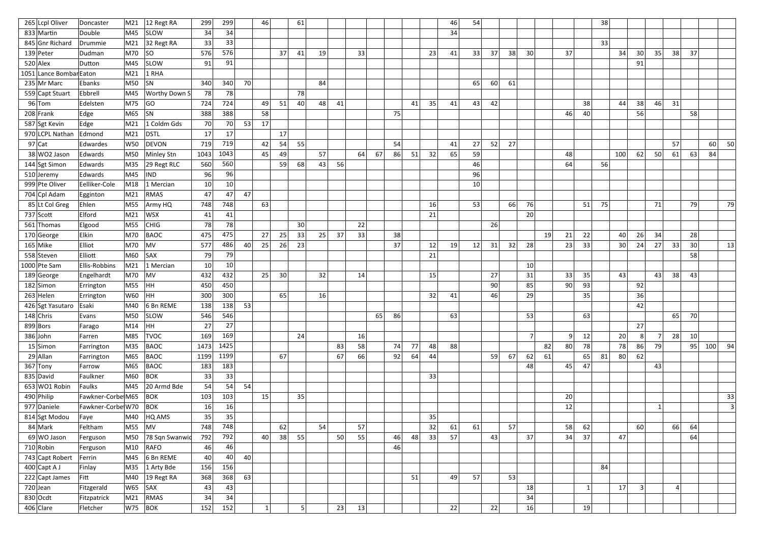| | | | | | | | | | | | | | | | | | | | | | | | | | | | | | | | | | |
|---|---|---|---|---|---|---|---|---|---|---|---|---|---|---|---|---|---|---|---|---|---|---|---|---|---|---|---|---|---|---|---|---|---|
| 265 | Lcpl Oliver | Doncaster | M21 | 12 Regt RA | 299 | 299 | | 46 | | 61 | | | | | | | | 46 | 54 | | | | | | | 38 | | | | | | | |
| 833 | Martin | Double | M45 | SLOW | 34 | 34 | | | | | | | | | | | | 34 | | | | | | | | | | | | | | | |
| 845 | Gnr Richard | Drummie | M21 | 32 Regt RA | 33 | 33 | | | | | | | | | | | | | | | | | | | | 33 | | | | | | | |
| 139 | Peter | Dudman | M70 | SO | 576 | 576 | | | 37 | 41 | 19 | | 33 | | | | 23 | 41 | 33 | 37 | 38 | 30 | | 37 | | | 34 | 30 | 35 | 38 | 37 | | |
| 520 | Alex | Dutton | M45 | SLOW | 91 | 91 | | | | | | | | | | | | | | | | | | | | | | 91 | | | | | |
| 1051 | Lance Bombar | Eaton | M21 | 1 RHA | | | | | | | | | | | | | | | | | | | | | | | | | | | | | |
| 235 | Mr Marc | Ebanks | M50 | SN | 340 | 340 | 70 | | | | 84 | | | | | | | | 65 | 60 | 61 | | | | | | | | | | | | |
| 559 | Capt Stuart | Ebbrell | M45 | Worthy Down S | 78 | 78 | | | | 78 | | | | | | | | | | | | | | | | | | | | | | | |
| 96 | Tom | Edelsten | M75 | GO | 724 | 724 | | 49 | 51 | 40 | 48 | 41 | | | | 41 | 35 | 41 | 43 | 42 | | | | | 38 | | 44 | 38 | 46 | 31 | | | |
| 208 | Frank | Edge | M65 | SN | 388 | 388 | | 58 | | | | | | | 75 | | | | | | | | | 46 | 40 | | | 56 | | | 58 | | |
| 587 | Sgt Kevin | Edge | M21 | 1 Coldm Gds | 70 | 70 | 53 | 17 | | | | | | | | | | | | | | | | | | | | | | | | | |
| 970 | LCPL Nathan | Edmond | M21 | DSTL | 17 | 17 | | | 17 | | | | | | | | | | | | | | | | | | | | | | | | |
| 97 | Cat | Edwardes | W50 | DEVON | 719 | 719 | | 42 | 54 | 55 | | | | | 54 | | | 41 | 27 | 52 | 27 | | | | | | | | | 57 | | 60 | 50 |
| 38 | WO2 Jason | Edwards | M50 | Minley Stn | 1043 | 1043 | | 45 | 49 | | 57 | | 64 | 67 | 86 | 51 | 32 | 65 | 59 | | | | | 48 | | | 100 | 62 | 50 | 61 | 63 | 84 | |
| 144 | Sgt Simon | Edwards | M35 | 29 Regt RLC | 560 | 560 | | | 59 | 68 | 43 | 56 | | | | | | | 46 | | | | | 64 | | 56 | | | | | | | |
| 510 | Jeremy | Edwards | M45 | IND | 96 | 96 | | | | | | | | | | | | | 96 | | | | | | | | | | | | | | |
| 999 | Pte Oliver | Eelliker-Cole | M18 | 1 Mercian | 10 | 10 | | | | | | | | | | | | | 10 | | | | | | | | | | | | | | |
| 704 | Cpl Adam | Egginton | M21 | RMAS | 47 | 47 | 47 | | | | | | | | | | | | | | | | | | | | | | | | | | |
| 85 | Lt Col Greg | Ehlen | M55 | Army HQ | 748 | 748 | | 63 | | | | | | | | | 16 | | 53 | | 66 | 76 | | | 51 | 75 | | | 71 | | 79 | | 79 |
| 737 | Scott | Elford | M21 | WSX | 41 | 41 | | | | | | | | | | | 21 | | | | | 20 | | | | | | | | | | | |
| 561 | Thomas | Elgood | M55 | CHIG | 78 | 78 | | | | 30 | | | 22 | | | | | | | 26 | | | | | | | | | | | | | |
| 170 | George | Elkin | M70 | BAOC | 475 | 475 | | 27 | 25 | 33 | 25 | 37 | 33 | | 38 | | | | | | | | 19 | 21 | 22 | | 40 | 26 | 34 | | 28 | | |
| 165 | Mike | Elliot | M70 | MV | 577 | 486 | 40 | 25 | 26 | 23 | | | | | 37 | | 12 | 19 | 12 | 31 | 32 | 28 | | 23 | 33 | | 30 | 24 | 27 | 33 | 30 | | 13 |
| 558 | Steven | Elliott | M60 | SAX | 79 | 79 | | | | | | | | | | | 21 | | | | | | | | | | | | | | 58 | | |
| 1000 | Pte Sam | Ellis-Robbins | M21 | 1 Mercian | 10 | 10 | | | | | | | | | | | | | | | | 10 | | | | | | | | | | | |
| 189 | George | Engelhardt | M70 | MV | 432 | 432 | | 25 | 30 | | 32 | | 14 | | | | 15 | | | 27 | | 31 | | 33 | 35 | | 43 | | 43 | 38 | 43 | | |
| 182 | Simon | Errington | M55 | HH | 450 | 450 | | | | | | | | | | | | | | 90 | | 85 | | 90 | 93 | | | 92 | | | | | |
| 263 | Helen | Errington | W60 | HH | 300 | 300 | | | 65 | | 16 | | | | | | 32 | 41 | | 46 | | 29 | | | 35 | | | 36 | | | | | |
| 426 | Sgt Yasutaro | Esaki | M40 | 6 Bn REME | 138 | 138 | 53 | | | | | | | | | | | | | | | | | | | | | 42 | | | | | |
| 148 | Chris | Evans | M50 | SLOW | 546 | 546 | | | | | | | | 65 | 86 | | | 63 | | | | 53 | | | 63 | | | | | 65 | 70 | | |
| 899 | Bors | Farago | M14 | HH | 27 | 27 | | | | | | | | | | | | | | | | | | | | | | 27 | | | | | |
| 386 | John | Farren | M85 | TVOC | 169 | 169 | | | | 24 | | | 16 | | | | | | | | | 7 | | 9 | 12 | | 20 | 8 | 7 | 28 | 10 | | |
| 15 | Simon | Farrington | M35 | BAOC | 1473 | 1425 | | | | | | 83 | 58 | | 74 | 77 | 48 | 88 | | | | | 82 | 80 | 78 | | 78 | 86 | 79 | | 95 | 100 | 94 |
| 29 | Allan | Farrington | M65 | BAOC | 1199 | 1199 | | | 67 | | | 67 | 66 | | 92 | 64 | 44 | | | 59 | 67 | 62 | 61 | | 65 | 81 | 80 | 62 | | | | | |
| 367 | Tony | Farrow | M65 | BAOC | 183 | 183 | | | | | | | | | | | | | | | | 48 | | 45 | 47 | | | | 43 | | | | |
| 835 | David | Faulkner | M60 | BOK | 33 | 33 | | | | | | | | | | | 33 | | | | | | | | | | | | | | | | |
| 653 | WO1 Robin | Faulks | M45 | 20 Armd Bde | 54 | 54 | 54 | | | | | | | | | | | | | | | | | | | | | | | | | | |
| 490 | Philip | Fawkner-Corbe | M65 | BOK | 103 | 103 | | 15 | | 35 | | | | | | | | | | | | | | 20 | | | | | | | | | 33 |
| 977 | Daniele | Fawkner-Corbe | W70 | BOK | 16 | 16 | | | | | | | | | | | | | | | | | | 12 | | | | | 1 | | | | 3 |
| 814 | Sgt Modou | Faye | M40 | HQ AMS | 35 | 35 | | | | | | | | | | | 35 | | | | | | | | | | | | | | | | |
| 84 | Mark | Feltham | M55 | MV | 748 | 748 | | | 62 | | 54 | | 57 | | | | 32 | 61 | 61 | | 57 | | | 58 | 62 | | | 60 | | 66 | 64 | | |
| 69 | WO Jason | Ferguson | M50 | 78 Sqn Swanwic | 792 | 792 | | 40 | 38 | 55 | | 50 | 55 | | 46 | 48 | 33 | 57 | | 43 | | 37 | | 34 | 37 | | 47 | | | | 64 | | |
| 710 | Robin | Ferguson | M10 | RAFO | 46 | 46 | | | | | | | | | 46 | | | | | | | | | | | | | | | | | | |
| 743 | Capt Robert | Ferrin | M45 | 6 Bn REME | 40 | 40 | 40 | | | | | | | | | | | | | | | | | | | | | | | | | | |
| 400 | Capt A J | Finlay | M35 | 1 Arty Bde | 156 | 156 | | | | | | | | | | | | | | | | | | | | 84 | | | | | | | |
| 222 | Capt James | Fitt | M40 | 19 Regt RA | 368 | 368 | 63 | | | | | | | | | 51 | | 49 | 57 | | 53 | | | | | | | | | | | | |
| 720 | Jean | Fitzgerald | W65 | SAX | 43 | 43 | | | | | | | | | | | | | | | | 18 | | | 1 | | 17 | 3 | | 4 | | | |
| 830 | Ocdt | Fitzpatrick | M21 | RMAS | 34 | 34 | | | | | | | | | | | | | | | | 34 | | | | | | | | | | | |
| 406 | Clare | Fletcher | W75 | BOK | 152 | 152 | | 1 | | 5 | | 23 | 13 | | | | | 22 | | 22 | | 16 | | | 19 | | | | | | | | |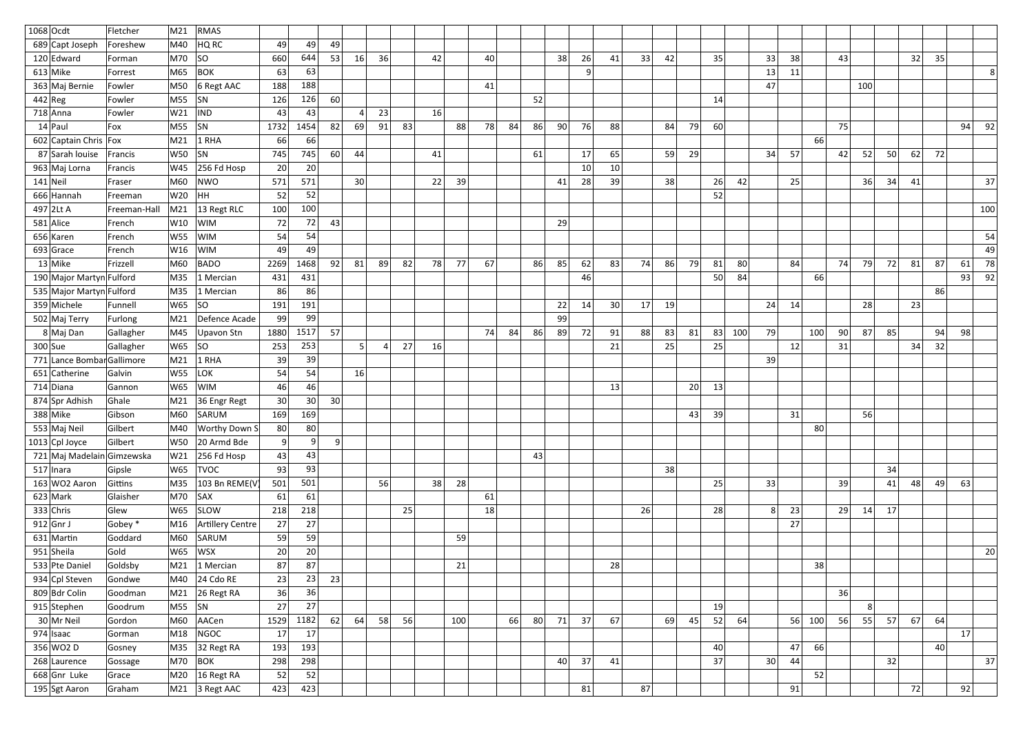| | | | | | | | | | | | | | | | | | | | | | | | | | | | | | | | | | |
|---|---|---|---|---|---|---|---|---|---|---|---|---|---|---|---|---|---|---|---|---|---|---|---|---|---|---|---|---|---|---|---|---|---|
| 1068 | Ocdt | Fletcher | M21 | RMAS | | | | | | | | | | | | | | | | | | | | | | | | | | | | | |
| 689 | Capt Joseph | Foreshew | M40 | HQ RC | 49 | 49 | 49 | | | | | | | | | | | | | | | | | | | | | | | | | | |
| 120 | Edward | Forman | M70 | SO | 660 | 644 | 53 | 16 | 36 | | 42 | | 40 | | | 38 | 26 | 41 | 33 | 42 | | 35 | | 33 | 38 | | 43 | | | 32 | 35 | | |
| 613 | Mike | Forrest | M65 | BOK | 63 | 63 | | | | | | | | | | | 9 | | | | | | | 13 | 11 | | | | | | | | 8 |
| 363 | Maj Bernie | Fowler | M50 | 6 Regt AAC | 188 | 188 | | | | | | | 41 | | | | | | | | | | | 47 | | | | 100 | | | | | |
| 442 | Reg | Fowler | M55 | SN | 126 | 126 | 60 | | | | | | | | 52 | | | | | | | 14 | | | | | | | | | | | |
| 718 | Anna | Fowler | W21 | IND | 43 | 43 | | 4 | 23 | | 16 | | | | | | | | | | | | | | | | | | | | | | |
| 14 | Paul | Fox | M55 | SN | 1732 | 1454 | 82 | 69 | 91 | 83 | | 88 | 78 | 84 | 86 | 90 | 76 | 88 | | 84 | 79 | 60 | | | | | 75 | | | | | 94 | 92 |
| 602 | Captain Chris | Fox | M21 | 1 RHA | 66 | 66 | | | | | | | | | | | | | | | | | | | | 66 | | | | | | | |
| 87 | Sarah louise | Francis | W50 | SN | 745 | 745 | 60 | 44 | | | 41 | | | | 61 | | 17 | 65 | | 59 | 29 | | | 34 | 57 | | 42 | 52 | 50 | 62 | 72 | | |
| 963 | Maj Lorna | Francis | W45 | 256 Fd Hosp | 20 | 20 | | | | | | | | | | | 10 | 10 | | | | | | | | | | | | | | | |
| 141 | Neil | Fraser | M60 | NWO | 571 | 571 | | 30 | | | 22 | 39 | | | | 41 | 28 | 39 | | 38 | | 26 | 42 | | 25 | | | 36 | 34 | 41 | | | 37 |
| 666 | Hannah | Freeman | W20 | HH | 52 | 52 | | | | | | | | | | | | | | | | 52 | | | | | | | | | | | |
| 497 | 2Lt A | Freeman-Hall | M21 | 13 Regt RLC | 100 | 100 | | | | | | | | | | | | | | | | | | | | | | | | | | | 100 |
| 581 | Alice | French | W10 | WIM | 72 | 72 | 43 | | | | | | | | | 29 | | | | | | | | | | | | | | | | | |
| 656 | Karen | French | W55 | WIM | 54 | 54 | | | | | | | | | | | | | | | | | | | | | | | | | | | 54 |
| 693 | Grace | French | W16 | WIM | 49 | 49 | | | | | | | | | | | | | | | | | | | | | | | | | | | 49 |
| 13 | Mike | Frizzell | M60 | BADO | 2269 | 1468 | 92 | 81 | 89 | 82 | 78 | 77 | 67 | | 86 | 85 | 62 | 83 | 74 | 86 | 79 | 81 | 80 | | 84 | | 74 | 79 | 72 | 81 | 87 | 61 | 78 |
| 190 | Major Martyn | Fulford | M35 | 1 Mercian | 431 | 431 | | | | | | | | | | | 46 | | | | | 50 | 84 | | | 66 | | | | | | 93 | 92 |
| 535 | Major Martyn | Fulford | M35 | 1 Mercian | 86 | 86 | | | | | | | | | | | | | | | | | | | | | | | | | 86 | | |
| 359 | Michele | Funnell | W65 | SO | 191 | 191 | | | | | | | | | | 22 | 14 | 30 | 17 | 19 | | | | 24 | 14 | | | 28 | | 23 | | | |
| 502 | Maj Terry | Furlong | M21 | Defence Acade | 99 | 99 | | | | | | | | | | 99 | | | | | | | | | | | | | | | | | |
| 8 | Maj Dan | Gallagher | M45 | Upavon Stn | 1880 | 1517 | 57 | | | | | | 74 | 84 | 86 | 89 | 72 | 91 | 88 | 83 | 81 | 83 | 100 | 79 | | 100 | 90 | 87 | 85 | | 94 | 98 | |
| 300 | Sue | Gallagher | W65 | SO | 253 | 253 | | 5 | 4 | 27 | 16 | | | | | | | 21 | | 25 | | 25 | | | 12 | | 31 | | | 34 | 32 | | |
| 771 | Lance Bombar | Gallimore | M21 | 1 RHA | 39 | 39 | | | | | | | | | | | | | | | | | | 39 | | | | | | | | | |
| 651 | Catherine | Galvin | W55 | LOK | 54 | 54 | | 16 | | | | | | | | | | | | | | | | | | | | | | | | | |
| 714 | Diana | Gannon | W65 | WIM | 46 | 46 | | | | | | | | | | | | 13 | | | 20 | 13 | | | | | | | | | | | |
| 874 | Spr Adhish | Ghale | M21 | 36 Engr Regt | 30 | 30 | 30 | | | | | | | | | | | | | | | | | | | | | | | | | | |
| 388 | Mike | Gibson | M60 | SARUM | 169 | 169 | | | | | | | | | | | | | | | 43 | 39 | | | 31 | | | 56 | | | | | |
| 553 | Maj Neil | Gilbert | M40 | Worthy Down S | 80 | 80 | | | | | | | | | | | | | | | | | | | | 80 | | | | | | | |
| 1013 | Cpl Joyce | Gilbert | W50 | 20 Armd Bde | 9 | 9 | 9 | | | | | | | | | | | | | | | | | | | | | | | | | | |
| 721 | Maj Madelain | Gimzewska | W21 | 256 Fd Hosp | 43 | 43 | | | | | | | | | 43 | | | | | | | | | | | | | | | | | | |
| 517 | Inara | Gipsle | W65 | TVOC | 93 | 93 | | | | | | | | | | | | | | 38 | | | | | | | | | 34 | | | | |
| 163 | WO2 Aaron | Gittins | M35 | 103 Bn REME(V | 501 | 501 | | | 56 | | 38 | 28 | | | | | | | | | | 25 | | 33 | | | 39 | | 41 | 48 | 49 | 63 | |
| 623 | Mark | Glaisher | M70 | SAX | 61 | 61 | | | | | | | 61 | | | | | | | | | | | | | | | | | | | | |
| 333 | Chris | Glew | W65 | SLOW | 218 | 218 | | | | 25 | | | 18 | | | | | | 26 | | | 28 | | 8 | 23 | | 29 | 14 | 17 | | | | |
| 912 | Gnr J | Gobey * | M16 | Artillery Centre | 27 | 27 | | | | | | | | | | | | | | | | | | | 27 | | | | | | | | |
| 631 | Martin | Goddard | M60 | SARUM | 59 | 59 | | | | | | 59 | | | | | | | | | | | | | | | | | | | | | |
| 951 | Sheila | Gold | W65 | WSX | 20 | 20 | | | | | | | | | | | | | | | | | | | | | | | | | | | 20 |
| 533 | Pte Daniel | Goldsby | M21 | 1 Mercian | 87 | 87 | | | | | | 21 | | | | | | 28 | | | | | | | | 38 | | | | | | | |
| 934 | Cpl Steven | Gondwe | M40 | 24 Cdo RE | 23 | 23 | 23 | | | | | | | | | | | | | | | | | | | | | | | | | | |
| 809 | Bdr Colin | Goodman | M21 | 26 Regt RA | 36 | 36 | | | | | | | | | | | | | | | | | | | | | 36 | | | | | | |
| 915 | Stephen | Goodrum | M55 | SN | 27 | 27 | | | | | | | | | | | | | | | | 19 | | | | | | 8 | | | | | |
| 30 | Mr Neil | Gordon | M60 | AACen | 1529 | 1182 | 62 | 64 | 58 | 56 | | 100 | | 66 | 80 | 71 | 37 | 67 | | 69 | 45 | 52 | 64 | | 56 | 100 | 56 | 55 | 57 | 67 | 64 | | |
| 974 | Isaac | Gorman | M18 | NGOC | 17 | 17 | | | | | | | | | | | | | | | | | | | | | | | | | | 17 | |
| 356 | WO2 D | Gosney | M35 | 32 Regt RA | 193 | 193 | | | | | | | | | | | | | | | | 40 | | | 47 | 66 | | | | | 40 | | |
| 268 | Laurence | Gossage | M70 | BOK | 298 | 298 | | | | | | | | | | 40 | 37 | 41 | | | | 37 | | 30 | 44 | | | | 32 | | | | 37 |
| 668 | Gnr Luke | Grace | M20 | 16 Regt RA | 52 | 52 | | | | | | | | | | | | | | | | | | | | 52 | | | | | | | |
| 195 | Sgt Aaron | Graham | M21 | 3 Regt AAC | 423 | 423 | | | | | | | | | | | 81 | | 87 | | | | | | 91 | | | | | 72 | | 92 | |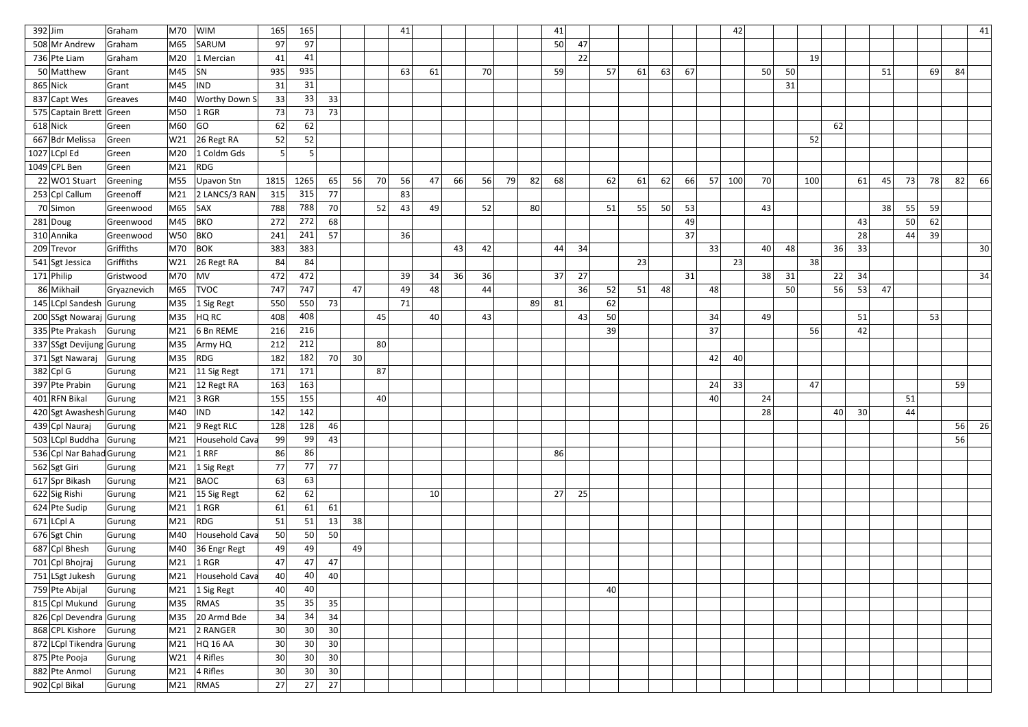| | | | | | | | | | | | | | | | | | | | | | | | | | | | | | | | | | |
|---|---|---|---|---|---|---|---|---|---|---|---|---|---|---|---|---|---|---|---|---|---|---|---|---|---|---|---|---|---|---|---|---|---|
| 392 | Jim | Graham | M70 | WIM | 165 | 165 | | | | 41 | | | | | | 41 | | | | | | | | 42 | | | | | | | | | | 41 |
| 508 | Mr Andrew | Graham | M65 | SARUM | 97 | 97 | | | | | | | | | | 50 | 47 | | | | | | | | | | | | | | | | | |
| 736 | Pte Liam | Graham | M20 | 1 Mercian | 41 | 41 | | | | | | | | | | | 22 | | | | | | | | | | 19 | | | | | | | |
| 50 | Matthew | Grant | M45 | SN | 935 | 935 | | | | 63 | 61 | | 70 | | | 59 | | 57 | 61 | 63 | 67 | | | 50 | 50 | | | | | 51 | | 69 | 84 | |
| 865 | Nick | Grant | M45 | IND | 31 | 31 | | | | | | | | | | | | | | | | | | | 31 | | | | | | | | | |
| 837 | Capt Wes | Greaves | M40 | Worthy Down S | 33 | 33 | 33 | | | | | | | | | | | | | | | | | | | | | | | | | | | |
| 575 | Captain Brett | Green | M50 | 1 RGR | 73 | 73 | 73 | | | | | | | | | | | | | | | | | | | | | | | | | | | |
| 618 | Nick | Green | M60 | GO | 62 | 62 | | | | | | | | | | | | | | | | | | | | | | 62 | | | | | | |
| 667 | Bdr Melissa | Green | W21 | 26 Regt RA | 52 | 52 | | | | | | | | | | | | | | | | | | | | | 52 | | | | | | | |
| 1027 | LCpl Ed | Green | M20 | 1 Coldm Gds | 5 | 5 | | | | | | | | | | | | | | | | | | | | | | | | | | | | |
| 1049 | CPL Ben | Green | M21 | RDG | | | | | | | | | | | | | | | | | | | | | | | | | | | | | | |
| 22 | WO1 Stuart | Greening | M55 | Upavon Stn | 1815 | 1265 | 65 | 56 | 70 | 56 | 47 | 66 | 56 | 79 | 82 | 68 | | 62 | 61 | 62 | 66 | 57 | 100 | 70 | | 100 | | 61 | 45 | 73 | 78 | 82 | 66 | |
| 253 | Cpl Callum | Greenoff | M21 | 2 LANCS/3 RAN | 315 | 315 | 77 | | | 83 | | | | | | | | | | | | | | | | | | | | | | | | |
| 70 | Simon | Greenwood | M65 | SAX | 788 | 788 | 70 | | 52 | 43 | 49 | | 52 | | 80 | | | 51 | 55 | 50 | 53 | | | 43 | | | | | 38 | 55 | 59 | | | |
| 281 | Doug | Greenwood | M45 | BKO | 272 | 272 | 68 | | | | | | | | | | | | | | 49 | | | | | | | 43 | | 50 | 62 | | | |
| 310 | Annika | Greenwood | W50 | BKO | 241 | 241 | 57 | | | 36 | | | | | | | | | | | 37 | | | | | | | 28 | | 44 | 39 | | | |
| 209 | Trevor | Griffiths | M70 | BOK | 383 | 383 | | | | | | 43 | 42 | | | 44 | 34 | | | | | 33 | | 40 | 48 | | 36 | 33 | | | | | | 30 |
| 541 | Sgt Jessica | Griffiths | W21 | 26 Regt RA | 84 | 84 | | | | | | | | | | | | | 23 | | | | 23 | | | 38 | | | | | | | | |
| 171 | Philip | Gristwood | M70 | MV | 472 | 472 | | | | 39 | 34 | 36 | 36 | | | 37 | 27 | | | | 31 | | | 38 | 31 | | 22 | 34 | | | | | | 34 |
| 86 | Mikhail | Gryaznevich | M65 | TVOC | 747 | 747 | | 47 | | 49 | 48 | | 44 | | | | 36 | 52 | 51 | 48 | | 48 | | | 50 | | 56 | 53 | 47 | | | | | |
| 145 | LCpl Sandesh | Gurung | M35 | 1 Sig Regt | 550 | 550 | 73 | | | 71 | | | | | 89 | 81 | | 62 | | | | | | | | | | | | | | | | |
| 200 | SSgt Nowaraj | Gurung | M35 | HQ RC | 408 | 408 | | | 45 | | 40 | | 43 | | | | 43 | 50 | | | | 34 | | 49 | | | | 51 | | | 53 | | | |
| 335 | Pte Prakash | Gurung | M21 | 6 Bn REME | 216 | 216 | | | | | | | | | | | | 39 | | | | 37 | | | | 56 | | 42 | | | | | | |
| 337 | SSgt Devijung | Gurung | M35 | Army HQ | 212 | 212 | | | 80 | | | | | | | | | | | | | | | | | | | | | | | | | |
| 371 | Sgt Nawaraj | Gurung | M35 | RDG | 182 | 182 | 70 | 30 | | | | | | | | | | | | | | 42 | 40 | | | | | | | | | | | |
| 382 | Cpl G | Gurung | M21 | 11 Sig Regt | 171 | 171 | | | 87 | | | | | | | | | | | | | | | | | | | | | | | | | |
| 397 | Pte Prabin | Gurung | M21 | 12 Regt RA | 163 | 163 | | | | | | | | | | | | | | | | 24 | 33 | | | 47 | | | | | | 59 | | |
| 401 | RFN Bikal | Gurung | M21 | 3 RGR | 155 | 155 | | | 40 | | | | | | | | | | | | | 40 | | 24 | | | | | | 51 | | | | |
| 420 | Sgt Awashesh | Gurung | M40 | IND | 142 | 142 | | | | | | | | | | | | | | | | | | 28 | | | 40 | 30 | | 44 | | | | |
| 439 | Cpl Nauraj | Gurung | M21 | 9 Regt RLC | 128 | 128 | 46 | | | | | | | | | | | | | | | | | | | | | | | | | 56 | 26 | |
| 503 | LCpl Buddha | Gurung | M21 | Household Cava | 99 | 99 | 43 | | | | | | | | | | | | | | | | | | | | | | | | | 56 | | |
| 536 | Cpl Nar Bahad | Gurung | M21 | 1 RRF | 86 | 86 | | | | | | | | | | 86 | | | | | | | | | | | | | | | | | | |
| 562 | Sgt Giri | Gurung | M21 | 1 Sig Regt | 77 | 77 | 77 | | | | | | | | | | | | | | | | | | | | | | | | | | | |
| 617 | Spr Bikash | Gurung | M21 | BAOC | 63 | 63 | | | | | | | | | | | | | | | | | | | | | | | | | | | | |
| 622 | Sig Rishi | Gurung | M21 | 15 Sig Regt | 62 | 62 | | | | | 10 | | | | | 27 | 25 | | | | | | | | | | | | | | | | | |
| 624 | Pte Sudip | Gurung | M21 | 1 RGR | 61 | 61 | 61 | | | | | | | | | | | | | | | | | | | | | | | | | | | |
| 671 | LCpl A | Gurung | M21 | RDG | 51 | 51 | 13 | 38 | | | | | | | | | | | | | | | | | | | | | | | | | | |
| 676 | Sgt Chin | Gurung | M40 | Household Cava | 50 | 50 | 50 | | | | | | | | | | | | | | | | | | | | | | | | | | | |
| 687 | Cpl Bhesh | Gurung | M40 | 36 Engr Regt | 49 | 49 | | 49 | | | | | | | | | | | | | | | | | | | | | | | | | | |
| 701 | Cpl Bhojraj | Gurung | M21 | 1 RGR | 47 | 47 | 47 | | | | | | | | | | | | | | | | | | | | | | | | | | | |
| 751 | LSgt Jukesh | Gurung | M21 | Household Cava | 40 | 40 | 40 | | | | | | | | | | | | | | | | | | | | | | | | | | | |
| 759 | Pte Abijal | Gurung | M21 | 1 Sig Regt | 40 | 40 | | | | | | | | | | | | 40 | | | | | | | | | | | | | | | | |
| 815 | Cpl Mukund | Gurung | M35 | RMAS | 35 | 35 | 35 | | | | | | | | | | | | | | | | | | | | | | | | | | | |
| 826 | Cpl Devendra | Gurung | M35 | 20 Armd Bde | 34 | 34 | 34 | | | | | | | | | | | | | | | | | | | | | | | | | | | |
| 868 | CPL Kishore | Gurung | M21 | 2 RANGER | 30 | 30 | 30 | | | | | | | | | | | | | | | | | | | | | | | | | | | |
| 872 | LCpl Tikendra | Gurung | M21 | HQ 16 AA | 30 | 30 | 30 | | | | | | | | | | | | | | | | | | | | | | | | | | | |
| 875 | Pte Pooja | Gurung | W21 | 4 Rifles | 30 | 30 | 30 | | | | | | | | | | | | | | | | | | | | | | | | | | | |
| 882 | Pte Anmol | Gurung | M21 | 4 Rifles | 30 | 30 | 30 | | | | | | | | | | | | | | | | | | | | | | | | | | | |
| 902 | Cpl Bikal | Gurung | M21 | RMAS | 27 | 27 | 27 | | | | | | | | | | | | | | | | | | | | | | | | | | | |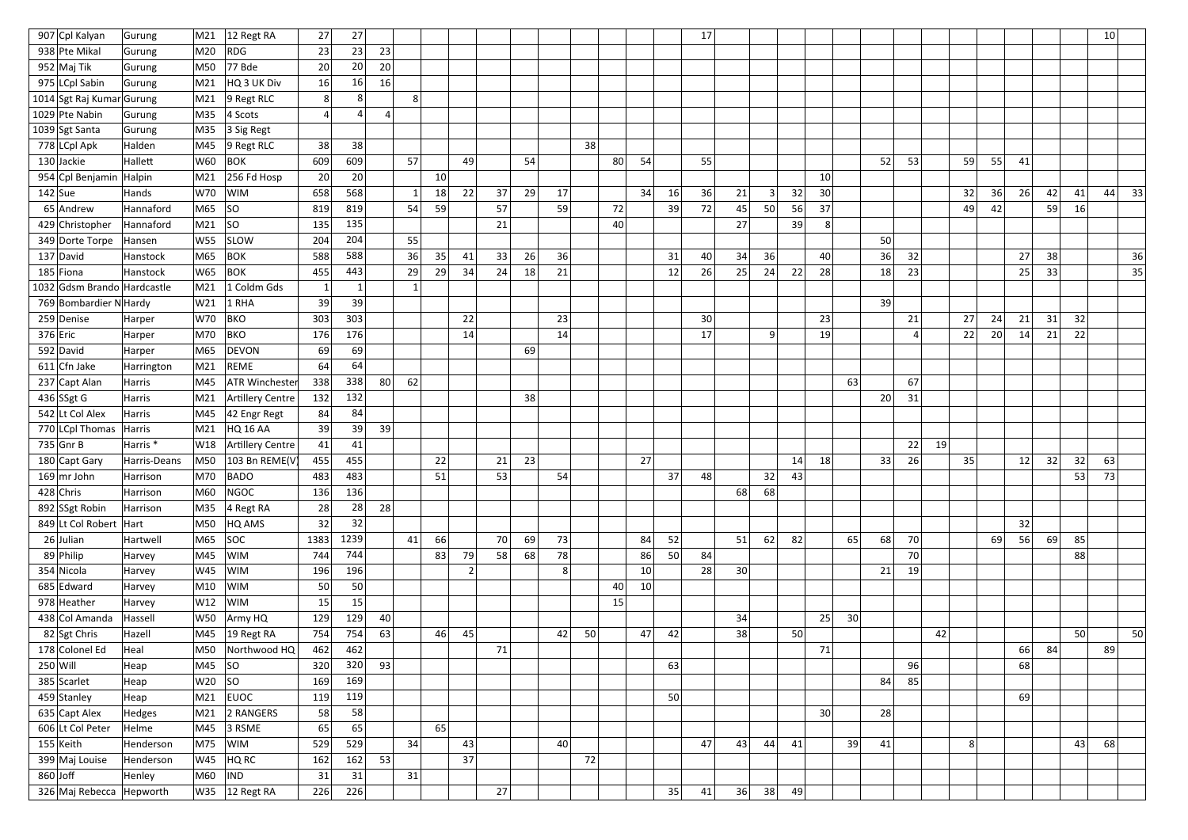| | | | | | | | | | | | | | | | | | | | | | | | | | | | | | | | | | |
|---|---|---|---|---|---|---|---|---|---|---|---|---|---|---|---|---|---|---|---|---|---|---|---|---|---|---|---|---|---|---|---|---|---|
| 907 | Cpl Kalyan | Gurung | M21 | 12 Regt RA | 27 | 27 | | | | | | | | | | | | 17 | | | | | | | | | | | | | | 10 | |
| 938 | Pte Mikal | Gurung | M20 | RDG | 23 | 23 | 23 | | | | | | | | | | | | | | | | | | | | | | | | | | |
| 952 | Maj Tik | Gurung | M50 | 77 Bde | 20 | 20 | 20 | | | | | | | | | | | | | | | | | | | | | | | | | | |
| 975 | LCpl Sabin | Gurung | M21 | HQ 3 UK Div | 16 | 16 | 16 | | | | | | | | | | | | | | | | | | | | | | | | | | |
| 1014 | Sgt Raj Kumar | Gurung | M21 | 9 Regt RLC | 8 | 8 | | 8 | | | | | | | | | | | | | | | | | | | | | | | | | |
| 1029 | Pte Nabin | Gurung | M35 | 4 Scots | 4 | 4 | 4 | | | | | | | | | | | | | | | | | | | | | | | | | | |
| 1039 | Sgt Santa | Gurung | M35 | 3 Sig Regt | | | | | | | | | | | | | | | | | | | | | | | | | | | | | |
| 778 | LCpl Apk | Halden | M45 | 9 Regt RLC | 38 | 38 | | | | | | | | 38 | | | | | | | | | | | | | | | | | | | |
| 130 | Jackie | Hallett | W60 | BOK | 609 | 609 | | 57 | | 49 | | 54 | | | 80 | 54 | | 55 | | | | | | 52 | 53 | | 59 | 55 | 41 | | | | |
| 954 | Cpl Benjamin | Halpin | M21 | 256 Fd Hosp | 20 | 20 | | | 10 | | | | | | | | | | | | | 10 | | | | | | | | | | | |
| 142 | Sue | Hands | W70 | WIM | 658 | 568 | | 1 | 18 | 22 | 37 | 29 | 17 | | | 34 | 16 | 36 | 21 | 3 | 32 | 30 | | | | | 32 | 36 | 26 | 42 | 41 | 44 | 33 |
| 65 | Andrew | Hannaford | M65 | SO | 819 | 819 | | 54 | 59 | | 57 | | 59 | | 72 | | 39 | 72 | 45 | 50 | 56 | 37 | | | | | 49 | 42 | | 59 | 16 | | |
| 429 | Christopher | Hannaford | M21 | SO | 135 | 135 | | | | | 21 | | | | 40 | | | | 27 | | 39 | 8 | | | | | | | | | | | |
| 349 | Dorte Torpe | Hansen | W55 | SLOW | 204 | 204 | | 55 | | | | | | | | | | | | | | | | 50 | | | | | | | | | |
| 137 | David | Hanstock | M65 | BOK | 588 | 588 | | 36 | 35 | 41 | 33 | 26 | 36 | | | | 31 | 40 | 34 | 36 | | 40 | | 36 | 32 | | | | 27 | 38 | | | 36 |
| 185 | Fiona | Hanstock | W65 | BOK | 455 | 443 | | 29 | 29 | 34 | 24 | 18 | 21 | | | | 12 | 26 | 25 | 24 | 22 | 28 | | 18 | 23 | | | | 25 | 33 | | | 35 |
| 1032 | Gdsm Brando | Hardcastle | M21 | 1 Coldm Gds | 1 | 1 | | 1 | | | | | | | | | | | | | | | | | | | | | | | | | |
| 769 | Bombardier N | Hardy | W21 | 1 RHA | 39 | 39 | | | | | | | | | | | | | | | | | | 39 | | | | | | | | | |
| 259 | Denise | Harper | W70 | BKO | 303 | 303 | | | | 22 | | | 23 | | | | | 30 | | | | 23 | | | 21 | | 27 | 24 | 21 | 31 | 32 | | |
| 376 | Eric | Harper | M70 | BKO | 176 | 176 | | | | 14 | | | 14 | | | | | 17 | | 9 | | 19 | | | 4 | | 22 | 20 | 14 | 21 | 22 | | |
| 592 | David | Harper | M65 | DEVON | 69 | 69 | | | | | | 69 | | | | | | | | | | | | | | | | | | | | | |
| 611 | Cfn Jake | Harrington | M21 | REME | 64 | 64 | | | | | | | | | | | | | | | | | | | | | | | | | | | |
| 237 | Capt Alan | Harris | M45 | ATR Winchester | 338 | 338 | 80 | 62 | | | | | | | | | | | | | | | 63 | | 67 | | | | | | | | |
| 436 | SSgt G | Harris | M21 | Artillery Centre | 132 | 132 | | | | | | 38 | | | | | | | | | | | | 20 | 31 | | | | | | | | |
| 542 | Lt Col Alex | Harris | M45 | 42 Engr Regt | 84 | 84 | | | | | | | | | | | | | | | | | | | | | | | | | | | |
| 770 | LCpl Thomas | Harris | M21 | HQ 16 AA | 39 | 39 | 39 | | | | | | | | | | | | | | | | | | | | | | | | | | |
| 735 | Gnr B | Harris * | W18 | Artillery Centre | 41 | 41 | | | | | | | | | | | | | | | | | | | 22 | 19 | | | | | | | |
| 180 | Capt Gary | Harris-Deans | M50 | 103 Bn REME(V) | 455 | 455 | | | 22 | | 21 | 23 | | | | 27 | | | | | 14 | 18 | | 33 | 26 | | 35 | | 12 | 32 | 32 | 63 | |
| 169 | mr John | Harrison | M70 | BADO | 483 | 483 | | | 51 | | 53 | | 54 | | | | 37 | 48 | | 32 | 43 | | | | | | | | | | 53 | 73 | |
| 428 | Chris | Harrison | M60 | NGOC | 136 | 136 | | | | | | | | | | | | | 68 | 68 | | | | | | | | | | | | | |
| 892 | SSgt Robin | Harrison | M35 | 4 Regt RA | 28 | 28 | 28 | | | | | | | | | | | | | | | | | | | | | | | | | | |
| 849 | Lt Col Robert | Hart | M50 | HQ AMS | 32 | 32 | | | | | | | | | | | | | | | | | | | | | | | 32 | | | | |
| 26 | Julian | Hartwell | M65 | SOC | 1383 | 1239 | | 41 | 66 | | 70 | 69 | 73 | | | 84 | 52 | | 51 | 62 | 82 | | 65 | 68 | 70 | | | 69 | 56 | 69 | 85 | | |
| 89 | Philip | Harvey | M45 | WIM | 744 | 744 | | | 83 | 79 | 58 | 68 | 78 | | | 86 | 50 | 84 | | | | | | | 70 | | | | | | 88 | | |
| 354 | Nicola | Harvey | W45 | WIM | 196 | 196 | | | | 2 | | | 8 | | | 10 | | 28 | 30 | | | | | 21 | 19 | | | | | | | | |
| 685 | Edward | Harvey | M10 | WIM | 50 | 50 | | | | | | | | | 40 | 10 | | | | | | | | | | | | | | | | | |
| 978 | Heather | Harvey | W12 | WIM | 15 | 15 | | | | | | | | | 15 | | | | | | | | | | | | | | | | | | |
| 438 | Col Amanda | Hassell | W50 | Army HQ | 129 | 129 | 40 | | | | | | | | | | | | 34 | | | 25 | 30 | | | | | | | | | | |
| 82 | Sgt Chris | Hazell | M45 | 19 Regt RA | 754 | 754 | 63 | | 46 | 45 | | | 42 | 50 | | 47 | 42 | | 38 | | 50 | | | | | 42 | | | | | 50 | | 50 |
| 178 | Colonel Ed | Heal | M50 | Northwood HQ | 462 | 462 | | | | | 71 | | | | | | | | | | | 71 | | | | | | | 66 | 84 | | 89 | |
| 250 | Will | Heap | M45 | SO | 320 | 320 | 93 | | | | | | | | | | 63 | | | | | | | | 96 | | | | 68 | | | | |
| 385 | Scarlet | Heap | W20 | SO | 169 | 169 | | | | | | | | | | | | | | | | | | 84 | 85 | | | | | | | | |
| 459 | Stanley | Heap | M21 | EUOC | 119 | 119 | | | | | | | | | | | 50 | | | | | | | | | | | | 69 | | | | |
| 635 | Capt Alex | Hedges | M21 | 2 RANGERS | 58 | 58 | | | | | | | | | | | | | | | | 30 | | 28 | | | | | | | | | |
| 606 | Lt Col Peter | Helme | M45 | 3 RSME | 65 | 65 | | | 65 | | | | | | | | | | | | | | | | | | | | | | | | |
| 155 | Keith | Henderson | M75 | WIM | 529 | 529 | | 34 | | 43 | | | 40 | | | | | 47 | 43 | 44 | 41 | | 39 | 41 | | | 8 | | | | 43 | 68 | |
| 399 | Maj Louise | Henderson | W45 | HQ RC | 162 | 162 | 53 | | | 37 | | | | 72 | | | | | | | | | | | | | | | | | | | |
| 860 | Joff | Henley | M60 | IND | 31 | 31 | | 31 | | | | | | | | | | | | | | | | | | | | | | | | | |
| 326 | Maj Rebecca | Hepworth | W35 | 12 Regt RA | 226 | 226 | | | | | 27 | | | | | | 35 | 41 | 36 | 38 | 49 | | | | | | | | | | | | |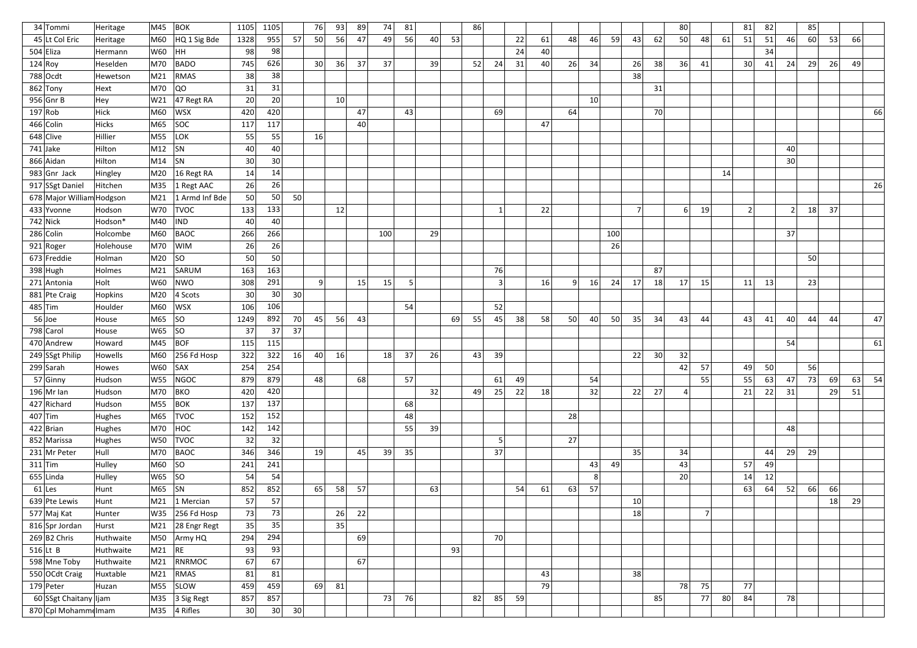| | | | | | | | | | | | | | | | | | | | | | | | | | | | | | | | | | | |
|---|---|---|---|---|---|---|---|---|---|---|---|---|---|---|---|---|---|---|---|---|---|---|---|---|---|---|---|---|---|---|---|---|---|---|
| 34 | Tommi | Heritage | M45 | BOK | 1105 | 1105 | | 76 | 93 | 89 | 74 | 81 | | | | 86 | | | | | | | | | 80 | | | 81 | 82 | | 85 | | | |
| 45 | Lt Col Eric | Heritage | M60 | HQ 1 Sig Bde | 1328 | 955 | 57 | 50 | 56 | 47 | 49 | 56 | 40 | 53 | | | | 22 | 61 | 48 | 46 | 59 | 43 | 62 | 50 | 48 | 61 | 51 | 51 | 46 | 60 | 53 | 66 | |
| 504 | Eliza | Hermann | W60 | HH | 98 | 98 | | | | | | | | | | | | 24 | 40 | | | | | | | | | | 34 | | | | | |
| 124 | Roy | Heselden | M70 | BADO | 745 | 626 | | 30 | 36 | 37 | 37 | | 39 | | | 52 | 24 | 31 | 40 | 26 | 34 | | 26 | 38 | 36 | 41 | | 30 | 41 | 24 | 29 | 26 | 49 | |
| 788 | Ocdt | Hewetson | M21 | RMAS | 38 | 38 | | | | | | | | | | | | | | | | | 38 | | | | | | | | | | | |
| 862 | Tony | Hext | M70 | QO | 31 | 31 | | | | | | | | | | | | | | | | | | 31 | | | | | | | | | | |
| 956 | Gnr B | Hey | W21 | 47 Regt RA | 20 | 20 | | | 10 | | | | | | | | | | | | 10 | | | | | | | | | | | | | |
| 197 | Rob | Hick | M60 | WSX | 420 | 420 | | | | 47 | | 43 | | | | | 69 | | | 64 | | | | 70 | | | | | | | | | | 66 |
| 466 | Colin | Hicks | M65 | SOC | 117 | 117 | | | | 40 | | | | | | | | | 47 | | | | | | | | | | | | | | | |
| 648 | Clive | Hillier | M55 | LOK | 55 | 55 | | 16 | | | | | | | | | | | | | | | | | | | | | | | | | | |
| 741 | Jake | Hilton | M12 | SN | 40 | 40 | | | | | | | | | | | | | | | | | | | | | | | | 40 | | | | |
| 866 | Aidan | Hilton | M14 | SN | 30 | 30 | | | | | | | | | | | | | | | | | | | | | | | | 30 | | | | |
| 983 | Gnr Jack | Hingley | M20 | 16 Regt RA | 14 | 14 | | | | | | | | | | | | | | | | | | | | | 14 | | | | | | | |
| 917 | SSgt Daniel | Hitchen | M35 | 1 Regt AAC | 26 | 26 | | | | | | | | | | | | | | | | | | | | | | | | | | | | 26 |
| 678 | Major William | Hodgson | M21 | 1 Armd Inf Bde | 50 | 50 | 50 | | | | | | | | | | | | | | | | | | | | | | | | | | | |
| 433 | Yvonne | Hodson | W70 | TVOC | 133 | 133 | | | 12 | | | | | | | | 1 | | 22 | | | | 7 | | 6 | 19 | | 2 | | 2 | 18 | 37 | | |
| 742 | Nick | Hodson* | M40 | IND | 40 | 40 | | | | | | | | | | | | | | | | | | | | | | | | | | | | |
| 286 | Colin | Holcombe | M60 | BAOC | 266 | 266 | | | | | 100 | | 29 | | | | | | | | | 100 | | | | | | | | 37 | | | | |
| 921 | Roger | Holehouse | M70 | WIM | 26 | 26 | | | | | | | | | | | | | | | | 26 | | | | | | | | | | | | |
| 673 | Freddie | Holman | M20 | SO | 50 | 50 | | | | | | | | | | | | | | | | | | | | | | | | | 50 | | | |
| 398 | Hugh | Holmes | M21 | SARUM | 163 | 163 | | | | | | | | | | | 76 | | | | | | | 87 | | | | | | | | | | |
| 271 | Antonia | Holt | W60 | NWO | 308 | 291 | | 9 | | 15 | 15 | 5 | | | | | 3 | | 16 | 9 | 16 | 24 | 17 | 18 | 17 | 15 | | 11 | 13 | | 23 | | | |
| 881 | Pte Craig | Hopkins | M20 | 4 Scots | 30 | 30 | 30 | | | | | | | | | | | | | | | | | | | | | | | | | | | |
| 485 | Tim | Houlder | M60 | WSX | 106 | 106 | | | | | | 54 | | | | | 52 | | | | | | | | | | | | | | | | | |
| 56 | Joe | House | M65 | SO | 1249 | 892 | 70 | 45 | 56 | 43 | | | | | 69 | 55 | 45 | 38 | 58 | 50 | 40 | 50 | 35 | 34 | 43 | 44 | | 43 | 41 | 40 | 44 | 44 | | 47 |
| 798 | Carol | House | W65 | SO | 37 | 37 | 37 | | | | | | | | | | | | | | | | | | | | | | | | | | | |
| 470 | Andrew | Howard | M45 | BOF | 115 | 115 | | | | | | | | | | | | | | | | | | | | | | | | 54 | | | | 61 |
| 249 | SSgt Philip | Howells | M60 | 256 Fd Hosp | 322 | 322 | 16 | 40 | 16 | | 18 | 37 | 26 | | | 43 | 39 | | | | | | 22 | 30 | 32 | | | | | | | | | |
| 299 | Sarah | Howes | W60 | SAX | 254 | 254 | | | | | | | | | | | | | | | | | | | 42 | 57 | | 49 | 50 | | 56 | | | |
| 57 | Ginny | Hudson | W55 | NGOC | 879 | 879 | | 48 | | 68 | | 57 | | | | | 61 | 49 | | | 54 | | | | | 55 | | 55 | 63 | 47 | 73 | 69 | 63 | 54 |
| 196 | Mr Ian | Hudson | M70 | BKO | 420 | 420 | | | | | | | 32 | | | 49 | 25 | 22 | 18 | | 32 | | 22 | 27 | 4 | | | 21 | 22 | 31 | | 29 | 51 | |
| 427 | Richard | Hudson | M55 | BOK | 137 | 137 | | | | | | 68 | | | | | | | | | | | | | | | | | | | | | | |
| 407 | Tim | Hughes | M65 | TVOC | 152 | 152 | | | | | | 48 | | | | | | | | 28 | | | | | | | | | | | | | | |
| 422 | Brian | Hughes | M70 | HOC | 142 | 142 | | | | | | 55 | 39 | | | | | | | | | | | | | | | | | 48 | | | | |
| 852 | Marissa | Hughes | W50 | TVOC | 32 | 32 | | | | | | | | | | | 5 | | | 27 | | | | | | | | | | | | | | |
| 231 | Mr Peter | Hull | M70 | BAOC | 346 | 346 | | 19 | | 45 | 39 | 35 | | | | | 37 | | | | | | 35 | | 34 | | | | 44 | 29 | 29 | | | |
| 311 | Tim | Hulley | M60 | SO | 241 | 241 | | | | | | | | | | | | | | | 43 | 49 | | | 43 | | | 57 | 49 | | | | | |
| 655 | Linda | Hulley | W65 | SO | 54 | 54 | | | | | | | | | | | | | | | 8 | | | | 20 | | | 14 | 12 | | | | | |
| 61 | Les | Hunt | M65 | SN | 852 | 852 | | 65 | 58 | 57 | | | 63 | | | | | 54 | 61 | 63 | 57 | | | | | | | 63 | 64 | 52 | 66 | 66 | | |
| 639 | Pte Lewis | Hunt | M21 | 1 Mercian | 57 | 57 | | | | | | | | | | | | | | | | | 10 | | | | | | | | | 18 | 29 | |
| 577 | Maj Kat | Hunter | W35 | 256 Fd Hosp | 73 | 73 | | | 26 | 22 | | | | | | | | | | | | | 18 | | | 7 | | | | | | | | |
| 816 | Spr Jordan | Hurst | M21 | 28 Engr Regt | 35 | 35 | | | 35 | | | | | | | | | | | | | | | | | | | | | | | | | |
| 269 | B2 Chris | Huthwaite | M50 | Army HQ | 294 | 294 | | | | 69 | | | | | | | 70 | | | | | | | | | | | | | | | | | |
| 516 | Lt B | Huthwaite | M21 | RE | 93 | 93 | | | | | | | | | 93 | | | | | | | | | | | | | | | | | | | |
| 598 | Mne Toby | Huthwaite | M21 | RNRMOC | 67 | 67 | | | | 67 | | | | | | | | | | | | | | | | | | | | | | | | |
| 550 | OCdt Craig | Huxtable | M21 | RMAS | 81 | 81 | | | | | | | | | | | | | 43 | | | | 38 | | | | | | | | | | | |
| 179 | Peter | Huzan | M55 | SLOW | 459 | 459 | | 69 | 81 | | | | | | | | | | 79 | | | | | | 78 | 75 | | 77 | | | | | | |
| 60 | SSgt Chaitany | Ijam | M35 | 3 Sig Regt | 857 | 857 | | | | | 73 | 76 | | | | 82 | 85 | 59 | | | | | | 85 | | 77 | 80 | 84 | | 78 | | | | |
| 870 | Cpl Mohamme | Imam | M35 | 4 Rifles | 30 | 30 | 30 | | | | | | | | | | | | | | | | | | | | | | | | | | | |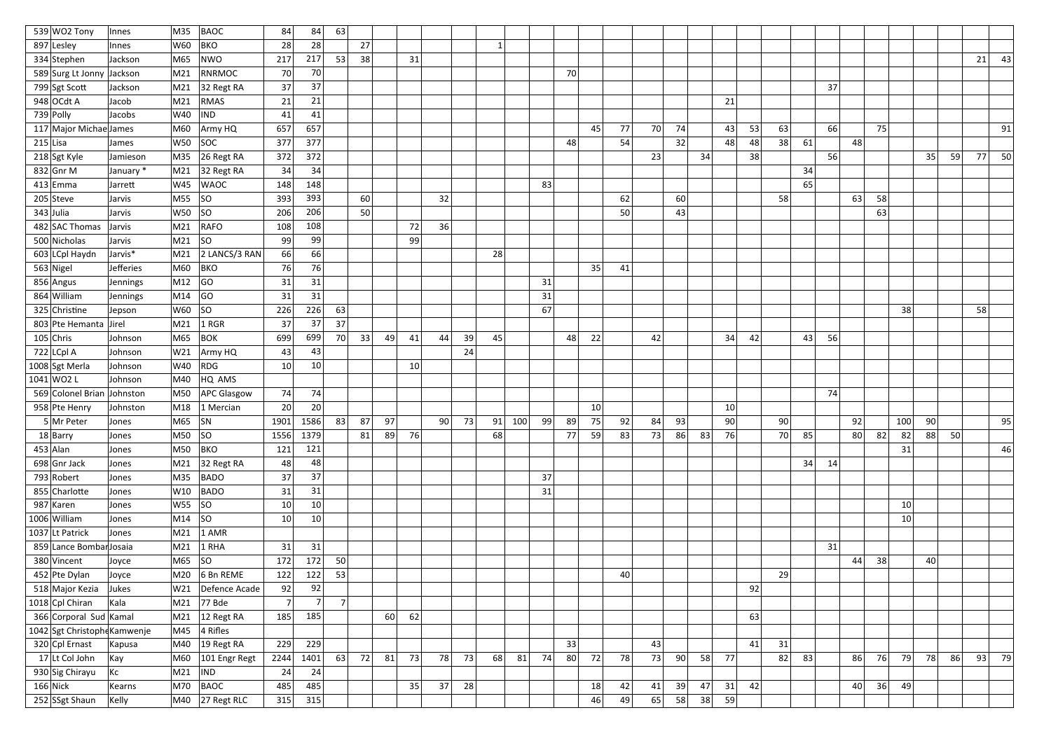| | | | | | | | | | | | | | | | | | | | | | | | | | | | | | | | | | |
|---|---|---|---|---|---|---|---|---|---|---|---|---|---|---|---|---|---|---|---|---|---|---|---|---|---|---|---|---|---|---|---|---|---|
| 539 | WO2 Tony | Innes | M35 | BAOC | 84 | 84 | 63 | | | | | | | | | | | | | | | | | | | | | | | | | | |
| 897 | Lesley | Innes | W60 | BKO | 28 | 28 | | 27 | | | | | 1 | | | | | | | | | | | | | | | | | | | | |
| 334 | Stephen | Jackson | M65 | NWO | 217 | 217 | 53 | 38 | | 31 | | | | | | | | | | | | | | | | | | | | | | 21 | 43 |
| 589 | Surg Lt Jonny | Jackson | M21 | RNRMOC | 70 | 70 | | | | | | | | | | 70 | | | | | | | | | | | | | | | | | |
| 799 | Sgt Scott | Jackson | M21 | 32 Regt RA | 37 | 37 | | | | | | | | | | | | | | | | | | | | 37 | | | | | | | |
| 948 | OCdt A | Jacob | M21 | RMAS | 21 | 21 | | | | | | | | | | | | | | | | 21 | | | | | | | | | | | |
| 739 | Polly | Jacobs | W40 | IND | 41 | 41 | | | | | | | | | | | | | | | | | | | | | | | | | | | |
| 117 | Major Michae | James | M60 | Army HQ | 657 | 657 | | | | | | | | | | | 45 | 77 | 70 | 74 | | 43 | 53 | 63 | | 66 | | 75 | | | | | 91 |
| 215 | Lisa | James | W50 | SOC | 377 | 377 | | | | | | | | | | 48 | | 54 | | 32 | | 48 | 48 | 38 | 61 | | 48 | | | | | | |
| 218 | Sgt Kyle | Jamieson | M35 | 26 Regt RA | 372 | 372 | | | | | | | | | | | | | 23 | | 34 | | 38 | | | 56 | | | | 35 | 59 | 77 | 50 |
| 832 | Gnr M | January * | M21 | 32 Regt RA | 34 | 34 | | | | | | | | | | | | | | | | | | | 34 | | | | | | | | |
| 413 | Emma | Jarrett | W45 | WAOC | 148 | 148 | | | | | | | | | 83 | | | | | | | | | | 65 | | | | | | | | |
| 205 | Steve | Jarvis | M55 | SO | 393 | 393 | | | 60 | | | 32 | | | | | | 62 | | 60 | | | | 58 | | | 63 | 58 | | | | | |
| 343 | Julia | Jarvis | W50 | SO | 206 | 206 | | | 50 | | | | | | | | | 50 | | 43 | | | | | | | | 63 | | | | | |
| 482 | SAC Thomas | Jarvis | M21 | RAFO | 108 | 108 | | | | 72 | 36 | | | | | | | | | | | | | | | | | | | | | | |
| 500 | Nicholas | Jarvis | M21 | SO | 99 | 99 | | | | 99 | | | | | | | | | | | | | | | | | | | | | | | |
| 603 | LCpl Haydn | Jarvis* | M21 | 2 LANCS/3 RAN | 66 | 66 | | | | | | | 28 | | | | | | | | | | | | | | | | | | | | |
| 563 | Nigel | Jefferies | M60 | BKO | 76 | 76 | | | | | | | | | | | 35 | 41 | | | | | | | | | | | | | | | |
| 856 | Angus | Jennings | M12 | GO | 31 | 31 | | | | | | | | | 31 | | | | | | | | | | | | | | | | | | |
| 864 | William | Jennings | M14 | GO | 31 | 31 | | | | | | | | | 31 | | | | | | | | | | | | | | | | | | |
| 325 | Christine | Jepson | W60 | SO | 226 | 226 | 63 | | | | | | | | 67 | | | | | | | | | | | | | | 38 | | | 58 | |
| 803 | Pte Hemanta | Jirel | M21 | 1 RGR | 37 | 37 | 37 | | | | | | | | | | | | | | | | | | | | | | | | | | |
| 105 | Chris | Johnson | M65 | BOK | 699 | 699 | 70 | 33 | 49 | 41 | 44 | 39 | 45 | | | 48 | 22 | | 42 | | | 34 | 42 | | 43 | 56 | | | | | | | |
| 722 | LCpl A | Johnson | W21 | Army HQ | 43 | 43 | | | | | | 24 | | | | | | | | | | | | | | | | | | | | | |
| 1008 | Sgt Merla | Johnson | W40 | RDG | 10 | 10 | | | | 10 | | | | | | | | | | | | | | | | | | | | | | | |
| 1041 | WO2 L | Johnson | M40 | HQ AMS | | | | | | | | | | | | | | | | | | | | | | | | | | | | | |
| 569 | Colonel Brian | Johnston | M50 | APC Glasgow | 74 | 74 | | | | | | | | | | | | | | | | | | | | 74 | | | | | | | |
| 958 | Pte Henry | Johnston | M18 | 1 Mercian | 20 | 20 | | | | | | | | | | | 10 | | | | | 10 | | | | | | | | | | | |
| 5 | Mr Peter | Jones | M65 | SN | 1901 | 1586 | 83 | 87 | 97 | | 90 | 73 | 91 | 100 | 99 | 89 | 75 | 92 | 84 | 93 | | 90 | | 90 | | | 92 | | 100 | 90 | | | 95 |
| 18 | Barry | Jones | M50 | SO | 1556 | 1379 | | 81 | 89 | 76 | | | 68 | | | 77 | 59 | 83 | 73 | 86 | 83 | 76 | | 70 | 85 | | 80 | 82 | 82 | 88 | 50 | | |
| 453 | Alan | Jones | M50 | BKO | 121 | 121 | | | | | | | | | | | | | | | | | | | | | | | 31 | | | | 46 |
| 698 | Gnr Jack | Jones | M21 | 32 Regt RA | 48 | 48 | | | | | | | | | | | | | | | | | | | 34 | 14 | | | | | | | |
| 793 | Robert | Jones | M35 | BADO | 37 | 37 | | | | | | | | | 37 | | | | | | | | | | | | | | | | | | |
| 855 | Charlotte | Jones | W10 | BADO | 31 | 31 | | | | | | | | | 31 | | | | | | | | | | | | | | | | | | |
| 987 | Karen | Jones | W55 | SO | 10 | 10 | | | | | | | | | | | | | | | | | | | | | | | 10 | | | | |
| 1006 | William | Jones | M14 | SO | 10 | 10 | | | | | | | | | | | | | | | | | | | | | | | 10 | | | | |
| 1037 | Lt Patrick | Jones | M21 | 1 AMR | | | | | | | | | | | | | | | | | | | | | | | | | | | | | |
| 859 | Lance Bombar | Josaia | M21 | 1 RHA | 31 | 31 | | | | | | | | | | | | | | | | | | | | 31 | | | | | | | |
| 380 | Vincent | Joyce | M65 | SO | 172 | 172 | 50 | | | | | | | | | | | | | | | | | | | | 44 | 38 | | 40 | | | |
| 452 | Pte Dylan | Joyce | M20 | 6 Bn REME | 122 | 122 | 53 | | | | | | | | | | | 40 | | | | | | 29 | | | | | | | | | |
| 518 | Major Kezia | Jukes | W21 | Defence Acade | 92 | 92 | | | | | | | | | | | | | | | | | 92 | | | | | | | | | | |
| 1018 | Cpl Chiran | Kala | M21 | 77 Bde | 7 | 7 | 7 | | | | | | | | | | | | | | | | | | | | | | | | | | |
| 366 | Corporal Sud | Kamal | M21 | 12 Regt RA | 185 | 185 | | | 60 | 62 | | | | | | | | | | | | | 63 | | | | | | | | | | |
| 1042 | Sgt Christophe | Kamwenje | M45 | 4 Rifles | | | | | | | | | | | | | | | | | | | | | | | | | | | | | |
| 320 | Cpl Ernast | Kapusa | M40 | 19 Regt RA | 229 | 229 | | | | | | | | | | 33 | | | 43 | | | | 41 | 31 | | | | | | | | | |
| 17 | Lt Col John | Kay | M60 | 101 Engr Regt | 2244 | 1401 | 63 | 72 | 81 | 73 | 78 | 73 | 68 | 81 | 74 | 80 | 72 | 78 | 73 | 90 | 58 | 77 | | 82 | 83 | | 86 | 76 | 79 | 78 | 86 | 93 | 79 |
| 930 | Sig Chirayu | Kc | M21 | IND | 24 | 24 | | | | | | | | | | | | | | | | | | | | | | | | | | | |
| 166 | Nick | Kearns | M70 | BAOC | 485 | 485 | | | | 35 | 37 | 28 | | | | | 18 | 42 | 41 | 39 | 47 | 31 | 42 | | | | 40 | 36 | 49 | | | | |
| 252 | SSgt Shaun | Kelly | M40 | 27 Regt RLC | 315 | 315 | | | | | | | | | | | 46 | 49 | 65 | 58 | 38 | 59 | | | | | | | | | | | |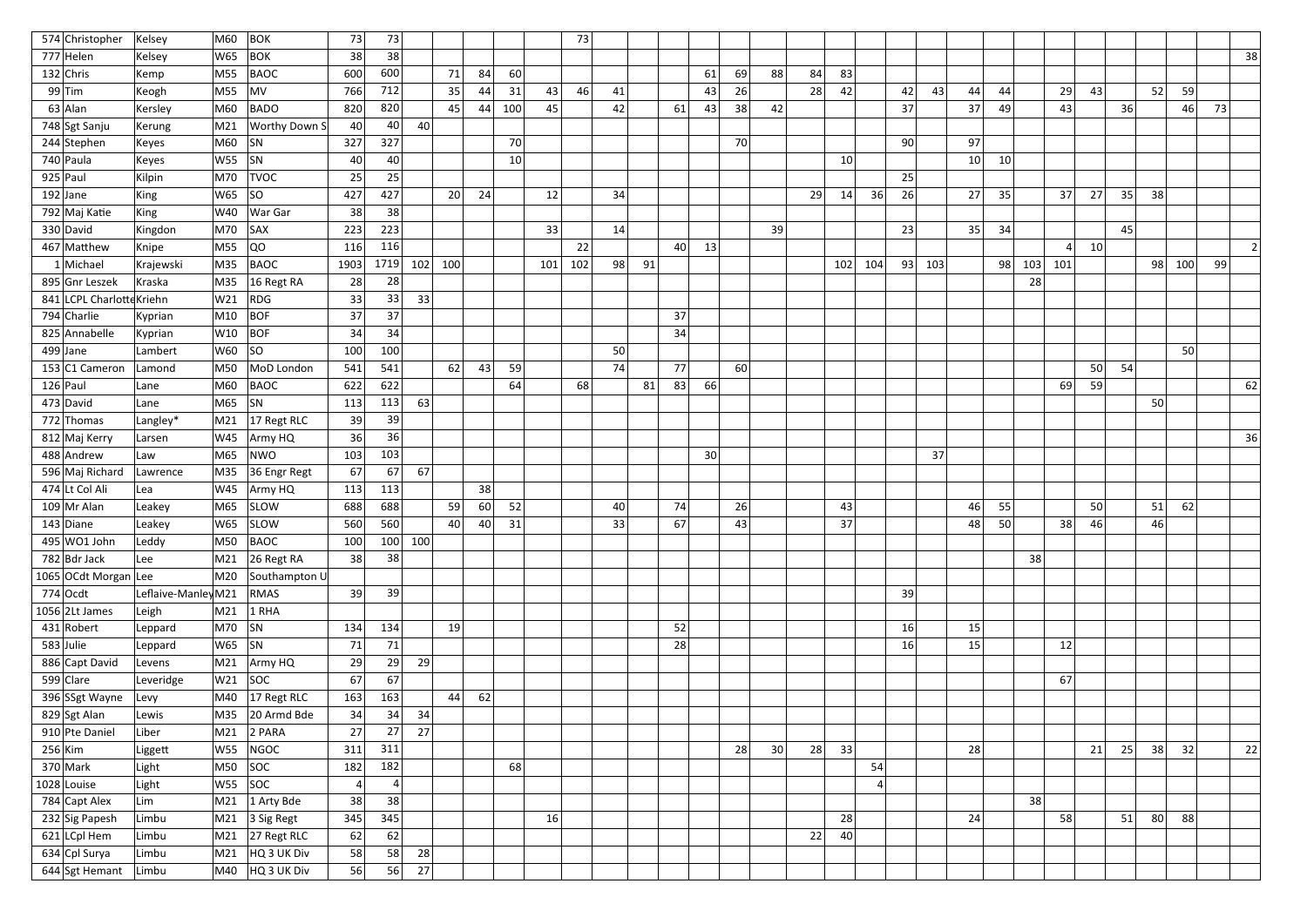| | | | | | | | | | | | | | | | | | | | | | | | | | | | | | | | | | |
|---|---|---|---|---|---|---|---|---|---|---|---|---|---|---|---|---|---|---|---|---|---|---|---|---|---|---|---|---|---|---|---|---|---|
| 574 | Christopher | Kelsey | M60 | BOK | 73 | 73 | | | | | | 73 | | | | | | | | | | | | | | | | | | | | | |
| 777 | Helen | Kelsey | W65 | BOK | 38 | 38 | | | | | | | | | | | | | | | | | | | | | | | | | | | 38 |
| 132 | Chris | Kemp | M55 | BAOC | 600 | 600 | | 71 | 84 | 60 | | | | | | 61 | 69 | 88 | 84 | 83 | | | | | | | | | | | | | |
| 99 | Tim | Keogh | M55 | MV | 766 | 712 | | 35 | 44 | 31 | 43 | 46 | 41 | | | 43 | 26 | | 28 | 42 | | 42 | 43 | 44 | 44 | | 29 | 43 | | 52 | 59 | | |
| 63 | Alan | Kersley | M60 | BADO | 820 | 820 | | 45 | 44 | 100 | 45 | | 42 | | 61 | 43 | 38 | 42 | | | | 37 | | 37 | 49 | | 43 | | 36 | | 46 | 73 | |
| 748 | Sgt Sanju | Kerung | M21 | Worthy Down S | 40 | 40 | 40 | | | | | | | | | | | | | | | | | | | | | | | | | | |
| 244 | Stephen | Keyes | M60 | SN | 327 | 327 | | | | 70 | | | | | | | 70 | | | | | 90 | | 97 | | | | | | | | | |
| 740 | Paula | Keyes | W55 | SN | 40 | 40 | | | | 10 | | | | | | | | | | 10 | | | | 10 | 10 | | | | | | | | |
| 925 | Paul | Kilpin | M70 | TVOC | 25 | 25 | | | | | | | | | | | | | | | | 25 | | | | | | | | | | | |
| 192 | Jane | King | W65 | SO | 427 | 427 | | 20 | 24 | | 12 | | 34 | | | | | | 29 | 14 | 36 | 26 | | 27 | 35 | | 37 | 27 | 35 | 38 | | | |
| 792 | Maj Katie | King | W40 | War Gar | 38 | 38 | | | | | | | | | | | | | | | | | | | | | | | | | | | |
| 330 | David | Kingdon | M70 | SAX | 223 | 223 | | | | | 33 | | 14 | | | | | 39 | | | | 23 | | 35 | 34 | | | | 45 | | | | |
| 467 | Matthew | Knipe | M55 | QO | 116 | 116 | | | | | | 22 | | | 40 | 13 | | | | | | | | | | | 4 | 10 | | | | | 2 |
| 1 | Michael | Krajewski | M35 | BAOC | 1903 | 1719 | 102 | 100 | | | 101 | 102 | 98 | 91 | | | | | | 102 | 104 | 93 | 103 | | 98 | 103 | 101 | | | 98 | 100 | 99 | |
| 895 | Gnr Leszek | Kraska | M35 | 16 Regt RA | 28 | 28 | | | | | | | | | | | | | | | | | | | | 28 | | | | | | | |
| 841 | LCPL Charlotte | Kriehn | W21 | RDG | 33 | 33 | 33 | | | | | | | | | | | | | | | | | | | | | | | | | | |
| 794 | Charlie | Kyprian | M10 | BOF | 37 | 37 | | | | | | | | | 37 | | | | | | | | | | | | | | | | | | |
| 825 | Annabelle | Kyprian | W10 | BOF | 34 | 34 | | | | | | | | | 34 | | | | | | | | | | | | | | | | | | |
| 499 | Jane | Lambert | W60 | SO | 100 | 100 | | | | | | | 50 | | | | | | | | | | | | | | | | | | 50 | | |
| 153 | C1 Cameron | Lamond | M50 | MoD London | 541 | 541 | | 62 | 43 | 59 | | | 74 | | 77 | | 60 | | | | | | | | | | | 50 | 54 | | | | |
| 126 | Paul | Lane | M60 | BAOC | 622 | 622 | | | | 64 | | 68 | | 81 | 83 | 66 | | | | | | | | | | | 69 | 59 | | | | | 62 |
| 473 | David | Lane | M65 | SN | 113 | 113 | 63 | | | | | | | | | | | | | | | | | | | | | | | 50 | | | |
| 772 | Thomas | Langley* | M21 | 17 Regt RLC | 39 | 39 | | | | | | | | | | | | | | | | | | | | | | | | | | | |
| 812 | Maj Kerry | Larsen | W45 | Army HQ | 36 | 36 | | | | | | | | | | | | | | | | | | | | | | | | | | | 36 |
| 488 | Andrew | Law | M65 | NWO | 103 | 103 | | | | | | | | | | 30 | | | | | | | 37 | | | | | | | | | | |
| 596 | Maj Richard | Lawrence | M35 | 36 Engr Regt | 67 | 67 | 67 | | | | | | | | | | | | | | | | | | | | | | | | | | |
| 474 | Lt Col Ali | Lea | W45 | Army HQ | 113 | 113 | | | 38 | | | | | | | | | | | | | | | | | | | | | | | | |
| 109 | Mr Alan | Leakey | M65 | SLOW | 688 | 688 | | 59 | 60 | 52 | | | 40 | | 74 | | 26 | | | 43 | | | | 46 | 55 | | | 50 | | 51 | 62 | | |
| 143 | Diane | Leakey | W65 | SLOW | 560 | 560 | | 40 | 40 | 31 | | | 33 | | 67 | | 43 | | | 37 | | | | 48 | 50 | | 38 | 46 | | 46 | | | |
| 495 | WO1 John | Leddy | M50 | BAOC | 100 | 100 | 100 | | | | | | | | | | | | | | | | | | | | | | | | | | |
| 782 | Bdr Jack | Lee | M21 | 26 Regt RA | 38 | 38 | | | | | | | | | | | | | | | | | | | | 38 | | | | | | | |
| 1065 | OCdt Morgan | Lee | M20 | Southampton U | | | | | | | | | | | | | | | | | | | | | | | | | | | | | |
| 774 | Ocdt | Leflaive-Manley | M21 | RMAS | 39 | 39 | | | | | | | | | | | | | | | | 39 | | | | | | | | | | | |
| 1056 | 2Lt James | Leigh | M21 | 1 RHA | | | | | | | | | | | | | | | | | | | | | | | | | | | | | |
| 431 | Robert | Leppard | M70 | SN | 134 | 134 | | 19 | | | | | | | 52 | | | | | | | 16 | | 15 | | | | | | | | | |
| 583 | Julie | Leppard | W65 | SN | 71 | 71 | | | | | | | | | 28 | | | | | | | 16 | | 15 | | | 12 | | | | | | |
| 886 | Capt David | Levens | M21 | Army HQ | 29 | 29 | 29 | | | | | | | | | | | | | | | | | | | | | | | | | | |
| 599 | Clare | Leveridge | W21 | SOC | 67 | 67 | | | | | | | | | | | | | | | | | | | | | 67 | | | | | | |
| 396 | SSgt Wayne | Levy | M40 | 17 Regt RLC | 163 | 163 | | 44 | 62 | | | | | | | | | | | | | | | | | | | | | | | | |
| 829 | Sgt Alan | Lewis | M35 | 20 Armd Bde | 34 | 34 | 34 | | | | | | | | | | | | | | | | | | | | | | | | | | |
| 910 | Pte Daniel | Liber | M21 | 2 PARA | 27 | 27 | 27 | | | | | | | | | | | | | | | | | | | | | | | | | | |
| 256 | Kim | Liggett | W55 | NGOC | 311 | 311 | | | | | | | | | | | 28 | 30 | 28 | 33 | | | | 28 | | | | 21 | 25 | 38 | 32 | | 22 |
| 370 | Mark | Light | M50 | SOC | 182 | 182 | | | | 68 | | | | | | | | | | | 54 | | | | | | | | | | | | |
| 1028 | Louise | Light | W55 | SOC | 4 | 4 | | | | | | | | | | | | | | | 4 | | | | | | | | | | | | |
| 784 | Capt Alex | Lim | M21 | 1 Arty Bde | 38 | 38 | | | | | | | | | | | | | | | | | | | | 38 | | | | | | | |
| 232 | Sig Papesh | Limbu | M21 | 3 Sig Regt | 345 | 345 | | | | | 16 | | | | | | | | | 28 | | | | 24 | | | 58 | | 51 | 80 | 88 | | |
| 621 | LCpl Hem | Limbu | M21 | 27 Regt RLC | 62 | 62 | | | | | | | | | | | | | 22 | 40 | | | | | | | | | | | | | |
| 634 | Cpl Surya | Limbu | M21 | HQ 3 UK Div | 58 | 58 | 28 | | | | | | | | | | | | | | | | | | | | | | | | | | |
| 644 | Sgt Hemant | Limbu | M40 | HQ 3 UK Div | 56 | 56 | 27 | | | | | | | | | | | | | | | | | | | | | | | | | | |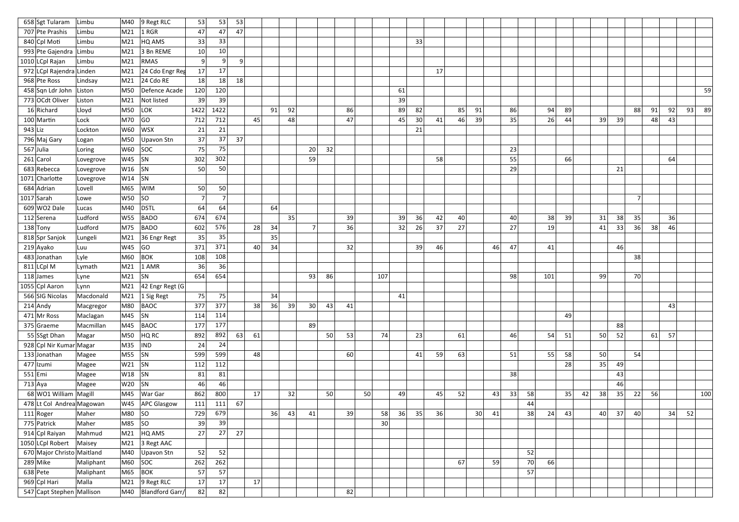| | | | | | | | | | | | | | | | | | | | | | | | | | | | | | | | | |
|---|---|---|---|---|---|---|---|---|---|---|---|---|---|---|---|---|---|---|---|---|---|---|---|---|---|---|---|---|---|---|---|---|
| 658 | Sgt Tularam | Limbu | M40 | 9 Regt RLC | 53 | 53 | 53 | | | | | | | | | | | | | | | | | | | | | | | | | |
| 707 | Pte Prashis | Limbu | M21 | 1 RGR | 47 | 47 | 47 | | | | | | | | | | | | | | | | | | | | | | | | | |
| 840 | Cpl Moti | Limbu | M21 | HQ AMS | 33 | 33 | | | | | | | | | | | 33 | | | | | | | | | | | | | | | |
| 993 | Pte Gajendra | Limbu | M21 | 3 Bn REME | 10 | 10 | | | | | | | | | | | | | | | | | | | | | | | | | | |
| 1010 | LCpl Rajan | Limbu | M21 | RMAS | 9 | 9 | 9 | | | | | | | | | | | | | | | | | | | | | | | | | |
| 972 | LCpl Rajendra | Linden | M21 | 24 Cdo Engr Reg | 17 | 17 | | | | | | | | | | | | 17 | | | | | | | | | | | | | | |
| 968 | Pte Ross | Lindsay | M21 | 24 Cdo RE | 18 | 18 | 18 | | | | | | | | | | | | | | | | | | | | | | | | | |
| 458 | Sqn Ldr John | Liston | M50 | Defence Acade | 120 | 120 | | | | | | | | | | 61 | | | | | | | | | | | | | | | | 59 |
| 773 | OCdt Oliver | Liston | M21 | Not listed | 39 | 39 | | | | | | | | | | 39 | | | | | | | | | | | | | | | | |
| 16 | Richard | Lloyd | M50 | LOK | 1422 | 1422 | | | 91 | 92 | | | 86 | | | 89 | 82 | | 85 | 91 | | 86 | | 94 | 89 | | | | 88 | 91 | 92 | 93 | 89 |
| 100 | Martin | Lock | M70 | GO | 712 | 712 | | 45 | | 48 | | | 47 | | | 45 | 30 | 41 | 46 | 39 | | 35 | | 26 | 44 | | 39 | 39 | | 48 | 43 | | |
| 943 | Liz | Lockton | W60 | WSX | 21 | 21 | | | | | | | | | | | 21 | | | | | | | | | | | | | | | | |
| 796 | Maj Gary | Logan | M50 | Upavon Stn | 37 | 37 | 37 | | | | | | | | | | | | | | | | | | | | | | | | | | |
| 567 | Julia | Loring | W60 | SOC | 75 | 75 | | | | | 20 | 32 | | | | | | | | | | 23 | | | | | | | | | | | |
| 261 | Carol | Lovegrove | W45 | SN | 302 | 302 | | | | | 59 | | | | | | | 58 | | | | 55 | | | 66 | | | | | | 64 | | |
| 683 | Rebecca | Lovegrove | W16 | SN | 50 | 50 | | | | | | | | | | | | | | | | 29 | | | | | | 21 | | | | | |
| 1071 | Charlotte | Lovegrove | W14 | SN | | | | | | | | | | | | | | | | | | | | | | | | | | | | | |
| 684 | Adrian | Lovell | M65 | WIM | 50 | 50 | | | | | | | | | | | | | | | | | | | | | | | | | | | |
| 1017 | Sarah | Lowe | W50 | SO | 7 | 7 | | | | | | | | | | | | | | | | | | | | | | | 7 | | | | |
| 609 | WO2 Dale | Lucas | M40 | DSTL | 64 | 64 | | | 64 | | | | | | | | | | | | | | | | | | | | | | | | |
| 112 | Serena | Ludford | W55 | BADO | 674 | 674 | | | | 35 | | | 39 | | | 39 | 36 | 42 | 40 | | | 40 | | 38 | 39 | | 31 | 38 | 35 | | 36 | | |
| 138 | Tony | Ludford | M75 | BADO | 602 | 576 | | 28 | 34 | | 7 | | 36 | | | 32 | 26 | 37 | 27 | | | 27 | | 19 | | | 41 | 33 | 36 | 38 | 46 | | |
| 818 | Spr Sanjok | Lungeli | M21 | 36 Engr Regt | 35 | 35 | | | 35 | | | | | | | | | | | | | | | | | | | | | | | | |
| 219 | Ayako | Luu | W45 | GO | 371 | 371 | | 40 | 34 | | | | 32 | | | | 39 | 46 | | | 46 | 47 | | 41 | | | | 46 | | | | | |
| 483 | Jonathan | Lyle | M60 | BOK | 108 | 108 | | | | | | | | | | | | | | | | | | | | | | | 38 | | | | |
| 811 | LCpl M | Lymath | M21 | 1 AMR | 36 | 36 | | | | | | | | | | | | | | | | | | | | | | | | | | | |
| 118 | James | Lyne | M21 | SN | 654 | 654 | | | | | 93 | 86 | | | 107 | | | | | | | 98 | | 101 | | | 99 | | 70 | | | | |
| 1055 | Cpl Aaron | Lynn | M21 | 42 Engr Regt (G | | | | | | | | | | | | | | | | | | | | | | | | | | | | | |
| 566 | SIG Nicolas | Macdonald | M21 | 1 Sig Regt | 75 | 75 | | | 34 | | | | | | | 41 | | | | | | | | | | | | | | | | | |
| 214 | Andy | Macgregor | M80 | BAOC | 377 | 377 | | 38 | 36 | 39 | 30 | 43 | 41 | | | | | | | | | | | | | | | | | | 43 | | |
| 471 | Mr Ross | Maclagan | M45 | SN | 114 | 114 | | | | | | | | | | | | | | | | | | | 49 | | | | | | | | |
| 375 | Graeme | Macmillan | M45 | BAOC | 177 | 177 | | | | | 89 | | | | | | | | | | | | | | | | | 88 | | | | | |
| 55 | SSgt Dhan | Magar | M50 | HQ RC | 892 | 892 | 63 | 61 | | | | 50 | 53 | | 74 | | 23 | | 61 | | | 46 | | 54 | 51 | | 50 | 52 | | 61 | 57 | | |
| 928 | Cpl Nir Kumar | Magar | M35 | IND | 24 | 24 | | | | | | | | | | | | | | | | | | | | | | | | | | | |
| 133 | Jonathan | Magee | M55 | SN | 599 | 599 | | 48 | | | | | 60 | | | | 41 | 59 | 63 | | | 51 | | 55 | 58 | | 50 | | 54 | | | | |
| 477 | Izumi | Magee | W21 | SN | 112 | 112 | | | | | | | | | | | | | | | | | | | 28 | | 35 | 49 | | | | | |
| 551 | Emi | Magee | W18 | SN | 81 | 81 | | | | | | | | | | | | | | | | 38 | | | | | | 43 | | | | | |
| 713 | Aya | Magee | W20 | SN | 46 | 46 | | | | | | | | | | | | | | | | | | | | | | 46 | | | | | |
| 68 | WO1 William | Magill | M45 | War Gar | 862 | 800 | | 17 | | 32 | | 50 | | 50 | | 49 | | 45 | 52 | | 43 | 33 | 58 | | 35 | 42 | 38 | 35 | 22 | 56 | | | 100 |
| 478 | Lt Col Andrea | Magowan | W45 | APC Glasgow | 111 | 111 | 67 | | | | | | | | | | | | | | | | 44 | | | | | | | | | | |
| 111 | Roger | Maher | M80 | SO | 729 | 679 | | | 36 | 43 | 41 | | 39 | | 58 | 36 | 35 | 36 | | 30 | 41 | | 38 | 24 | 43 | | 40 | 37 | 40 | | 34 | 52 | |
| 775 | Patrick | Maher | M85 | SO | 39 | 39 | | | | | | | | | 30 | | | | | | | | | | | | | | | | | | |
| 914 | Cpl Raiyan | Mahmud | M21 | HQ AMS | 27 | 27 | 27 | | | | | | | | | | | | | | | | | | | | | | | | | | |
| 1050 | LCpl Robert | Maisey | M21 | 3 Regt AAC | | | | | | | | | | | | | | | | | | | | | | | | | | | | | |
| 670 | Major Christo | Maitland | M40 | Upavon Stn | 52 | 52 | | | | | | | | | | | | | | | | | 52 | | | | | | | | | | |
| 289 | Mike | Maliphant | M60 | SOC | 262 | 262 | | | | | | | | | | | | | 67 | | 59 | | 70 | 66 | | | | | | | | | |
| 638 | Pete | Maliphant | M65 | BOK | 57 | 57 | | | | | | | | | | | | | | | | | 57 | | | | | | | | | | |
| 969 | Cpl Hari | Malla | M21 | 9 Regt RLC | 17 | 17 | | 17 | | | | | | | | | | | | | | | | | | | | | | | | | |
| 547 | Capt Stephen | Mallison | M40 | Blandford Garr/ | 82 | 82 | | | | | | | 82 | | | | | | | | | | | | | | | | | | | | |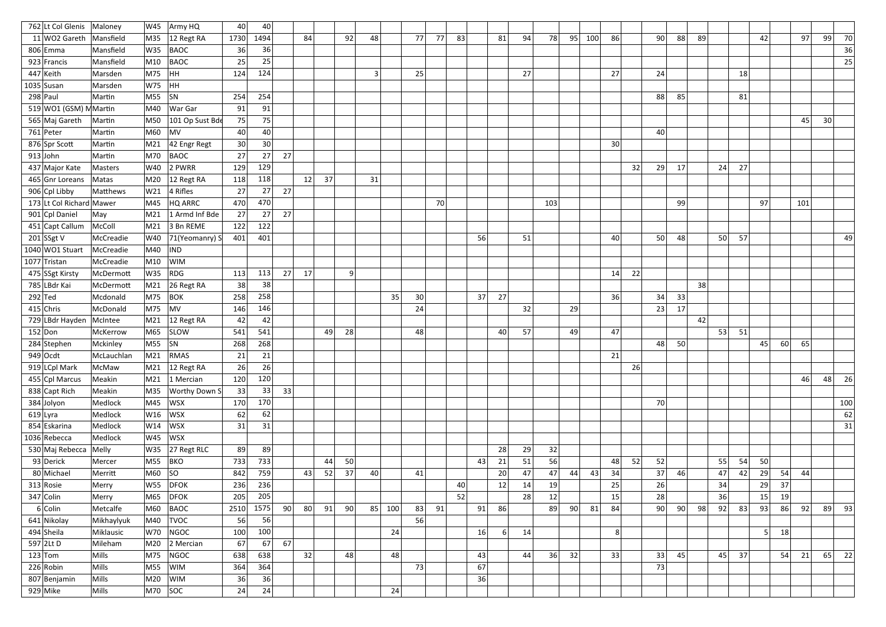| | | | | | | | | | | | | | | | | | | | | | | | | | | | | | | | | | |
|---|---|---|---|---|---|---|---|---|---|---|---|---|---|---|---|---|---|---|---|---|---|---|---|---|---|---|---|---|---|---|---|---|---|
| 762 | Lt Col Glenis | Maloney | W45 | Army HQ | 40 | 40 | | | | | | | | | | | | | | | | | | | | | | | | | | | |
| 11 | WO2 Gareth | Mansfield | M35 | 12 Regt RA | 1730 | 1494 | | 84 | | 92 | 48 | | 77 | 77 | 83 | | 81 | 94 | 78 | 95 | 100 | 86 | | 90 | 88 | 89 | | | 42 | | 97 | 99 | 70 |
| 806 | Emma | Mansfield | W35 | BAOC | 36 | 36 | | | | | | | | | | | | | | | | | | | | | | | | | | | 36 |
| 923 | Francis | Mansfield | M10 | BAOC | 25 | 25 | | | | | | | | | | | | | | | | | | | | | | | | | | | 25 |
| 447 | Keith | Marsden | M75 | HH | 124 | 124 | | | | | 3 | | 25 | | | | | 27 | | | | 27 | | 24 | | | | 18 | | | | | |
| 1035 | Susan | Marsden | W75 | HH | | | | | | | | | | | | | | | | | | | | | | | | | | | | | |
| 298 | Paul | Martin | M55 | SN | 254 | 254 | | | | | | | | | | | | | | | | | | 88 | 85 | | | 81 | | | | | |
| 519 | WO1 (GSM) M | Martin | M40 | War Gar | 91 | 91 | | | | | | | | | | | | | | | | | | | | | | | | | | | |
| 565 | Maj Gareth | Martin | M50 | 101 Op Sust Bde | 75 | 75 | | | | | | | | | | | | | | | | | | | | | | | | | 45 | 30 | |
| 761 | Peter | Martin | M60 | MV | 40 | 40 | | | | | | | | | | | | | | | | | | 40 | | | | | | | | | |
| 876 | Spr Scott | Martin | M21 | 42 Engr Regt | 30 | 30 | | | | | | | | | | | | | | | | 30 | | | | | | | | | | | |
| 913 | John | Martin | M70 | BAOC | 27 | 27 | 27 | | | | | | | | | | | | | | | | | | | | | | | | | | |
| 437 | Major Kate | Masters | W40 | 2 PWRR | 129 | 129 | | | | | | | | | | | | | | | | | 32 | 29 | 17 | | 24 | 27 | | | | | |
| 465 | Gnr Loreans | Matas | M20 | 12 Regt RA | 118 | 118 | | 12 | 37 | | 31 | | | | | | | | | | | | | | | | | | | | | | |
| 906 | Cpl Libby | Matthews | W21 | 4 Rifles | 27 | 27 | 27 | | | | | | | | | | | | | | | | | | | | | | | | | | |
| 173 | Lt Col Richard | Mawer | M45 | HQ ARRC | 470 | 470 | | | | | | | | 70 | | | | | 103 | | | | | | 99 | | | | 97 | | 101 | | |
| 901 | Cpl Daniel | May | M21 | 1 Armd Inf Bde | 27 | 27 | 27 | | | | | | | | | | | | | | | | | | | | | | | | | | |
| 451 | Capt Callum | McColl | M21 | 3 Bn REME | 122 | 122 | | | | | | | | | | | | | | | | | | | | | | | | | | | |
| 201 | SSgt V | McCreadie | W40 | 71(Yeomanry) S | 401 | 401 | | | | | | | | | | 56 | | 51 | | | | 40 | | 50 | 48 | | 50 | 57 | | | | | 49 |
| 1040 | WO1 Stuart | McCreadie | M40 | IND | | | | | | | | | | | | | | | | | | | | | | | | | | | | | |
| 1077 | Tristan | McCreadie | M10 | WIM | | | | | | | | | | | | | | | | | | | | | | | | | | | | | |
| 475 | SSgt Kirsty | McDermott | W35 | RDG | 113 | 113 | 27 | 17 | | 9 | | | | | | | | | | | | 14 | 22 | | | | | | | | | | |
| 785 | LBdr Kai | McDermott | M21 | 26 Regt RA | 38 | 38 | | | | | | | | | | | | | | | | | | | | 38 | | | | | | | |
| 292 | Ted | Mcdonald | M75 | BOK | 258 | 258 | | | | | | 35 | 30 | | | 37 | 27 | | | | | 36 | | 34 | 33 | | | | | | | | |
| 415 | Chris | McDonald | M75 | MV | 146 | 146 | | | | | | | 24 | | | | | 32 | | 29 | | | | 23 | 17 | | | | | | | | |
| 729 | LBdr Hayden | McIntee | M21 | 12 Regt RA | 42 | 42 | | | | | | | | | | | | | | | | | | | | 42 | | | | | | | |
| 152 | Don | McKerrow | M65 | SLOW | 541 | 541 | | | 49 | 28 | | | 48 | | | | 40 | 57 | | 49 | | 47 | | | | | 53 | 51 | | | | | |
| 284 | Stephen | Mckinley | M55 | SN | 268 | 268 | | | | | | | | | | | | | | | | | | 48 | 50 | | | | 45 | 60 | 65 | | |
| 949 | Ocdt | McLauchlan | M21 | RMAS | 21 | 21 | | | | | | | | | | | | | | | | 21 | | | | | | | | | | | |
| 919 | LCpl Mark | McMaw | M21 | 12 Regt RA | 26 | 26 | | | | | | | | | | | | | | | | | 26 | | | | | | | | | | |
| 455 | Cpl Marcus | Meakin | M21 | 1 Mercian | 120 | 120 | | | | | | | | | | | | | | | | | | | | | | | | | 46 | 48 | 26 |
| 838 | Capt Rich | Meakin | M35 | Worthy Down S | 33 | 33 | 33 | | | | | | | | | | | | | | | | | | | | | | | | | | |
| 384 | Jolyon | Medlock | M45 | WSX | 170 | 170 | | | | | | | | | | | | | | | | | | 70 | | | | | | | | | 100 |
| 619 | Lyra | Medlock | W16 | WSX | 62 | 62 | | | | | | | | | | | | | | | | | | | | | | | | | | | 62 |
| 854 | Eskarina | Medlock | W14 | WSX | 31 | 31 | | | | | | | | | | | | | | | | | | | | | | | | | | | 31 |
| 1036 | Rebecca | Medlock | W45 | WSX | | | | | | | | | | | | | | | | | | | | | | | | | | | | | |
| 530 | Maj Rebecca | Melly | W35 | 27 Regt RLC | 89 | 89 | | | | | | | | | | | 28 | 29 | 32 | | | | | | | | | | | | | | |
| 93 | Derick | Mercer | M55 | BKO | 733 | 733 | | | 44 | 50 | | | | | | 43 | 21 | 51 | 56 | | | 48 | 52 | 52 | | | 55 | 54 | 50 | | | | |
| 80 | Michael | Merritt | M60 | SO | 842 | 759 | | 43 | 52 | 37 | 40 | | 41 | | | | 20 | 47 | 47 | 44 | 43 | 34 | | 37 | 46 | | 47 | 42 | 29 | 54 | 44 | | |
| 313 | Rosie | Merry | W55 | DFOK | 236 | 236 | | | | | | | | | 40 | | 12 | 14 | 19 | | | 25 | | 26 | | | 34 | | 29 | 37 | | | |
| 347 | Colin | Merry | M65 | DFOK | 205 | 205 | | | | | | | | | 52 | | | 28 | 12 | | | 15 | | 28 | | | 36 | | 15 | 19 | | | |
| 6 | Colin | Metcalfe | M60 | BAOC | 2510 | 1575 | 90 | 80 | 91 | 90 | 85 | 100 | 83 | 91 | | 91 | 86 | | 89 | 90 | 81 | 84 | | 90 | 90 | 98 | 92 | 83 | 93 | 86 | 92 | 89 | 93 |
| 641 | Nikolay | Mikhaylyuk | M40 | TVOC | 56 | 56 | | | | | | | 56 | | | | | | | | | | | | | | | | | | | | |
| 494 | Sheila | Miklausic | W70 | NGOC | 100 | 100 | | | | | | 24 | | | | 16 | 6 | 14 | | | | 8 | | | | | | | 5 | 18 | | | |
| 597 | 2Lt D | Mileham | M20 | 2 Mercian | 67 | 67 | 67 | | | | | | | | | | | | | | | | | | | | | | | | | | |
| 123 | Tom | Mills | M75 | NGOC | 638 | 638 | | 32 | | 48 | | 48 | | | | 43 | | 44 | 36 | 32 | | 33 | | 33 | 45 | | 45 | 37 | | 54 | 21 | 65 | 22 |
| 226 | Robin | Mills | M55 | WIM | 364 | 364 | | | | | | | 73 | | | 67 | | | | | | | | 73 | | | | | | | | | |
| 807 | Benjamin | Mills | M20 | WIM | 36 | 36 | | | | | | | | | | 36 | | | | | | | | | | | | | | | | | |
| 929 | Mike | Mills | M70 | SOC | 24 | 24 | | | | | | 24 | | | | | | | | | | | | | | | | | | | | | |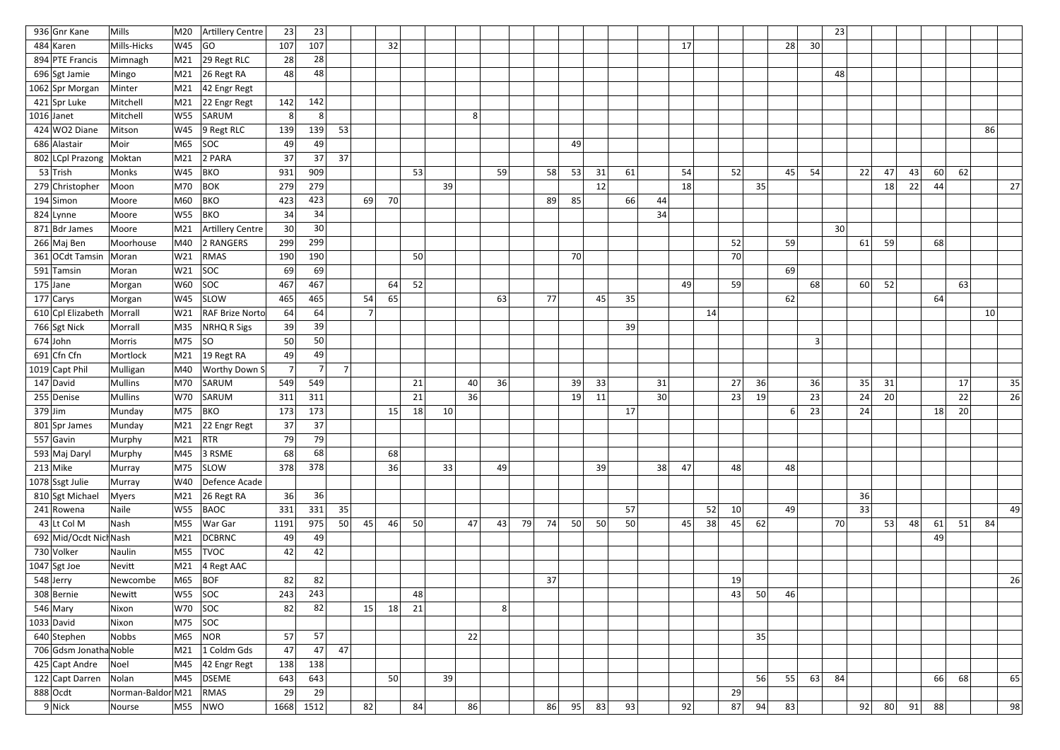| | | | | | | | | | | | | | | | | | | | | | | | | | | | | | | | | | |
|---|---|---|---|---|---|---|---|---|---|---|---|---|---|---|---|---|---|---|---|---|---|---|---|---|---|---|---|---|---|---|---|---|---|
| 936 | Gnr Kane | Mills | M20 | Artillery Centre | 23 | 23 | | | | | | | | | | | | | | | | | | | 23 | | | | | | | | |
| 484 | Karen | Mills-Hicks | W45 | GO | 107 | 107 | | | 32 | | | | | | | | | | | 17 | | | | 28 | 30 | | | | | | | | |
| 894 | PTE Francis | Mimnagh | M21 | 29 Regt RLC | 28 | 28 | | | | | | | | | | | | | | | | | | | | | | | | | | | |
| 696 | Sgt Jamie | Mingo | M21 | 26 Regt RA | 48 | 48 | | | | | | | | | | | | | | | | | | | 48 | | | | | | | | |
| 1062 | Spr Morgan | Minter | M21 | 42 Engr Regt | | | | | | | | | | | | | | | | | | | | | | | | | | | | | |
| 421 | Spr Luke | Mitchell | M21 | 22 Engr Regt | 142 | 142 | | | | | | | | | | | | | | | | | | | | | | | | | | | |
| 1016 | Janet | Mitchell | W55 | SARUM | 8 | 8 | | | | | | 8 | | | | | | | | | | | | | | | | | | | | | |
| 424 | WO2 Diane | Mitson | W45 | 9 Regt RLC | 139 | 139 | 53 | | | | | | | | | | | | | | | | | | | | | | | | 86 | | |
| 686 | Alastair | Moir | M65 | SOC | 49 | 49 | | | | | | | | | | 49 | | | | | | | | | | | | | | | | | |
| 802 | LCpl Prazong | Moktan | M21 | 2 PARA | 37 | 37 | 37 | | | | | | | | | | | | | | | | | | | | | | | | | | |
| 53 | Trish | Monks | W45 | BKO | 931 | 909 | | | | 53 | | | 59 | | 58 | 53 | 31 | 61 | | 54 | | 52 | | 45 | 54 | | 22 | 47 | 43 | 60 | 62 | | |
| 279 | Christopher | Moon | M70 | BOK | 279 | 279 | | | | | 39 | | | | | | 12 | | | 18 | | | 35 | | | | | 18 | 22 | 44 | | | 27 |
| 194 | Simon | Moore | M60 | BKO | 423 | 423 | | 69 | 70 | | | | | | 89 | 85 | | 66 | 44 | | | | | | | | | | | | | | |
| 824 | Lynne | Moore | W55 | BKO | 34 | 34 | | | | | | | | | | | | | 34 | | | | | | | | | | | | | | |
| 871 | Bdr James | Moore | M21 | Artillery Centre | 30 | 30 | | | | | | | | | | | | | | | | | | | | 30 | | | | | | | |
| 266 | Maj Ben | Moorhouse | M40 | 2 RANGERS | 299 | 299 | | | | | | | | | | | | | | | | 52 | | 59 | | | 61 | 59 | | 68 | | | |
| 361 | OCdt Tamsin | Moran | W21 | RMAS | 190 | 190 | | | | 50 | | | | | | 70 | | | | | | 70 | | | | | | | | | | | |
| 591 | Tamsin | Moran | W21 | SOC | 69 | 69 | | | | | | | | | | | | | | | | | | 69 | | | | | | | | | |
| 175 | Jane | Morgan | W60 | SOC | 467 | 467 | | | 64 | 52 | | | | | | | | | | 49 | | 59 | | | 68 | | 60 | 52 | | | 63 | | |
| 177 | Carys | Morgan | W45 | SLOW | 465 | 465 | | 54 | 65 | | | | 63 | | 77 | | 45 | 35 | | | | | | 62 | | | | | | 64 | | | |
| 610 | Cpl Elizabeth | Morrall | W21 | RAF Brize Norto | 64 | 64 | | 7 | | | | | | | | | | | | | 14 | | | | | | | | | | | 10 | |
| 766 | Sgt Nick | Morrall | M35 | NRHQ R Sigs | 39 | 39 | | | | | | | | | | | | 39 | | | | | | | | | | | | | | | |
| 674 | John | Morris | M75 | SO | 50 | 50 | | | | | | | | | | | | | | | | | | | 3 | | | | | | | | |
| 691 | Cfn Cfn | Mortlock | M21 | 19 Regt RA | 49 | 49 | | | | | | | | | | | | | | | | | | | | | | | | | | | |
| 1019 | Capt Phil | Mulligan | M40 | Worthy Down S | 7 | 7 | 7 | | | | | | | | | | | | | | | | | | | | | | | | | | |
| 147 | David | Mullins | M70 | SARUM | 549 | 549 | | | | 21 | | 40 | 36 | | | 39 | 33 | | 31 | | | 27 | 36 | | 36 | | 35 | 31 | | | 17 | | 35 |
| 255 | Denise | Mullins | W70 | SARUM | 311 | 311 | | | | 21 | | 36 | | | | 19 | 11 | | 30 | | | 23 | 19 | | 23 | | 24 | 20 | | | 22 | | 26 |
| 379 | Jim | Munday | M75 | BKO | 173 | 173 | | | 15 | 18 | 10 | | | | | | | 17 | | | | | | 6 | 23 | | 24 | | | 18 | 20 | | |
| 801 | Spr James | Munday | M21 | 22 Engr Regt | 37 | 37 | | | | | | | | | | | | | | | | | | | | | | | | | | | |
| 557 | Gavin | Murphy | M21 | RTR | 79 | 79 | | | | | | | | | | | | | | | | | | | | | | | | | | | |
| 593 | Maj Daryl | Murphy | M45 | 3 RSME | 68 | 68 | | | 68 | | | | | | | | | | | | | | | | | | | | | | | | |
| 213 | Mike | Murray | M75 | SLOW | 378 | 378 | | | 36 | | 33 | | 49 | | | | 39 | | 38 | 47 | | 48 | | 48 | | | | | | | | | |
| 1078 | Ssgt Julie | Murray | W40 | Defence Acade | | | | | | | | | | | | | | | | | | | | | | | | | | | | | |
| 810 | Sgt Michael | Myers | M21 | 26 Regt RA | 36 | 36 | | | | | | | | | | | | | | | | | | | | | 36 | | | | | | |
| 241 | Rowena | Naile | W55 | BAOC | 331 | 331 | 35 | | | | | | | | | | | 57 | | | 52 | 10 | | 49 | | | 33 | | | | | | 49 |
| 43 | Lt Col M | Nash | M55 | War Gar | 1191 | 975 | 50 | 45 | 46 | 50 | | 47 | 43 | 79 | 74 | 50 | 50 | 50 | | 45 | 38 | 45 | 62 | | | 70 | | 53 | 48 | 61 | 51 | 84 | |
| 692 | Mid/Ocdt Nich | Nash | M21 | DCBRNC | 49 | 49 | | | | | | | | | | | | | | | | | | | | | | | | 49 | | | |
| 730 | Volker | Naulin | M55 | TVOC | 42 | 42 | | | | | | | | | | | | | | | | | | | | | | | | | | | |
| 1047 | Sgt Joe | Nevitt | M21 | 4 Regt AAC | | | | | | | | | | | | | | | | | | | | | | | | | | | | | |
| 548 | Jerry | Newcombe | M65 | BOF | 82 | 82 | | | | | | | | | 37 | | | | | | | 19 | | | | | | | | | | | 26 |
| 308 | Bernie | Newitt | W55 | SOC | 243 | 243 | | | | 48 | | | | | | | | | | | | 43 | 50 | 46 | | | | | | | | | |
| 546 | Mary | Nixon | W70 | SOC | 82 | 82 | | 15 | 18 | 21 | | | 8 | | | | | | | | | | | | | | | | | | | | |
| 1033 | David | Nixon | M75 | SOC | | | | | | | | | | | | | | | | | | | | | | | | | | | | | |
| 640 | Stephen | Nobbs | M65 | NOR | 57 | 57 | | | | | | 22 | | | | | | | | | | | 35 | | | | | | | | | | |
| 706 | Gdsm Jonatha | Noble | M21 | 1 Coldm Gds | 47 | 47 | 47 | | | | | | | | | | | | | | | | | | | | | | | | | | |
| 425 | Capt Andre | Noel | M45 | 42 Engr Regt | 138 | 138 | | | | | | | | | | | | | | | | | | | | | | | | | | | |
| 122 | Capt Darren | Nolan | M45 | DSEME | 643 | 643 | | | 50 | | 39 | | | | | | | | | | | | 56 | 55 | 63 | 84 | | | | 66 | 68 | | 65 |
| 888 | Ocdt | Norman-Baldor | M21 | RMAS | 29 | 29 | | | | | | | | | | | | | | | | 29 | | | | | | | | | | | |
| 9 | Nick | Nourse | M55 | NWO | 1668 | 1512 | | 82 | | 84 | | 86 | | | 86 | 95 | 83 | 93 | | 92 | | 87 | 94 | 83 | | | 92 | 80 | 91 | 88 | | | 98 |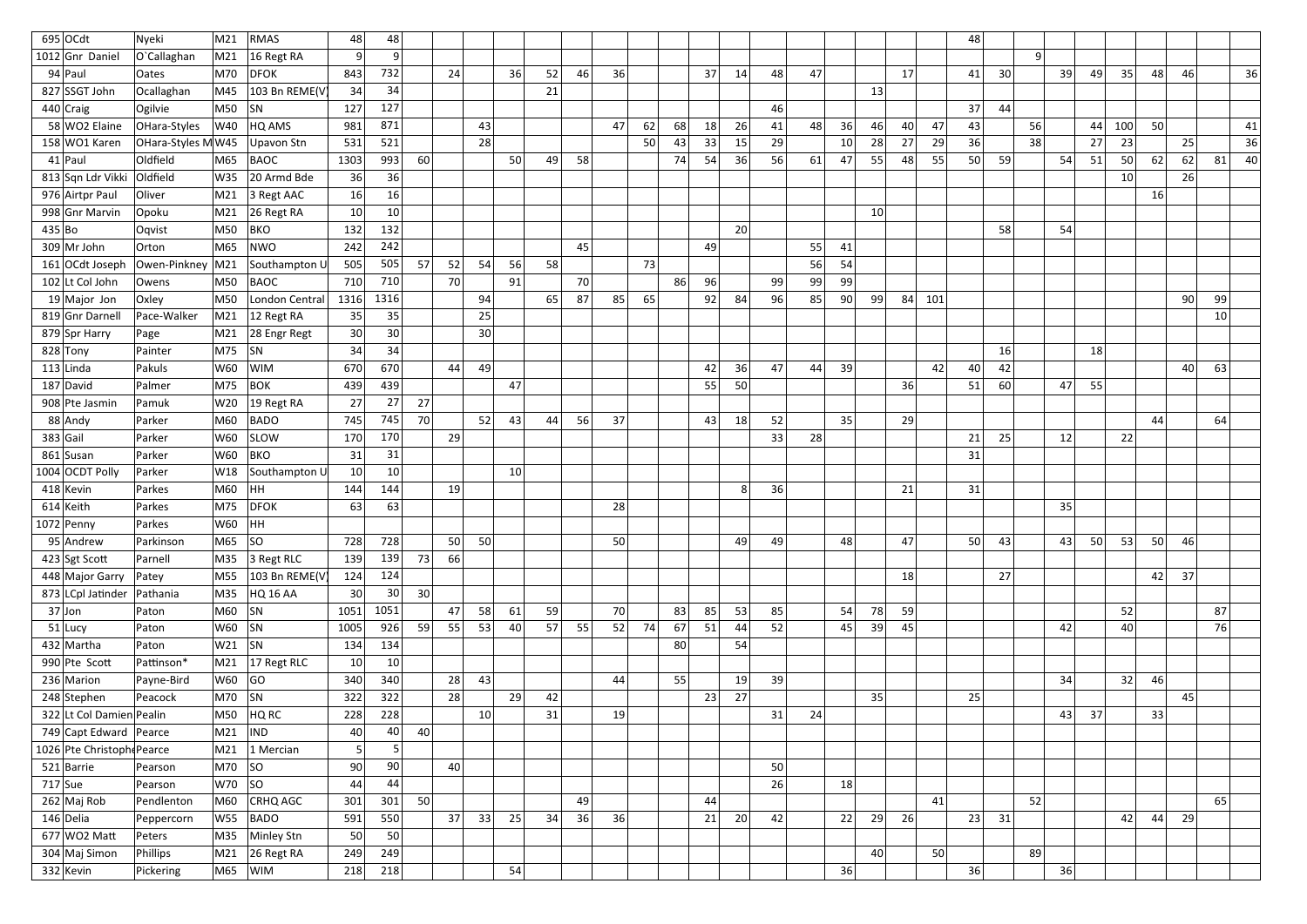| | | | | | | | | | | | | | | | | | | | | | | | | | | | | | | | | | | | | |
|---|---|---|---|---|---|---|---|---|---|---|---|---|---|---|---|---|---|---|---|---|---|---|---|---|---|---|---|---|---|---|---|---|---|---|---|---|
| 695 | OCdt | Nyeki | M21 | RMAS | 48 | 48 | | | | | | | | | | | | | | | | | | 48 | | | | | | | | | | | | |
| 1012 | Gnr Daniel | O`Callaghan | M21 | 16 Regt RA | 9 | 9 | | | | | | | | | | | | | | | | | | | | | 9 | | | | | | | | | |
| 94 | Paul | Oates | M70 | DFOK | 843 | 732 | | 24 | | 36 | 52 | 46 | 36 | | | | 37 | 14 | 48 | 47 | | | 17 | 41 | 30 | | 39 | 49 | 35 | 48 | 46 | | | | | 36 |
| 827 | SSGT John | Ocallaghan | M45 | 103 Bn REME(V) | 34 | 34 | | | | | 21 | | | | | | | | | | | 13 | | | | | | | | | | | | | | |
| 440 | Craig | Ogilvie | M50 | SN | 127 | 127 | | | | | | | | | | | | | 46 | | | | | 37 | 44 | | | | | | | | | | | |
| 58 | WO2 Elaine | OHara-Styles | W40 | HQ AMS | 981 | 871 | | | 43 | | | | 47 | 62 | 68 | 18 | 26 | 41 | 48 | 36 | 46 | 40 | 47 | 43 | | 56 | | 44 | 100 | 50 | | | | | | 41 |
| 158 | WO1 Karen | OHara-Styles M | W45 | Upavon Stn | 531 | 521 | | | 28 | | | | | 50 | 43 | 33 | 15 | 29 | | 10 | 28 | 27 | 29 | 36 | | 38 | | 27 | 23 | | 25 | | | | | 36 |
| 41 | Paul | Oldfield | M65 | BAOC | 1303 | 993 | 60 | | | 50 | 49 | 58 | | | 74 | 54 | 36 | 56 | 61 | 47 | 55 | 48 | 55 | 50 | 59 | | 54 | 51 | 50 | 62 | 62 | | | | 81 | 40 |
| 813 | Sqn Ldr Vikki | Oldfield | W35 | 20 Armd Bde | 36 | 36 | | | | | | | | | | | | | | | | | | | | | | | 10 | | 26 | | | | | |
| 976 | Airtpr Paul | Oliver | M21 | 3 Regt AAC | 16 | 16 | | | | | | | | | | | | | | | | | | | | | | | | 16 | | | | | | |
| 998 | Gnr Marvin | Opoku | M21 | 26 Regt RA | 10 | 10 | | | | | | | | | | | | | | | | 10 | | | | | | | | | | | | | | |
| 435 | Bo | Oqvist | M50 | BKO | 132 | 132 | | | | | | | | | | | 20 | | | | | | | | 58 | | 54 | | | | | | | | | |
| 309 | Mr John | Orton | M65 | NWO | 242 | 242 | | | | | | 45 | | | | 49 | | | 55 | 41 | | | | | | | | | | | | | | | | |
| 161 | OCdt Joseph | Owen-Pinkney | M21 | Southampton U | 505 | 505 | 57 | 52 | 54 | 56 | 58 | | | 73 | | | | | 56 | 54 | | | | | | | | | | | | | | | | |
| 102 | Lt Col John | Owens | M50 | BAOC | 710 | 710 | | 70 | | 91 | | 70 | | | 86 | 96 | | 99 | 99 | 99 | | | | | | | | | | | | | | | | |
| 19 | Major Jon | Oxley | M50 | London Central | 1316 | 1316 | | | 94 | | 65 | 87 | 85 | 65 | | 92 | 84 | 96 | 85 | 90 | 99 | 84 | 101 | | | | | | | | | | | 90 | 99 | |
| 819 | Gnr Darnell | Pace-Walker | M21 | 12 Regt RA | 35 | 35 | | | 25 | | | | | | | | | | | | | | | | | | | | | | | | | | 10 | |
| 879 | Spr Harry | Page | M21 | 28 Engr Regt | 30 | 30 | | | 30 | | | | | | | | | | | | | | | | | | | | | | | | | | | |
| 828 | Tony | Painter | M75 | SN | 34 | 34 | | | | | | | | | | | | | | | | | | | 16 | | | 18 | | | | | | | | |
| 113 | Linda | Pakuls | W60 | WIM | 670 | 670 | | 44 | 49 | | | | | | | 42 | 36 | 47 | 44 | 39 | | | 42 | 40 | 42 | | | | | | | | | 40 | 63 | |
| 187 | David | Palmer | M75 | BOK | 439 | 439 | | | | 47 | | | | | | 55 | 50 | | | | | 36 | | 51 | 60 | | 47 | 55 | | | | | | | | |
| 908 | Pte Jasmin | Pamuk | W20 | 19 Regt RA | 27 | 27 | 27 | | | | | | | | | | | | | | | | | | | | | | | | | | | | | |
| 88 | Andy | Parker | M60 | BADO | 745 | 745 | 70 | | 52 | 43 | 44 | 56 | 37 | | | 43 | 18 | 52 | | 35 | | 29 | | | | | | | | | 44 | | 64 | | | |
| 383 | Gail | Parker | W60 | SLOW | 170 | 170 | | 29 | | | | | | | | | | 33 | 28 | | | | | 21 | 25 | | 12 | | 22 | | | | | | | |
| 861 | Susan | Parker | W60 | BKO | 31 | 31 | | | | | | | | | | | | | | | | | | 31 | | | | | | | | | | | | |
| 1004 | OCDT Polly | Parker | W18 | Southampton U | 10 | 10 | | | | 10 | | | | | | | | | | | | | | | | | | | | | | | | | | |
| 418 | Kevin | Parkes | M60 | HH | 144 | 144 | | 19 | | | | | | | | | 8 | 36 | | | | 21 | | 31 | | | | | | | | | | | | |
| 614 | Keith | Parkes | M75 | DFOK | 63 | 63 | | | | | | | 28 | | | | | | | | | | | | | | 35 | | | | | | | | | |
| 1072 | Penny | Parkes | W60 | HH | | | | | | | | | | | | | | | | | | | | | | | | | | | | | | | | |
| 95 | Andrew | Parkinson | M65 | SO | 728 | 728 | | 50 | 50 | | | | 50 | | | | 49 | 49 | | 48 | | 47 | | 50 | 43 | | 43 | 50 | 53 | 50 | 46 | | | | | |
| 423 | Sgt Scott | Parnell | M35 | 3 Regt RLC | 139 | 139 | 73 | 66 | | | | | | | | | | | | | | | | | | | | | | | | | | | | |
| 448 | Major Garry | Patey | M55 | 103 Bn REME(V) | 124 | 124 | | | | | | | | | | | | | | | | 18 | | | 27 | | | | | 42 | 37 | | | | | |
| 873 | LCpl Jatinder | Pathania | M35 | HQ 16 AA | 30 | 30 | 30 | | | | | | | | | | | | | | | | | | | | | | | | | | | | | |
| 37 | Jon | Paton | M60 | SN | 1051 | 1051 | | 47 | 58 | 61 | 59 | | 70 | | 83 | 85 | 53 | 85 | | 54 | 78 | 59 | | | | | | | 52 | | | | | | 87 | |
| 51 | Lucy | Paton | W60 | SN | 1005 | 926 | 59 | 55 | 53 | 40 | 57 | 55 | 52 | 74 | 67 | 51 | 44 | 52 | | 45 | 39 | 45 | | | | | 42 | | 40 | | | | | | 76 | |
| 432 | Martha | Paton | W21 | SN | 134 | 134 | | | | | | | | | 80 | | 54 | | | | | | | | | | | | | | | | | | | |
| 990 | Pte Scott | Pattinson* | M21 | 17 Regt RLC | 10 | 10 | | | | | | | | | | | | | | | | | | | | | | | | | | | | | | |
| 236 | Marion | Payne-Bird | W60 | GO | 340 | 340 | | 28 | 43 | | | | 44 | | 55 | | 19 | 39 | | | | | | | | | 34 | | 32 | 46 | | | | | | |
| 248 | Stephen | Peacock | M70 | SN | 322 | 322 | | 28 | | 29 | 42 | | | | | 23 | 27 | | | | 35 | | | 25 | | | | | | | 45 | | | | | |
| 322 | Lt Col Damien | Pealin | M50 | HQ RC | 228 | 228 | | | 10 | | 31 | | 19 | | | | | 31 | 24 | | | | | | | | 43 | 37 | | 33 | | | | | | |
| 749 | Capt Edward | Pearce | M21 | IND | 40 | 40 | 40 | | | | | | | | | | | | | | | | | | | | | | | | | | | | | |
| 1026 | Pte Christopher | Pearce | M21 | 1 Mercian | 5 | 5 | | | | | | | | | | | | | | | | | | | | | | | | | | | | | | |
| 521 | Barrie | Pearson | M70 | SO | 90 | 90 | | 40 | | | | | | | | | | 50 | | | | | | | | | | | | | | | | | | |
| 717 | Sue | Pearson | W70 | SO | 44 | 44 | | | | | | | | | | | | 26 | | 18 | | | | | | | | | | | | | | | | |
| 262 | Maj Rob | Pendlenton | M60 | CRHQ AGC | 301 | 301 | 50 | | | | | 49 | | | | 44 | | | | | | | | 41 | | | 52 | | | | | | | | 65 | |
| 146 | Delia | Peppercorn | W55 | BADO | 591 | 550 | | 37 | 33 | 25 | 34 | 36 | 36 | | | 21 | 20 | 42 | | 22 | 29 | 26 | | 23 | 31 | | | | 42 | 44 | 29 | | | | | |
| 677 | WO2 Matt | Peters | M35 | Minley Stn | 50 | 50 | | | | | | | | | | | | | | | | | | | | | | | | | | | | | | |
| 304 | Maj Simon | Phillips | M21 | 26 Regt RA | 249 | 249 | | | | | | | | | | | | | | | | 40 | | 50 | | | 89 | | | | | | | | | |
| 332 | Kevin | Pickering | M65 | WIM | 218 | 218 | | | | 54 | | | | | | | | | | 36 | | | | 36 | | | 36 | | | | | | | | | |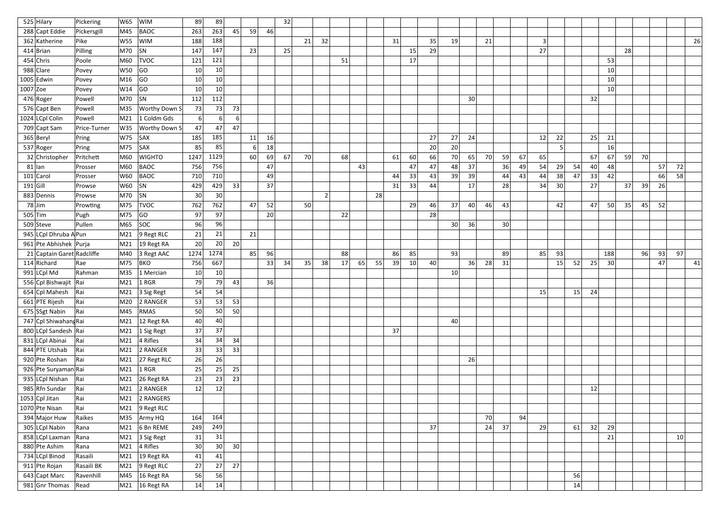| | | | | | | | | | | | | | | | | | | | | | | | | | | | | | | | | | | | | |
|---|---|---|---|---|---|---|---|---|---|---|---|---|---|---|---|---|---|---|---|---|---|---|---|---|---|---|---|---|---|---|---|---|---|---|---|---|
| 525 | Hilary | Pickering | W65 | WIM | 89 | 89 | | | | 32 | | | | | | | | | | | | | | | | | | | | | | | | | | |
| 288 | Capt Eddie | Pickersgill | M45 | BAOC | 263 | 263 | 45 | 59 | 46 | | | | | | | | | | | | | | | | | | | | | | | | | | | |
| 362 | Katherine | Pike | W55 | WIM | 188 | 188 | | | | | | 21 | 32 | | | | 31 | | 35 | 19 | | 21 | | | 3 | | | | | | | | | | | 26 |
| 414 | Brian | Pilling | M70 | SN | 147 | 147 | | 23 | | 25 | | | | | | | | 15 | 29 | | | | | | 27 | | | | | | 28 | | | | | |
| 454 | Chris | Poole | M60 | TVOC | 121 | 121 | | | | | | | 51 | | | | | 17 | | | | | | | | | | | | 53 | | | | | | |
| 988 | Clare | Povey | W50 | GO | 10 | 10 | | | | | | | | | | | | | | | | | | | | | | | | 10 | | | | | | |
| 1005 | Edwin | Povey | M16 | GO | 10 | 10 | | | | | | | | | | | | | | | | | | | | | | | | 10 | | | | | | |
| 1007 | Zoe | Povey | W14 | GO | 10 | 10 | | | | | | | | | | | | | | | | | | | | | | | | 10 | | | | | | |
| 476 | Roger | Powell | M70 | SN | 112 | 112 | | | | | | | | | | | | | | | 30 | | | | | | | | 32 | | | | | | | |
| 576 | Capt Ben | Powell | M35 | Worthy Down S | 73 | 73 | 73 | | | | | | | | | | | | | | | | | | | | | | | | | | | | | |
| 1024 | LCpl Colin | Powell | M21 | 1 Coldm Gds | 6 | 6 | 6 | | | | | | | | | | | | | | | | | | | | | | | | | | | | | |
| 709 | Capt Sam | Price-Turner | W35 | Worthy Down S | 47 | 47 | 47 | | | | | | | | | | | | | | | | | | | | | | | | | | | | | |
| 365 | Beryl | Pring | W75 | SAX | 185 | 185 | | 11 | 16 | | | | | | | | | | 27 | 27 | 24 | | | | 12 | 22 | | | 25 | 21 | | | | | | |
| 537 | Roger | Pring | M75 | SAX | 85 | 85 | | 6 | 18 | | | | | | | | | | 20 | 20 | | | | | | 5 | | | | 16 | | | | | | |
| 32 | Christopher | Pritchett | M60 | WIGHTO | 1247 | 1129 | | 60 | 69 | 67 | 70 | | 68 | | | | 61 | 60 | 66 | 70 | 65 | 70 | 59 | 67 | 65 | | | | 67 | 67 | 59 | 70 | | | | |
| 81 | Ian | Prosser | M60 | BAOC | 756 | 756 | | | 47 | | | | | | 43 | | | 47 | 47 | 48 | 37 | | 36 | 49 | 54 | 29 | 54 | | 40 | 48 | | | 57 | 72 | | |
| 101 | Carol | Prosser | W60 | BAOC | 710 | 710 | | | 49 | | | | | | | | 44 | 33 | 43 | 39 | 39 | | 44 | 43 | 44 | 38 | 47 | | 33 | 42 | | | 66 | 58 | | |
| 191 | Gill | Prowse | W60 | SN | 429 | 429 | 33 | | 37 | | | | | | | | 31 | 33 | 44 | | 17 | | 28 | | 34 | 30 | | | 27 | | 37 | 39 | 26 | | | |
| 883 | Dennis | Prowse | M70 | SN | 30 | 30 | | | | | | | 2 | | | 28 | | | | | | | | | | | | | | | | | | | | |
| 78 | Jim | Prowting | M75 | TVOC | 762 | 762 | | 47 | 52 | | 50 | | | | | | | 29 | 46 | 37 | 40 | 46 | 43 | | | 42 | | | 47 | 50 | 35 | 45 | 52 | | | |
| 505 | Tim | Pugh | M75 | GO | 97 | 97 | | | 20 | | | | 22 | | | | | | 28 | | | | | | | | | | | | | | | | | |
| 509 | Steve | Pullen | M65 | SOC | 96 | 96 | | | | | | | | | | | | | | 30 | 36 | | 30 | | | | | | | | | | | | | |
| 945 | LCpl Dhruba A | Pun | M21 | 9 Regt RLC | 21 | 21 | | 21 | | | | | | | | | | | | | | | | | | | | | | | | | | | | |
| 961 | Pte Abhishek | Purja | M21 | 19 Regt RA | 20 | 20 | 20 | | | | | | | | | | | | | | | | | | | | | | | | | | | | | |
| 21 | Captain Garet | Radcliffe | M40 | 3 Regt AAC | 1274 | 1274 | | 85 | 96 | | | | 88 | | | | 86 | 85 | | 93 | | | 89 | | 85 | 93 | | | | 188 | | 96 | 93 | 97 | | |
| 114 | Richard | Rae | M75 | BKO | 756 | 667 | | | | 33 | 34 | 35 | 38 | 17 | 65 | 55 | 39 | 10 | 40 | | 36 | 28 | 31 | | | | 15 | 52 | 25 | 30 | | | 47 | | | 41 |
| 991 | LCpl Md | Rahman | M35 | 1 Mercian | 10 | 10 | | | | | | | | | | | | | | 10 | | | | | | | | | | | | | | | | |
| 556 | Cpl Bishwajit | Rai | M21 | 1 RGR | 79 | 79 | 43 | | 36 | | | | | | | | | | | | | | | | | | | | | | | | | | | |
| 654 | Cpl Mahesh | Rai | M21 | 3 Sig Regt | 54 | 54 | | | | | | | | | | | | | | | | | | | 15 | | 15 | 24 | | | | | | | | |
| 661 | PTE Rijesh | Rai | M20 | 2 RANGER | 53 | 53 | 53 | | | | | | | | | | | | | | | | | | | | | | | | | | | | | |
| 675 | SSgt Nabin | Rai | M45 | RMAS | 50 | 50 | 50 | | | | | | | | | | | | | | | | | | | | | | | | | | | | | |
| 747 | Cpl Shiwahang | Rai | M21 | 12 Regt RA | 40 | 40 | | | | | | | | | | | | | | 40 | | | | | | | | | | | | | | | | |
| 800 | LCpl Sandesh | Rai | M21 | 1 Sig Regt | 37 | 37 | | | | | | | | | | | 37 | | | | | | | | | | | | | | | | | | | |
| 831 | LCpl Abinai | Rai | M21 | 4 Rifles | 34 | 34 | 34 | | | | | | | | | | | | | | | | | | | | | | | | | | | | | |
| 844 | PTE Utshab | Rai | M21 | 2 RANGER | 33 | 33 | 33 | | | | | | | | | | | | | | | | | | | | | | | | | | | | | |
| 920 | Pte Roshan | Rai | M21 | 27 Regt RLC | 26 | 26 | | | | | | | | | | | | | | | 26 | | | | | | | | | | | | | | | |
| 926 | Pte Suryaman | Rai | M21 | 1 RGR | 25 | 25 | 25 | | | | | | | | | | | | | | | | | | | | | | | | | | | | | |
| 935 | LCpl Nishan | Rai | M21 | 26 Regt RA | 23 | 23 | 23 | | | | | | | | | | | | | | | | | | | | | | | | | | | | | |
| 985 | Rfn Sundar | Rai | M21 | 2 RANGER | 12 | 12 | | | | | | | | | | | | | | | | | | | | | | | 12 | | | | | | | |
| 1053 | Cpl Jitan | Rai | M21 | 2 RANGERS | | | | | | | | | | | | | | | | | | | | | | | | | | | | | | | | |
| 1070 | Pte Nisan | Rai | M21 | 9 Regt RLC | | | | | | | | | | | | | | | | | | | | | | | | | | | | | | | | |
| 394 | Major Huw | Raikes | M35 | Army HQ | 164 | 164 | | | | | | | | | | | | | | | | 70 | | 94 | | | | | | | | | | | | |
| 305 | LCpl Nabin | Rana | M21 | 6 Bn REME | 249 | 249 | | | | | | | | | | | | | 37 | | | 24 | 37 | | 29 | | 61 | | 32 | 29 | | | | | | |
| 858 | LCpl Laxman | Rana | M21 | 3 Sig Regt | 31 | 31 | | | | | | | | | | | | | | | | | | | | | | | | 21 | | | | | 10 | |
| 880 | Pte Ashim | Rana | M21 | 4 Rifles | 30 | 30 | 30 | | | | | | | | | | | | | | | | | | | | | | | | | | | | | |
| 734 | LCpl Binod | Rasaili | M21 | 19 Regt RA | 41 | 41 | | | | | | | | | | | | | | | | | | | | | | | | | | | | | | |
| 911 | Pte Rojan | Rasaili BK | M21 | 9 Regt RLC | 27 | 27 | 27 | | | | | | | | | | | | | | | | | | | | | | | | | | | | | |
| 643 | Capt Marc | Ravenhill | M45 | 16 Regt RA | 56 | 56 | | | | | | | | | | | | | | | | | | | | | 56 | | | | | | | | | |
| 981 | Gnr Thomas | Read | M21 | 16 Regt RA | 14 | 14 | | | | | | | | | | | | | | | | | | | | | 14 | | | | | | | | | |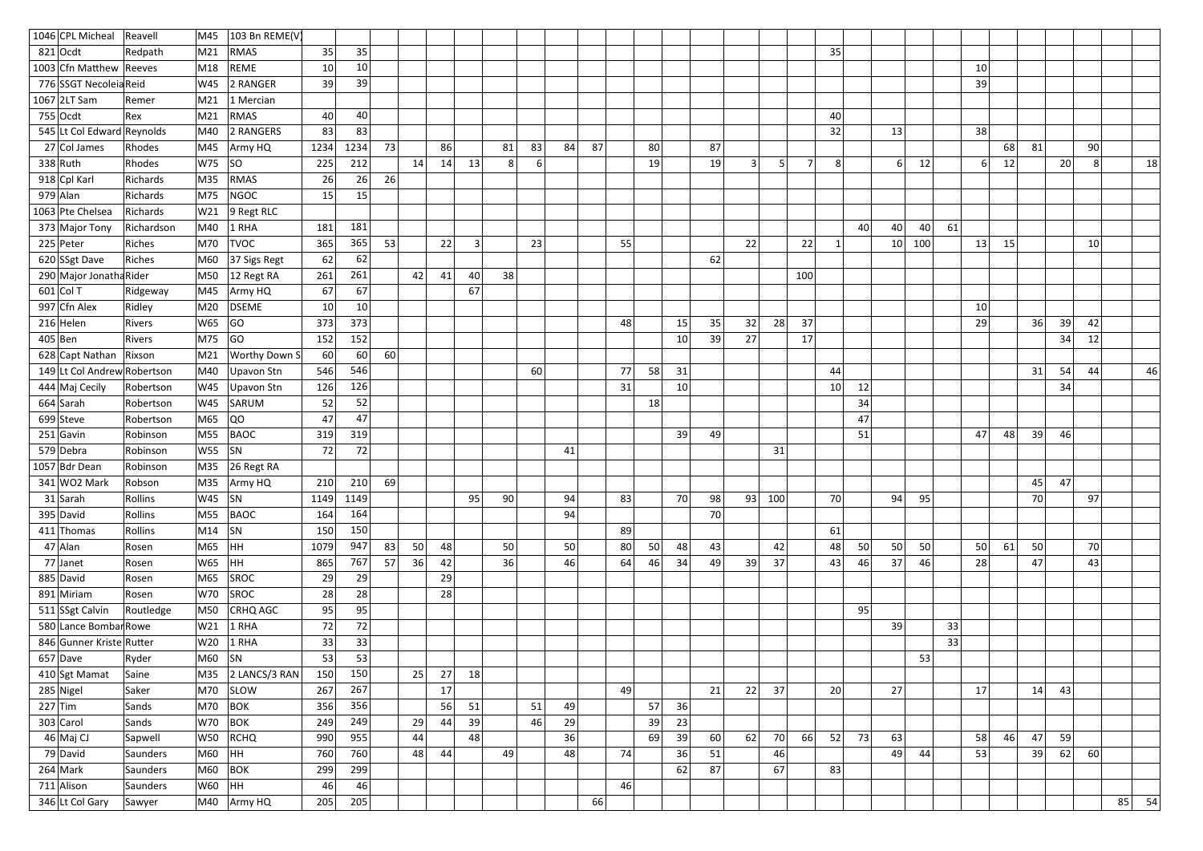| | | | | | | | | | | | | | | | | | | | | | | | | | | | | | | | | | |
|---|---|---|---|---|---|---|---|---|---|---|---|---|---|---|---|---|---|---|---|---|---|---|---|---|---|---|---|---|---|---|---|---|---|
| 1046 | CPL Micheal | Reavell | M45 | 103 Bn REME(V) | | | | | | | | | | | | | | | | | | | | | | | | | | | | | |
| 821 | Ocdt | Redpath | M21 | RMAS | 35 | 35 | | | | | | | | | | | | | | | | 35 | | | | | | | | | | | |
| 1003 | Cfn Matthew | Reeves | M18 | REME | 10 | 10 | | | | | | | | | | | | | | | | | | | | | 10 | | | | | | |
| 776 | SSGT Necoleia | Reid | W45 | 2 RANGER | 39 | 39 | | | | | | | | | | | | | | | | | | | | | 39 | | | | | | |
| 1067 | 2LT Sam | Remer | M21 | 1 Mercian | | | | | | | | | | | | | | | | | | | | | | | | | | | | | |
| 755 | Ocdt | Rex | M21 | RMAS | 40 | 40 | | | | | | | | | | | | | | | | 40 | | | | | | | | | | | |
| 545 | Lt Col Edward | Reynolds | M40 | 2 RANGERS | 83 | 83 | | | | | | | | | | | | | | | | 32 | | 13 | | | 38 | | | | | | |
| 27 | Col James | Rhodes | M45 | Army HQ | 1234 | 1234 | 73 | | 86 | | 81 | 83 | 84 | 87 | | 80 | | 87 | | | | | | | | | | 68 | 81 | | 90 | | |
| 338 | Ruth | Rhodes | W75 | SO | 225 | 212 | | 14 | 14 | 13 | 8 | 6 | | | | 19 | | 19 | 3 | 5 | 7 | 8 | | 6 | 12 | | 6 | 12 | | 20 | 8 | | 18 |
| 918 | Cpl Karl | Richards | M35 | RMAS | 26 | 26 | 26 | | | | | | | | | | | | | | | | | | | | | | | | | | |
| 979 | Alan | Richards | M75 | NGOC | 15 | 15 | | | | | | | | | | | | | | | | | | | | | | | | | | | |
| 1063 | Pte Chelsea | Richards | W21 | 9 Regt RLC | | | | | | | | | | | | | | | | | | | | | | | | | | | | | |
| 373 | Major Tony | Richardson | M40 | 1 RHA | 181 | 181 | | | | | | | | | | | | | | | | | 40 | 40 | 40 | 61 | | | | | | | |
| 225 | Peter | Riches | M70 | TVOC | 365 | 365 | 53 | | 22 | 3 | | 23 | | | 55 | | | | 22 | | 22 | 1 | | 10 | 100 | | 13 | 15 | | | 10 | | |
| 620 | SSgt Dave | Riches | M60 | 37 Sigs Regt | 62 | 62 | | | | | | | | | | | | 62 | | | | | | | | | | | | | | | |
| 290 | Major Jonatha | Rider | M50 | 12 Regt RA | 261 | 261 | | 42 | 41 | 40 | 38 | | | | | | | | | | 100 | | | | | | | | | | | | |
| 601 | Col T | Ridgeway | M45 | Army HQ | 67 | 67 | | | | 67 | | | | | | | | | | | | | | | | | | | | | | | |
| 997 | Cfn Alex | Ridley | M20 | DSEME | 10 | 10 | | | | | | | | | | | | | | | | | | | | | 10 | | | | | | |
| 216 | Helen | Rivers | W65 | GO | 373 | 373 | | | | | | | | | 48 | | 15 | 35 | 32 | 28 | 37 | | | | | | 29 | | 36 | 39 | 42 | | |
| 405 | Ben | Rivers | M75 | GO | 152 | 152 | | | | | | | | | | | 10 | 39 | 27 | | 17 | | | | | | | | | 34 | 12 | | |
| 628 | Capt Nathan | Rixson | M21 | Worthy Down S | 60 | 60 | 60 | | | | | | | | | | | | | | | | | | | | | | | | | | |
| 149 | Lt Col Andrew | Robertson | M40 | Upavon Stn | 546 | 546 | | | | | | 60 | | | 77 | 58 | 31 | | | | | 44 | | | | | | | 31 | 54 | 44 | | 46 |
| 444 | Maj Cecily | Robertson | W45 | Upavon Stn | 126 | 126 | | | | | | | | | 31 | | 10 | | | | | 10 | 12 | | | | | | | 34 | | | |
| 664 | Sarah | Robertson | W45 | SARUM | 52 | 52 | | | | | | | | | | 18 | | | | | | | 34 | | | | | | | | | | |
| 699 | Steve | Robertson | M65 | QO | 47 | 47 | | | | | | | | | | | | | | | | | 47 | | | | | | | | | | |
| 251 | Gavin | Robinson | M55 | BAOC | 319 | 319 | | | | | | | | | | | 39 | 49 | | | | | 51 | | | | 47 | 48 | 39 | 46 | | | |
| 579 | Debra | Robinson | W55 | SN | 72 | 72 | | | | | | | 41 | | | | | | | 31 | | | | | | | | | | | | | |
| 1057 | Bdr Dean | Robinson | M35 | 26 Regt RA | | | | | | | | | | | | | | | | | | | | | | | | | | | | | |
| 341 | WO2 Mark | Robson | M35 | Army HQ | 210 | 210 | 69 | | | | | | | | | | | | | | | | | | | | | | 45 | 47 | | | |
| 31 | Sarah | Rollins | W45 | SN | 1149 | 1149 | | | | 95 | 90 | | 94 | | 83 | | 70 | 98 | 93 | 100 | | 70 | | 94 | 95 | | | | 70 | | 97 | | |
| 395 | David | Rollins | M55 | BAOC | 164 | 164 | | | | | | | 94 | | | | | 70 | | | | | | | | | | | | | | | |
| 411 | Thomas | Rollins | M14 | SN | 150 | 150 | | | | | | | | | 89 | | | | | | | 61 | | | | | | | | | | | |
| 47 | Alan | Rosen | M65 | HH | 1079 | 947 | 83 | 50 | 48 | | 50 | | 50 | | 80 | 50 | 48 | 43 | | 42 | | 48 | 50 | 50 | 50 | | 50 | 61 | 50 | | 70 | | |
| 77 | Janet | Rosen | W65 | HH | 865 | 767 | 57 | 36 | 42 | | 36 | | 46 | | 64 | 46 | 34 | 49 | 39 | 37 | | 43 | 46 | 37 | 46 | | 28 | | 47 | | 43 | | |
| 885 | David | Rosen | M65 | SROC | 29 | 29 | | | 29 | | | | | | | | | | | | | | | | | | | | | | | | |
| 891 | Miriam | Rosen | W70 | SROC | 28 | 28 | | | 28 | | | | | | | | | | | | | | | | | | | | | | | | |
| 511 | SSgt Calvin | Routledge | M50 | CRHQ AGC | 95 | 95 | | | | | | | | | | | | | | | | | 95 | | | | | | | | | | |
| 580 | Lance Bombar | Rowe | W21 | 1 RHA | 72 | 72 | | | | | | | | | | | | | | | | | | 39 | | 33 | | | | | | | |
| 846 | Gunner Kriste | Rutter | W20 | 1 RHA | 33 | 33 | | | | | | | | | | | | | | | | | | | | 33 | | | | | | | |
| 657 | Dave | Ryder | M60 | SN | 53 | 53 | | | | | | | | | | | | | | | | | | | 53 | | | | | | | | |
| 410 | Sgt Mamat | Saine | M35 | 2 LANCS/3 RAN | 150 | 150 | | 25 | 27 | 18 | | | | | | | | | | | | | | | | | | | | | | | |
| 285 | Nigel | Saker | M70 | SLOW | 267 | 267 | | | 17 | | | | | | 49 | | | 21 | 22 | 37 | | 20 | | 27 | | | 17 | | 14 | 43 | | | |
| 227 | Tim | Sands | M70 | BOK | 356 | 356 | | | 56 | 51 | | 51 | 49 | | | 57 | 36 | | | | | | | | | | | | | | | | |
| 303 | Carol | Sands | W70 | BOK | 249 | 249 | | 29 | 44 | 39 | | 46 | 29 | | | 39 | 23 | | | | | | | | | | | | | | | | |
| 46 | Maj CJ | Sapwell | W50 | RCHQ | 990 | 955 | | 44 | | 48 | | | 36 | | | 69 | 39 | 60 | 62 | 70 | 66 | 52 | 73 | 63 | | | 58 | 46 | 47 | 59 | | | |
| 79 | David | Saunders | M60 | HH | 760 | 760 | | 48 | 44 | | 49 | | 48 | | 74 | | 36 | 51 | | 46 | | | | 49 | 44 | | 53 | | 39 | 62 | 60 | | |
| 264 | Mark | Saunders | M60 | BOK | 299 | 299 | | | | | | | | | | | 62 | 87 | | 67 | | 83 | | | | | | | | | | | |
| 711 | Alison | Saunders | W60 | HH | 46 | 46 | | | | | | | | | 46 | | | | | | | | | | | | | | | | | | |
| 346 | Lt Col Gary | Sawyer | M40 | Army HQ | 205 | 205 | | | | | | | | 66 | | | | | | | | | | | | | | | | | | 85 | 54 |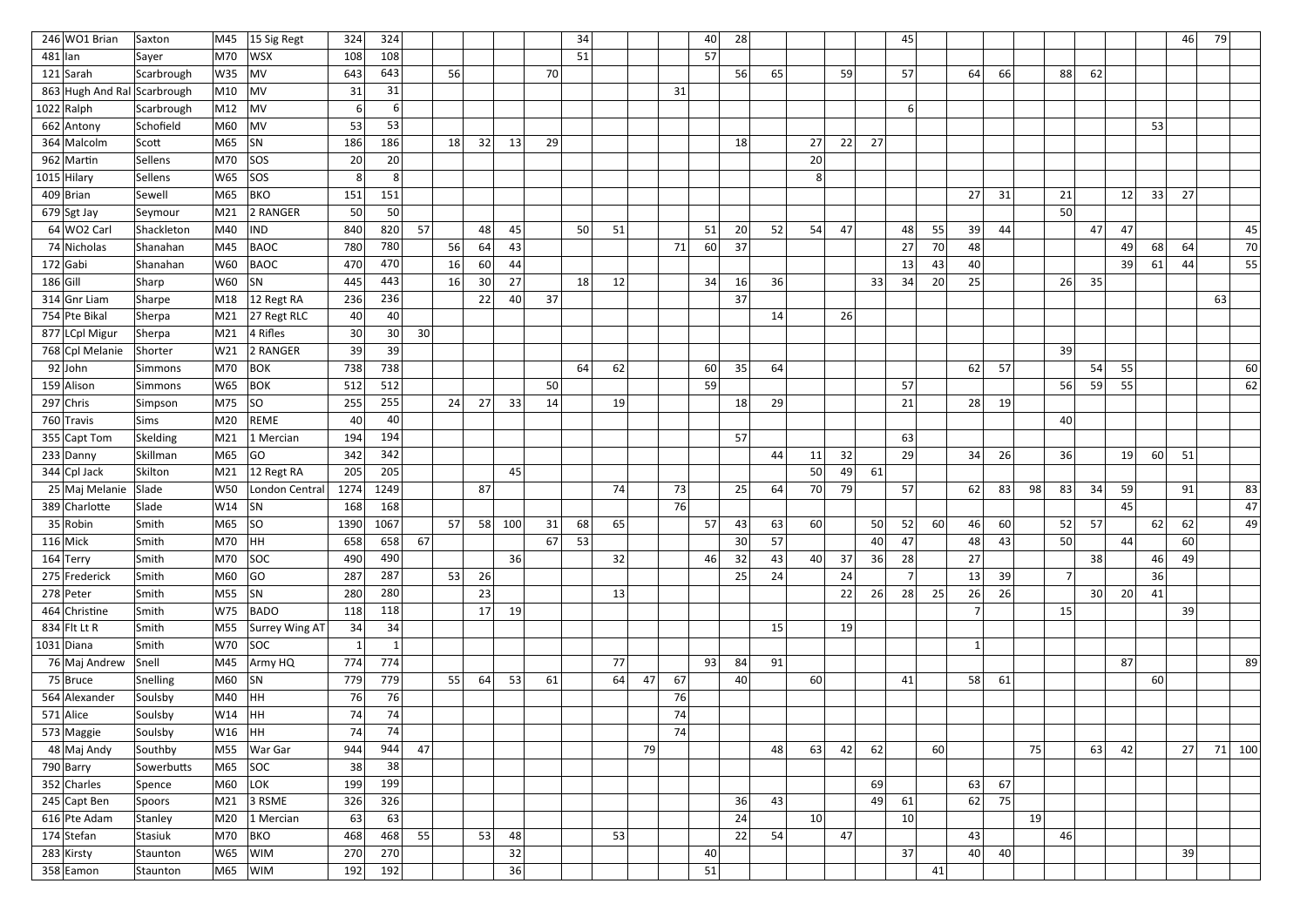| | | | | | | | | | | | | | | | | | | | | | | | | | | | | | | | | | |
|---|---|---|---|---|---|---|---|---|---|---|---|---|---|---|---|---|---|---|---|---|---|---|---|---|---|---|---|---|---|---|---|---|---|
| 246 | WO1 Brian | Saxton | M45 | 15 Sig Regt | 324 | 324 | | | | | | 34 | | | | 40 | 28 | | | | | 45 | | | | | | | | | 46 | 79 | |
| 481 | Ian | Sayer | M70 | WSX | 108 | 108 | | | | | | 51 | | | | 57 | | | | | | | | | | | | | | | | | |
| 121 | Sarah | Scarbrough | W35 | MV | 643 | 643 | | 56 | | | 70 | | | | | | 56 | 65 | | 59 | | 57 | | 64 | 66 | | 88 | 62 | | | | | |
| 863 | Hugh And Ral | Scarbrough | M10 | MV | 31 | 31 | | | | | | | | | 31 | | | | | | | | | | | | | | | | | | |
| 1022 | Ralph | Scarbrough | M12 | MV | 6 | 6 | | | | | | | | | | | | | | | | 6 | | | | | | | | | | | |
| 662 | Antony | Schofield | M60 | MV | 53 | 53 | | | | | | | | | | | | | | | | | | | | | | | | 53 | | | |
| 364 | Malcolm | Scott | M65 | SN | 186 | 186 | | 18 | 32 | 13 | 29 | | | | | | 18 | | 27 | 22 | 27 | | | | | | | | | | | | |
| 962 | Martin | Sellens | M70 | SOS | 20 | 20 | | | | | | | | | | | | | 20 | | | | | | | | | | | | | | |
| 1015 | Hilary | Sellens | W65 | SOS | 8 | 8 | | | | | | | | | | | | | 8 | | | | | | | | | | | | | | |
| 409 | Brian | Sewell | M65 | BKO | 151 | 151 | | | | | | | | | | | | | | | | | | 27 | 31 | | 21 | | 12 | 33 | 27 | | |
| 679 | Sgt Jay | Seymour | M21 | 2 RANGER | 50 | 50 | | | | | | | | | | | | | | | | | | | | | 50 | | | | | | |
| 64 | WO2 Carl | Shackleton | M40 | IND | 840 | 820 | 57 | | 48 | 45 | | 50 | 51 | | | 51 | 20 | 52 | 54 | 47 | | 48 | 55 | 39 | 44 | | | 47 | 47 | | | | 45 |
| 74 | Nicholas | Shanahan | M45 | BAOC | 780 | 780 | | 56 | 64 | 43 | | | | | 71 | 60 | 37 | | | | | 27 | 70 | 48 | | | | | 49 | 68 | 64 | | 70 |
| 172 | Gabi | Shanahan | W60 | BAOC | 470 | 470 | | 16 | 60 | 44 | | | | | | | | | | | | 13 | 43 | 40 | | | | | 39 | 61 | 44 | | 55 |
| 186 | Gill | Sharp | W60 | SN | 445 | 443 | | 16 | 30 | 27 | | 18 | 12 | | | 34 | 16 | 36 | | | 33 | 34 | 20 | 25 | | | 26 | 35 | | | | | |
| 314 | Gnr Liam | Sharpe | M18 | 12 Regt RA | 236 | 236 | | | 22 | 40 | 37 | | | | | | 37 | | | | | | | | | | | | | | | 63 | |
| 754 | Pte Bikal | Sherpa | M21 | 27 Regt RLC | 40 | 40 | | | | | | | | | | | | 14 | | 26 | | | | | | | | | | | | | |
| 877 | LCpl Migur | Sherpa | M21 | 4 Rifles | 30 | 30 | 30 | | | | | | | | | | | | | | | | | | | | | | | | | | |
| 768 | Cpl Melanie | Shorter | W21 | 2 RANGER | 39 | 39 | | | | | | | | | | | | | | | | | | | | | 39 | | | | | | |
| 92 | John | Simmons | M70 | BOK | 738 | 738 | | | | | | 64 | 62 | | | 60 | 35 | 64 | | | | | | 62 | 57 | | | 54 | 55 | | | | 60 |
| 159 | Alison | Simmons | W65 | BOK | 512 | 512 | | | | | 50 | | | | | 59 | | | | | | 57 | | | | | 56 | 59 | 55 | | | | 62 |
| 297 | Chris | Simpson | M75 | SO | 255 | 255 | | 24 | 27 | 33 | 14 | | 19 | | | | 18 | 29 | | | | 21 | | 28 | 19 | | | | | | | | |
| 760 | Travis | Sims | M20 | REME | 40 | 40 | | | | | | | | | | | | | | | | | | | | | 40 | | | | | | |
| 355 | Capt Tom | Skelding | M21 | 1 Mercian | 194 | 194 | | | | | | | | | | | 57 | | | | | 63 | | | | | | | | | | | |
| 233 | Danny | Skillman | M65 | GO | 342 | 342 | | | | | | | | | | | | 44 | 11 | 32 | | 29 | | 34 | 26 | | 36 | | 19 | 60 | 51 | | |
| 344 | Cpl Jack | Skilton | M21 | 12 Regt RA | 205 | 205 | | | | 45 | | | | | | | | | 50 | 49 | 61 | | | | | | | | | | | | |
| 25 | Maj Melanie | Slade | W50 | London Central | 1274 | 1249 | | | 87 | | | | 74 | | 73 | | 25 | 64 | 70 | 79 | | 57 | | 62 | 83 | 98 | 83 | 34 | 59 | | 91 | | 83 |
| 389 | Charlotte | Slade | W14 | SN | 168 | 168 | | | | | | | | | 76 | | | | | | | | | | | | | | 45 | | | | 47 |
| 35 | Robin | Smith | M65 | SO | 1390 | 1067 | | 57 | 58 | 100 | 31 | 68 | 65 | | | 57 | 43 | 63 | 60 | | 50 | 52 | 60 | 46 | 60 | | 52 | 57 | | 62 | 62 | | 49 |
| 116 | Mick | Smith | M70 | HH | 658 | 658 | 67 | | | | 67 | 53 | | | | | 30 | 57 | | | 40 | 47 | | 48 | 43 | | 50 | | 44 | | 60 | | |
| 164 | Terry | Smith | M70 | SOC | 490 | 490 | | | | 36 | | | 32 | | | 46 | 32 | 43 | 40 | 37 | 36 | 28 | | 27 | | | | 38 | | 46 | 49 | | |
| 275 | Frederick | Smith | M60 | GO | 287 | 287 | | 53 | 26 | | | | | | | | 25 | 24 | | 24 | | 7 | | 13 | 39 | | 7 | | | 36 | | | |
| 278 | Peter | Smith | M55 | SN | 280 | 280 | | | 23 | | | | 13 | | | | | | | 22 | 26 | 28 | 25 | 26 | 26 | | | 30 | 20 | 41 | | | |
| 464 | Christine | Smith | W75 | BADO | 118 | 118 | | | 17 | 19 | | | | | | | | | | | | | | 7 | | | 15 | | | | 39 | | |
| 834 | Flt Lt R | Smith | M55 | Surrey Wing AT | 34 | 34 | | | | | | | | | | | | 15 | | 19 | | | | | | | | | | | | | |
| 1031 | Diana | Smith | W70 | SOC | 1 | 1 | | | | | | | | | | | | | | | | | | 1 | | | | | | | | | |
| 76 | Maj Andrew | Snell | M45 | Army HQ | 774 | 774 | | | | | | | 77 | | | 93 | 84 | 91 | | | | | | | | | | | 87 | | | | 89 |
| 75 | Bruce | Snelling | M60 | SN | 779 | 779 | | 55 | 64 | 53 | 61 | | 64 | 47 | 67 | | 40 | | 60 | | | 41 | | 58 | 61 | | | | | 60 | | | |
| 564 | Alexander | Soulsby | M40 | HH | 76 | 76 | | | | | | | | | 76 | | | | | | | | | | | | | | | | | | |
| 571 | Alice | Soulsby | W14 | HH | 74 | 74 | | | | | | | | | 74 | | | | | | | | | | | | | | | | | | |
| 573 | Maggie | Soulsby | W16 | HH | 74 | 74 | | | | | | | | | 74 | | | | | | | | | | | | | | | | | | |
| 48 | Maj Andy | Southby | M55 | War Gar | 944 | 944 | 47 | | | | | | | 79 | | | | 48 | 63 | 42 | 62 | | 60 | | | 75 | | 63 | 42 | | 27 | 71 | 100 |
| 790 | Barry | Sowerbutts | M65 | SOC | 38 | 38 | | | | | | | | | | | | | | | | | | | | | | | | | | | |
| 352 | Charles | Spence | M60 | LOK | 199 | 199 | | | | | | | | | | | | | | | 69 | | | 63 | 67 | | | | | | | | |
| 245 | Capt Ben | Spoors | M21 | 3 RSME | 326 | 326 | | | | | | | | | | | 36 | 43 | | | 49 | 61 | | 62 | 75 | | | | | | | | |
| 616 | Pte Adam | Stanley | M20 | 1 Mercian | 63 | 63 | | | | | | | | | | | 24 | | 10 | | | 10 | | | | 19 | | | | | | | |
| 174 | Stefan | Stasiuk | M70 | BKO | 468 | 468 | 55 | | 53 | 48 | | | 53 | | | | 22 | 54 | | 47 | | | | 43 | | | 46 | | | | | | |
| 283 | Kirsty | Staunton | W65 | WIM | 270 | 270 | | | | 32 | | | | | | 40 | | | | | | 37 | | 40 | 40 | | | | | | 39 | | |
| 358 | Eamon | Staunton | M65 | WIM | 192 | 192 | | | | 36 | | | | | | 51 | | | | | | | 41 | | | | | | | | | | |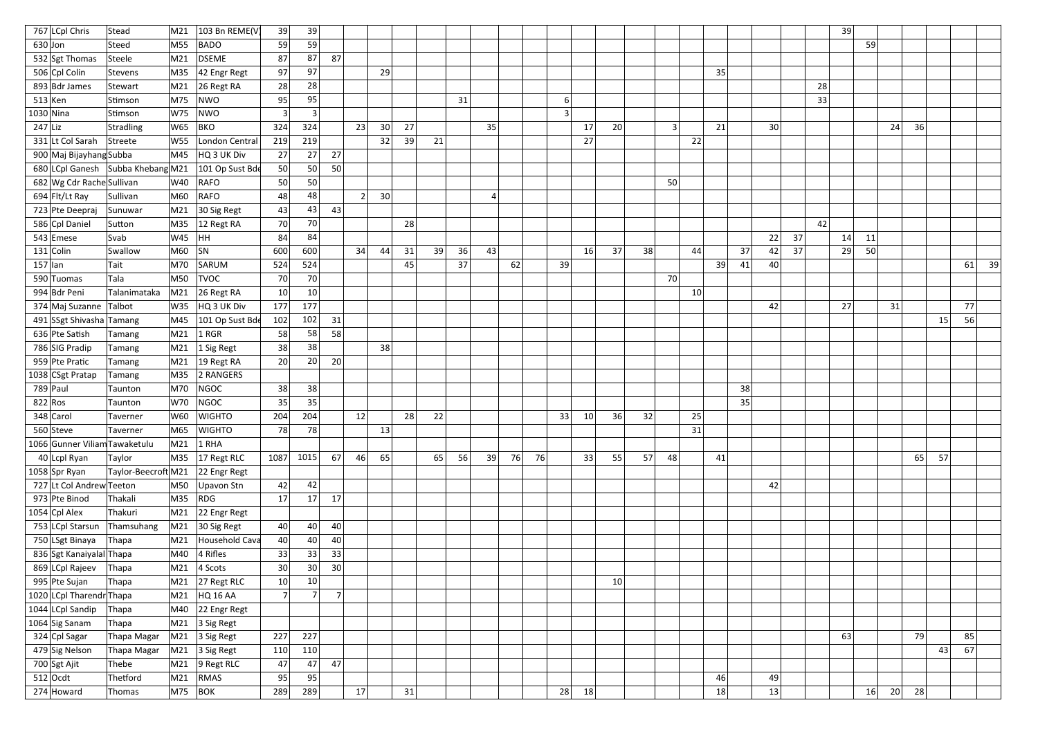| | | | | | | | | | | | | | | | | | | | | | | | | | | | | | | | | | |
|---|---|---|---|---|---|---|---|---|---|---|---|---|---|---|---|---|---|---|---|---|---|---|---|---|---|---|---|---|---|---|---|---|---|
| 767 | LCpl Chris | Stead | M21 | 103 Bn REME(V) | 39 | 39 | | | | | | | | | | | | | | | | | | | | | | 39 | | | | | | |
| 630 | Jon | Steed | M55 | BADO | 59 | 59 | | | | | | | | | | | | | | | | | | | | | | | 59 | | | | | |
| 532 | Sgt Thomas | Steele | M21 | DSEME | 87 | 87 | 87 | | | | | | | | | | | | | | | | | | | | | | | | | | |
| 506 | Cpl Colin | Stevens | M35 | 42 Engr Regt | 97 | 97 | | | 29 | | | | | | | | | | | | | 35 | | | | | | | | | | | |
| 893 | Bdr James | Stewart | M21 | 26 Regt RA | 28 | 28 | | | | | | | | | | | | | | | | | | | | 28 | | | | | | | |
| 513 | Ken | Stimson | M75 | NWO | 95 | 95 | | | | | | 31 | | | | 6 | | | | | | | | | | 33 | | | | | | | |
| 1030 | Nina | Stimson | W75 | NWO | 3 | 3 | | | | | | | | | | 3 | | | | | | | | | | | | | | | | | |
| 247 | Liz | Stradling | W65 | BKO | 324 | 324 | | 23 | 30 | 27 | | | 35 | | | | 17 | 20 | | 3 | | 21 | | 30 | | | | | | 24 | 36 | | |
| 331 | Lt Col Sarah | Streete | W55 | London Central | 219 | 219 | | | 32 | 39 | 21 | | | | | | 27 | | | | 22 | | | | | | | | | | | | |
| 900 | Maj Bijayhang | Subba | M45 | HQ 3 UK Div | 27 | 27 | 27 | | | | | | | | | | | | | | | | | | | | | | | | | | |
| 680 | LCpl Ganesh | Subba Khebang | M21 | 101 Op Sust Bde | 50 | 50 | 50 | | | | | | | | | | | | | | | | | | | | | | | | | | |
| 682 | Wg Cdr Rache | Sullivan | W40 | RAFO | 50 | 50 | | | | | | | | | | | | | | 50 | | | | | | | | | | | | | |
| 694 | Flt/Lt Ray | Sullivan | M60 | RAFO | 48 | 48 | | 2 | 30 | | | | 4 | | | | | | | | | | | | | | | | | | | | |
| 723 | Pte Deepraj | Sunuwar | M21 | 30 Sig Regt | 43 | 43 | 43 | | | | | | | | | | | | | | | | | | | | | | | | | | |
| 586 | Cpl Daniel | Sutton | M35 | 12 Regt RA | 70 | 70 | | | | 28 | | | | | | | | | | | | | | | | 42 | | | | | | | |
| 543 | Emese | Svab | W45 | HH | 84 | 84 | | | | | | | | | | | | | | | | | | 22 | 37 | | 14 | 11 | | | | | |
| 131 | Colin | Swallow | M60 | SN | 600 | 600 | | 34 | 44 | 31 | 39 | 36 | 43 | | | | 16 | 37 | 38 | | 44 | | 37 | 42 | 37 | | 29 | 50 | | | | | |
| 157 | Ian | Tait | M70 | SARUM | 524 | 524 | | | | 45 | | 37 | | 62 | | 39 | | | | | | 39 | 41 | 40 | | | | | | | | 61 | 39 |
| 590 | Tuomas | Tala | M50 | TVOC | 70 | 70 | | | | | | | | | | | | | | 70 | | | | | | | | | | | | | |
| 994 | Bdr Peni | Talanimataka | M21 | 26 Regt RA | 10 | 10 | | | | | | | | | | | | | | | 10 | | | | | | | | | | | | |
| 374 | Maj Suzanne | Talbot | W35 | HQ 3 UK Div | 177 | 177 | | | | | | | | | | | | | | | | | | 42 | | | 27 | | 31 | | | 77 | |
| 491 | SSgt Shivasha | Tamang | M45 | 101 Op Sust Bde | 102 | 102 | 31 | | | | | | | | | | | | | | | | | | | | | | | | 15 | 56 | |
| 636 | Pte Satish | Tamang | M21 | 1 RGR | 58 | 58 | 58 | | | | | | | | | | | | | | | | | | | | | | | | | | |
| 786 | SIG Pradip | Tamang | M21 | 1 Sig Regt | 38 | 38 | | | 38 | | | | | | | | | | | | | | | | | | | | | | | | |
| 959 | Pte Pratic | Tamang | M21 | 19 Regt RA | 20 | 20 | 20 | | | | | | | | | | | | | | | | | | | | | | | | | | |
| 1038 | CSgt Pratap | Tamang | M35 | 2 RANGERS | | | | | | | | | | | | | | | | | | | | | | | | | | | | | |
| 789 | Paul | Taunton | M70 | NGOC | 38 | 38 | | | | | | | | | | | | | | | | | 38 | | | | | | | | | | |
| 822 | Ros | Taunton | W70 | NGOC | 35 | 35 | | | | | | | | | | | | | | | | | 35 | | | | | | | | | | |
| 348 | Carol | Taverner | W60 | WIGHTO | 204 | 204 | | 12 | | 28 | 22 | | | | | 33 | 10 | 36 | 32 | | 25 | | | | | | | | | | | | |
| 560 | Steve | Taverner | M65 | WIGHTO | 78 | 78 | | | 13 | | | | | | | | | | | | 31 | | | | | | | | | | | | |
| 1066 | Gunner Viliam | Tawaketulu | M21 | 1 RHA | | | | | | | | | | | | | | | | | | | | | | | | | | | | | |
| 40 | Lcpl Ryan | Taylor | M35 | 17 Regt RLC | 1087 | 1015 | 67 | 46 | 65 | | 65 | 56 | 39 | 76 | 76 | | 33 | 55 | 57 | 48 | | 41 | | | | | | | | | 65 | 57 | | |
| 1058 | Spr Ryan | Taylor-Beecroft | M21 | 22 Engr Regt | | | | | | | | | | | | | | | | | | | | | | | | | | | | | |
| 727 | Lt Col Andrew | Teeton | M50 | Upavon Stn | 42 | 42 | | | | | | | | | | | | | | | | | | 42 | | | | | | | | | |
| 973 | Pte Binod | Thakali | M35 | RDG | 17 | 17 | 17 | | | | | | | | | | | | | | | | | | | | | | | | | | |
| 1054 | Cpl Alex | Thakuri | M21 | 22 Engr Regt | | | | | | | | | | | | | | | | | | | | | | | | | | | | | |
| 753 | LCpl Starsun | Thamsuhang | M21 | 30 Sig Regt | 40 | 40 | 40 | | | | | | | | | | | | | | | | | | | | | | | | | | |
| 750 | LSgt Binaya | Thapa | M21 | Household Cava | 40 | 40 | 40 | | | | | | | | | | | | | | | | | | | | | | | | | | |
| 836 | Sgt Kanaiyalal | Thapa | M40 | 4 Rifles | 33 | 33 | 33 | | | | | | | | | | | | | | | | | | | | | | | | | | |
| 869 | LCpl Rajeev | Thapa | M21 | 4 Scots | 30 | 30 | 30 | | | | | | | | | | | | | | | | | | | | | | | | | | |
| 995 | Pte Sujan | Thapa | M21 | 27 Regt RLC | 10 | 10 | | | | | | | | | | | | 10 | | | | | | | | | | | | | | | |
| 1020 | LCpl Tharendr | Thapa | M21 | HQ 16 AA | 7 | 7 | 7 | | | | | | | | | | | | | | | | | | | | | | | | | | |
| 1044 | LCpl Sandip | Thapa | M40 | 22 Engr Regt | | | | | | | | | | | | | | | | | | | | | | | | | | | | | |
| 1064 | Sig Sanam | Thapa | M21 | 3 Sig Regt | | | | | | | | | | | | | | | | | | | | | | | | | | | | | |
| 324 | Cpl Sagar | Thapa Magar | M21 | 3 Sig Regt | 227 | 227 | | | | | | | | | | | | | | | | | | | | | 63 | | | 79 | | 85 | |
| 479 | Sig Nelson | Thapa Magar | M21 | 3 Sig Regt | 110 | 110 | | | | | | | | | | | | | | | | | | | | | | | | | 43 | 67 | |
| 700 | Sgt Ajit | Thebe | M21 | 9 Regt RLC | 47 | 47 | 47 | | | | | | | | | | | | | | | | | | | | | | | | | | |
| 512 | Ocdt | Thetford | M21 | RMAS | 95 | 95 | | | | | | | | | | | | | | | | 46 | | 49 | | | | | | | | | |
| 274 | Howard | Thomas | M75 | BOK | 289 | 289 | | 17 | | 31 | | | | | | 28 | 18 | | | | | 18 | | 13 | | | | 16 | 20 | 28 | | | |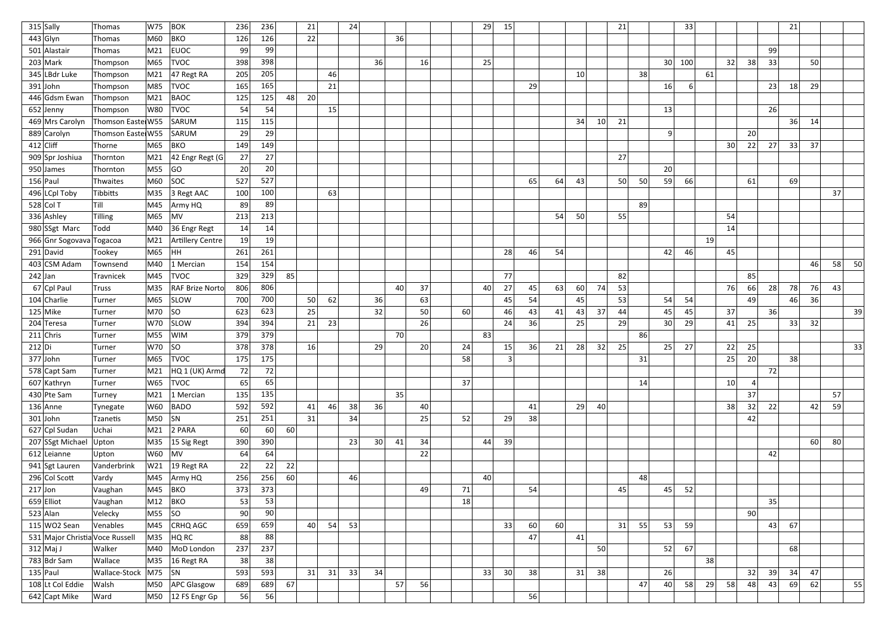| | | | | | | | | | | | | | | | | | | | | | | | | | | | | | | | | | | | | | |
|---|---|---|---|---|---|---|---|---|---|---|---|---|---|---|---|---|---|---|---|---|---|---|---|---|---|---|---|---|---|---|---|---|---|---|---|---|---|
| 315 | Sally | Thomas | W75 | BOK | 236 | 236 | | 21 | | 24 | | | | | | | 29 | 15 | | | | | 21 | | | | 33 | | | | | 21 | | | | |
| 443 | Glyn | Thomas | M60 | BKO | 126 | 126 | | 22 | | | | | 36 | | | | | | | | | | | | | | | | | | | | | | | |
| 501 | Alastair | Thomas | M21 | EUOC | 99 | 99 | | | | | | | | | | | | | | | | | | | | | | | | | 99 | | | | | |
| 203 | Mark | Thompson | M65 | TVOC | 398 | 398 | | | | | 36 | | | 16 | | | 25 | | | | | | | | | 30 | 100 | | 32 | 38 | 33 | | 50 | | | |
| 345 | LBdr Luke | Thompson | M21 | 47 Regt RA | 205 | 205 | | | 46 | | | | | | | | | | | | 10 | | | 38 | | | | 61 | | | | | | | | |
| 391 | John | Thompson | M85 | TVOC | 165 | 165 | | | 21 | | | | | | | | | | 29 | | | | | | | 16 | 6 | | | | 23 | 18 | 29 | | | |
| 446 | Gdsm Ewan | Thompson | M21 | BAOC | 125 | 125 | 48 | 20 | | | | | | | | | | | | | | | | | | | | | | | | | | | | |
| 652 | Jenny | Thompson | W80 | TVOC | 54 | 54 | | | 15 | | | | | | | | | | | | | | | | | 13 | | | | | 26 | | | | | |
| 469 | Mrs Carolyn | Thomson Easte | W55 | SARUM | 115 | 115 | | | | | | | | | | | | | | | 34 | 10 | 21 | | | | | | | | | 36 | 14 | | | |
| 889 | Carolyn | Thomson Easte | W55 | SARUM | 29 | 29 | | | | | | | | | | | | | | | | | | | | 9 | | | | 20 | | | | | | |
| 412 | Cliff | Thorne | M65 | BKO | 149 | 149 | | | | | | | | | | | | | | | | | | | | | | | 30 | 22 | 27 | 33 | 37 | | | |
| 909 | Spr Joshiua | Thornton | M21 | 42 Engr Regt (G | 27 | 27 | | | | | | | | | | | | | | | | | 27 | | | | | | | | | | | | | |
| 950 | James | Thornton | M55 | GO | 20 | 20 | | | | | | | | | | | | | | | | | | | | 20 | | | | | | | | | | |
| 156 | Paul | Thwaites | M60 | SOC | 527 | 527 | | | | | | | | | | | | | 65 | 64 | 43 | | 50 | 50 | | 59 | 66 | | | 61 | | 69 | | | | |
| 496 | LCpl Toby | Tibbitts | M35 | 3 Regt AAC | 100 | 100 | | | 63 | | | | | | | | | | | | | | | | | | | | | | | | | | 37 | |
| 528 | Col T | Till | M45 | Army HQ | 89 | 89 | | | | | | | | | | | | | | | | | | 89 | | | | | | | | | | | | |
| 336 | Ashley | Tilling | M65 | MV | 213 | 213 | | | | | | | | | | | | | | 54 | 50 | | 55 | | | | | | 54 | | | | | | | |
| 980 | SSgt Marc | Todd | M40 | 36 Engr Regt | 14 | 14 | | | | | | | | | | | | | | | | | | | | | | | 14 | | | | | | | |
| 966 | Gnr Sogovava | Togacoa | M21 | Artillery Centre | 19 | 19 | | | | | | | | | | | | | | | | | | | | | | 19 | | | | | | | | |
| 291 | David | Tookey | M65 | HH | 261 | 261 | | | | | | | | | | | | 28 | 46 | 54 | | | | | | 42 | 46 | | 45 | | | | | | | |
| 403 | CSM Adam | Townsend | M40 | 1 Mercian | 154 | 154 | | | | | | | | | | | | | | | | | | | | | | | | | | | | 46 | 58 | 50 |
| 242 | Jan | Travnicek | M45 | TVOC | 329 | 329 | 85 | | | | | | | | | | | 77 | | | | | 82 | | | | | | | 85 | | | | | | |
| 67 | Cpl Paul | Truss | M35 | RAF Brize Norto | 806 | 806 | | | | | | | 40 | 37 | | | 40 | 27 | 45 | 63 | 60 | 74 | 53 | | | | | | 76 | 66 | 28 | 78 | 76 | 43 | | |
| 104 | Charlie | Turner | M65 | SLOW | 700 | 700 | | 50 | 62 | | 36 | | | 63 | | | | 45 | 54 | | 45 | | 53 | | | 54 | 54 | | | 49 | | 46 | 36 | | | |
| 125 | Mike | Turner | M70 | SO | 623 | 623 | | 25 | | | 32 | | | 50 | | 60 | | 46 | 43 | 41 | 43 | 37 | 44 | | | 45 | 45 | | 37 | | 36 | | | | | 39 |
| 204 | Teresa | Turner | W70 | SLOW | 394 | 394 | | 21 | 23 | | | | | 26 | | | | 24 | 36 | | 25 | | 29 | | | 30 | 29 | | 41 | 25 | | 33 | 32 | | | |
| 211 | Chris | Turner | M55 | WIM | 379 | 379 | | | | | | | 70 | | | | 83 | | | | | | | 86 | | | | | | | | | | | | |
| 212 | Di | Turner | W70 | SO | 378 | 378 | | 16 | | | 29 | | | 20 | | 24 | | 15 | 36 | 21 | 28 | 32 | 25 | | | 25 | 27 | | 22 | 25 | | | | | | 33 |
| 377 | John | Turner | M65 | TVOC | 175 | 175 | | | | | | | | | | 58 | | 3 | | | | | | 31 | | | | | 25 | 20 | | 38 | | | | |
| 578 | Capt Sam | Turner | M21 | HQ 1 (UK) Armd | 72 | 72 | | | | | | | | | | | | | | | | | | | | | | | | | 72 | | | | | |
| 607 | Kathryn | Turner | W65 | TVOC | 65 | 65 | | | | | | | | | | 37 | | | | | | | | 14 | | | | | 10 | 4 | | | | | | |
| 430 | Pte Sam | Turney | M21 | 1 Mercian | 135 | 135 | | | | | | | 35 | | | | | | | | | | | | | | | | | 37 | | | | | 57 | |
| 136 | Anne | Tynegate | W60 | BADO | 592 | 592 | | 41 | 46 | 38 | 36 | | | 40 | | | | | 41 | | 29 | 40 | | | | | | | 38 | 32 | 22 | | | 42 | 59 | |
| 301 | John | Tzanetis | M50 | SN | 251 | 251 | | 31 | | 34 | | | | 25 | | 52 | | 29 | 38 | | | | | | | | | | | 42 | | | | | | |
| 627 | Cpl Sudan | Uchai | M21 | 2 PARA | 60 | 60 | 60 | | | | | | | | | | | | | | | | | | | | | | | | | | | | | |
| 207 | SSgt Michael | Upton | M35 | 15 Sig Regt | 390 | 390 | | | | 23 | 30 | | 41 | 34 | | | 44 | 39 | | | | | | | | | | | | | | | | 60 | 80 | |
| 612 | Leianne | Upton | W60 | MV | 64 | 64 | | | | | | | | 22 | | | | | | | | | | | | | | | | | 42 | | | | | |
| 941 | Sgt Lauren | Vanderbrink | W21 | 19 Regt RA | 22 | 22 | 22 | | | | | | | | | | | | | | | | | | | | | | | | | | | | | |
| 296 | Col Scott | Vardy | M45 | Army HQ | 256 | 256 | 60 | | | 46 | | | | | | | 40 | | | | | | | 48 | | | | | | | | | | | | |
| 217 | Jon | Vaughan | M45 | BKO | 373 | 373 | | | | | | | | 49 | | 71 | | | 54 | | | | 45 | | | 45 | 52 | | | | | | | | | |
| 659 | Elliot | Vaughan | M12 | BKO | 53 | 53 | | | | | | | | | | 18 | | | | | | | | | | | | | | | 35 | | | | | |
| 523 | Alan | Velecky | M55 | SO | 90 | 90 | | | | | | | | | | | | | | | | | | | | | | | | 90 | | | | | | |
| 115 | WO2 Sean | Venables | M45 | CRHQ AGC | 659 | 659 | | 40 | 54 | 53 | | | | | | | | 33 | 60 | 60 | | | 31 | 55 | | 53 | 59 | | | | 43 | 67 | | | | |
| 531 | Major Christia | Voce Russell | M35 | HQ RC | 88 | 88 | | | | | | | | | | | | | 47 | | 41 | | | | | | | | | | | | | | | |
| 312 | Maj J | Walker | M40 | MoD London | 237 | 237 | | | | | | | | | | | | | | | | 50 | | | | 52 | 67 | | | | | 68 | | | | |
| 783 | Bdr Sam | Wallace | M35 | 16 Regt RA | 38 | 38 | | | | | | | | | | | | | | | | | | | | | | 38 | | | | | | | | |
| 135 | Paul | Wallace-Stock | M75 | SN | 593 | 593 | | 31 | 31 | 33 | 34 | | | | | | 33 | 30 | 38 | | 31 | 38 | | | | 26 | | | | 32 | 39 | 34 | 47 | | | |
| 108 | Lt Col Eddie | Walsh | M50 | APC Glasgow | 689 | 689 | 67 | | | | | | 57 | 56 | | | | | | | | | | 47 | | 40 | 58 | 29 | 58 | 48 | 43 | 69 | 62 | | | 55 |
| 642 | Capt Mike | Ward | M50 | 12 FS Engr Gp | 56 | 56 | | | | | | | | | | | | | 56 | | | | | | | | | | | | | | | | | |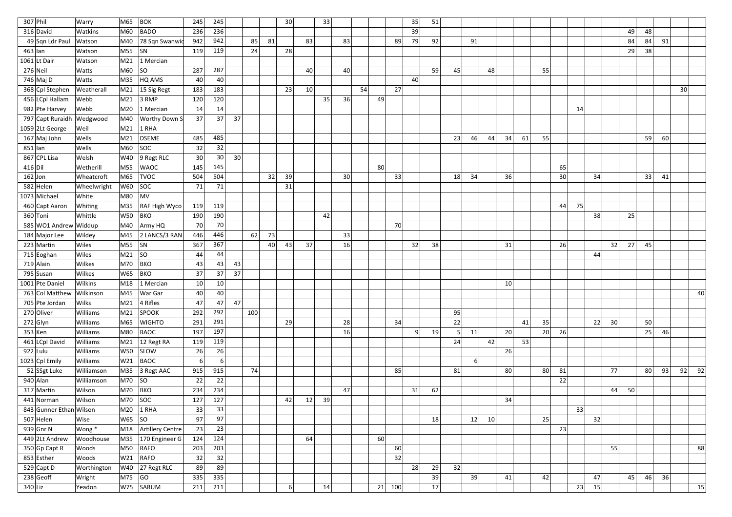| | | | | | | | | | | | | | | | | | | | | | | | | | | | | | | | | | |
|---|---|---|---|---|---|---|---|---|---|---|---|---|---|---|---|---|---|---|---|---|---|---|---|---|---|---|---|---|---|---|---|---|---|
| 307 | Phil | Warry | M65 | BOK | 245 | 245 | | | | 30 | | 33 | | | | | 35 | 51 | | | | | | | | | | | | | | | |
| 316 | David | Watkins | M60 | BADO | 236 | 236 | | | | | | | | | | | 39 | | | | | | | | | | | | | 49 | 48 | | | |
| 49 | Sqn Ldr Paul | Watson | M40 | 78 Sqn Swanwic | 942 | 942 | | 85 | 81 | | 83 | | 83 | | | 89 | 79 | 92 | | 91 | | | | | | | | | | 84 | 84 | 91 | | |
| 463 | Ian | Watson | M55 | SN | 119 | 119 | | 24 | | 28 | | | | | | | | | | | | | | | | | | | | 29 | 38 | | | |
| 1061 | Lt Dair | Watson | M21 | 1 Mercian | | | | | | | | | | | | | | | | | | | | | | | | | | | | | | |
| 276 | Neil | Watts | M60 | SO | 287 | 287 | | | | | 40 | | 40 | | | | | 59 | 45 | | 48 | | | 55 | | | | | | | | | | |
| 746 | Maj D | Watts | M35 | HQ AMS | 40 | 40 | | | | | | | | | | | 40 | | | | | | | | | | | | | | | | | |
| 368 | Cpl Stephen | Weatherall | M21 | 15 Sig Regt | 183 | 183 | | | | 23 | 10 | | | 54 | | 27 | | | | | | | | | | | | | | | | | 30 | |
| 456 | LCpl Hallam | Webb | M21 | 3 RMP | 120 | 120 | | | | | | 35 | 36 | | 49 | | | | | | | | | | | | | | | | | | | |
| 982 | Pte Harvey | Webb | M20 | 1 Mercian | 14 | 14 | | | | | | | | | | | | | | | | | | | | 14 | | | | | | | | |
| 797 | Capt Ruraidh | Wedgwood | M40 | Worthy Down S | 37 | 37 | 37 | | | | | | | | | | | | | | | | | | | | | | | | | | | |
| 1059 | 2Lt George | Weil | M21 | 1 RHA | | | | | | | | | | | | | | | | | | | | | | | | | | | | | | |
| 167 | Maj John | Wells | M21 | DSEME | 485 | 485 | | | | | | | | | | | | | 23 | 46 | 44 | 34 | 61 | 55 | | | | | | | 59 | 60 | | |
| 851 | Ian | Wells | M60 | SOC | 32 | 32 | | | | | | | | | | | | | | | | | | | | | | | | | | | | |
| 867 | CPL Lisa | Welsh | W40 | 9 Regt RLC | 30 | 30 | 30 | | | | | | | | | | | | | | | | | | | | | | | | | | | |
| 416 | Dil | Wetherill | M55 | WAOC | 145 | 145 | | | | | | | | | 80 | | | | | | | | | | 65 | | | | | | | | | |
| 162 | Jon | Wheatcroft | M65 | TVOC | 504 | 504 | | | 32 | 39 | | | 30 | | | 33 | | | 18 | 34 | | 36 | | | 30 | | 34 | | | | 33 | 41 | | |
| 582 | Helen | Wheelwright | W60 | SOC | 71 | 71 | | | | 31 | | | | | | | | | | | | | | | | | | | | | | | | |
| 1073 | Michael | White | M80 | MV | | | | | | | | | | | | | | | | | | | | | | | | | | | | | | |
| 460 | Capt Aaron | Whiting | M35 | RAF High Wyco | 119 | 119 | | | | | | | | | | | | | | | | | | | 44 | 75 | | | | | | | | |
| 360 | Toni | Whittle | W50 | BKO | 190 | 190 | | | | | | 42 | | | | | | | | | | | | | | | 38 | | 25 | | | | | |
| 585 | WO1 Andrew | Widdup | M40 | Army HQ | 70 | 70 | | | | | | | | | | 70 | | | | | | | | | | | | | | | | | | |
| 184 | Major Lee | Wildey | M45 | 2 LANCS/3 RAN | 446 | 446 | | 62 | 73 | | | | 33 | | | | | | | | | | | | | | | | | | | | | |
| 223 | Martin | Wiles | M55 | SN | 367 | 367 | | | 40 | 43 | 37 | | 16 | | | | 32 | 38 | | | | 31 | | | 26 | | | 32 | 27 | 45 | | | | |
| 715 | Eoghan | Wiles | M21 | SO | 44 | 44 | | | | | | | | | | | | | | | | | | | | | 44 | | | | | | | |
| 719 | Alain | Wilkes | M70 | BKO | 43 | 43 | 43 | | | | | | | | | | | | | | | | | | | | | | | | | | | |
| 795 | Susan | Wilkes | W65 | BKO | 37 | 37 | 37 | | | | | | | | | | | | | | | | | | | | | | | | | | | |
| 1001 | Pte Daniel | Wilkins | M18 | 1 Mercian | 10 | 10 | | | | | | | | | | | | | | | | 10 | | | | | | | | | | | | |
| 763 | Col Matthew | Wilkinson | M45 | War Gar | 40 | 40 | | | | | | | | | | | | | | | | | | | | | | | | | | | | 40 |
| 705 | Pte Jordan | Wilks | M21 | 4 Rifles | 47 | 47 | 47 | | | | | | | | | | | | | | | | | | | | | | | | | | | |
| 270 | Oliver | Williams | M21 | SPOOK | 292 | 292 | | 100 | | | | | | | | | | | 95 | | | | | | | | | | | | | | | |
| 272 | Glyn | Williams | M65 | WIGHTO | 291 | 291 | | | | 29 | | | 28 | | | 34 | | | 22 | | | | 41 | 35 | | | 22 | 30 | | 50 | | | | |
| 353 | Ken | Williams | M80 | BAOC | 197 | 197 | | | | | | | 16 | | | | 9 | 19 | 5 | 11 | | 20 | | 20 | 26 | | | | | 25 | 46 | | | |
| 461 | LCpl David | Williams | M21 | 12 Regt RA | 119 | 119 | | | | | | | | | | | | | 24 | | 42 | | 53 | | | | | | | | | | | |
| 922 | Lulu | Williams | W50 | SLOW | 26 | 26 | | | | | | | | | | | | | | | | 26 | | | | | | | | | | | | |
| 1023 | Cpl Emily | Williams | W21 | BAOC | 6 | 6 | | | | | | | | | | | | | | 6 | | | | | | | | | | | | | | |
| 52 | SSgt Luke | Williamson | M35 | 3 Regt AAC | 915 | 915 | | 74 | | | | | | | | 85 | | | 81 | | | 80 | | 80 | 81 | | | 77 | | 80 | 93 | 92 | 92 | |
| 940 | Alan | Williamson | M70 | SO | 22 | 22 | | | | | | | | | | | | | | | | | | | 22 | | | | | | | | | |
| 317 | Martin | Wilson | M70 | BKO | 234 | 234 | | | | | | | 47 | | | | 31 | 62 | | | | | | | | | | 44 | 50 | | | | | |
| 441 | Norman | Wilson | M70 | SOC | 127 | 127 | | | | 42 | 12 | 39 | | | | | | | | | | 34 | | | | | | | | | | | | |
| 843 | Gunner Ethan | Wilson | M20 | 1 RHA | 33 | 33 | | | | | | | | | | | | | | | | | | | | 33 | | | | | | | | |
| 507 | Helen | Wise | W65 | SO | 97 | 97 | | | | | | | | | | | | 18 | | 12 | 10 | | | 25 | | | 32 | | | | | | | |
| 939 | Gnr N | Wong * | M18 | Artillery Centre | 23 | 23 | | | | | | | | | | | | | | | | | | | 23 | | | | | | | | | |
| 449 | 2Lt Andrew | Woodhouse | M35 | 170 Engineer G | 124 | 124 | | | | | 64 | | | | 60 | | | | | | | | | | | | | | | | | | | |
| 350 | Gp Capt R | Woods | M50 | RAFO | 203 | 203 | | | | | | | | | | 60 | | | | | | | | | | | | 55 | | | | | | 88 |
| 853 | Esther | Woods | W21 | RAFO | 32 | 32 | | | | | | | | | | 32 | | | | | | | | | | | | | | | | | | |
| 529 | Capt D | Worthington | W40 | 27 Regt RLC | 89 | 89 | | | | | | | | | | | 28 | 29 | 32 | | | | | | | | | | | | | | | |
| 238 | Geoff | Wright | M75 | GO | 335 | 335 | | | | | | | | | | | | 39 | | 39 | | 41 | | 42 | | | 47 | | 45 | 46 | 36 | | | |
| 340 | Liz | Yeadon | W75 | SARUM | 211 | 211 | | | | 6 | | 14 | | | 21 | 100 | | 17 | | | | | | | | 23 | 15 | | | | | | | 15 |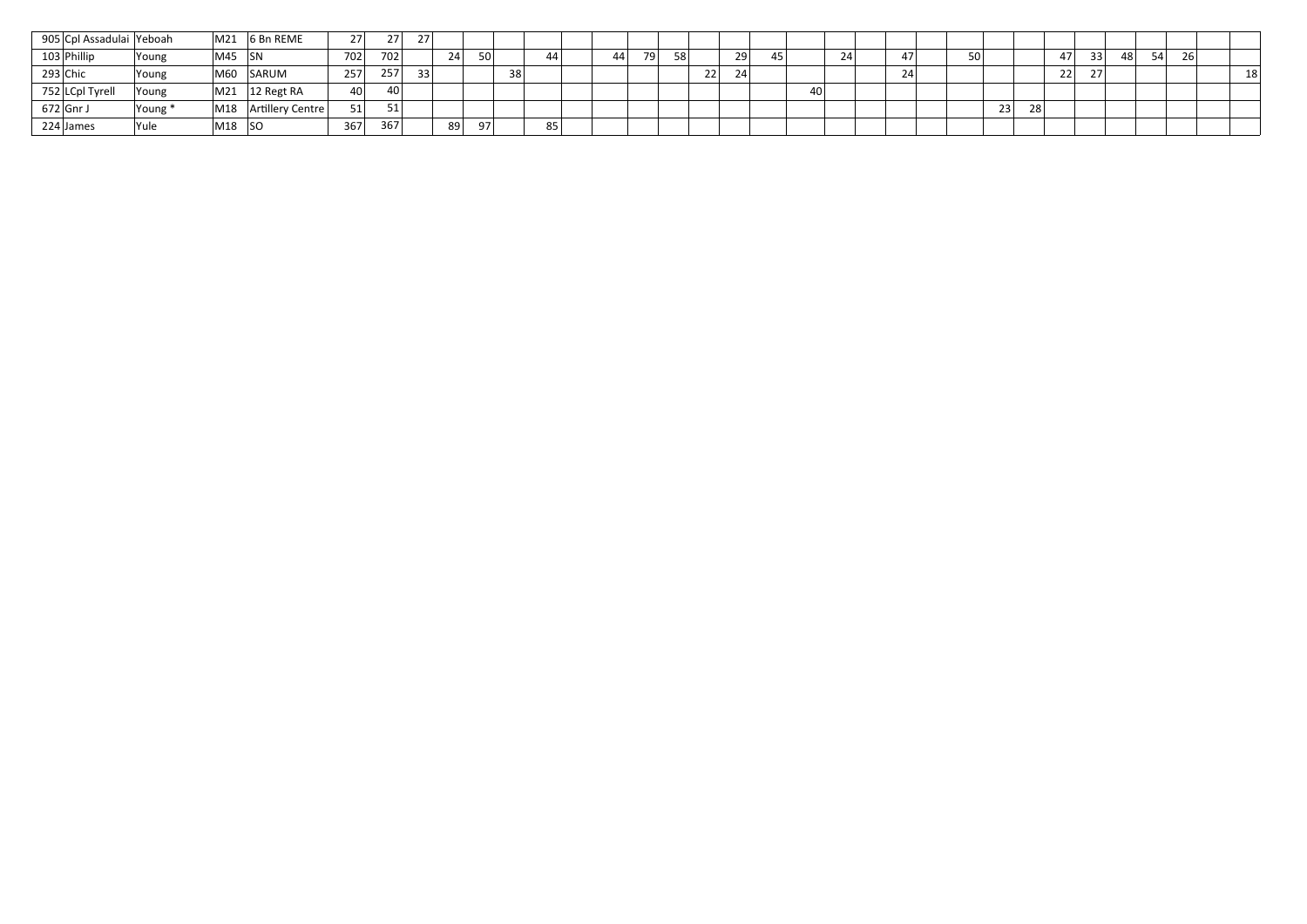| | | | | | | | | | | | | | | | | | | | | | | | | | | | | | | | | | | | |
|---|---|---|---|---|---|---|---|---|---|---|---|---|---|---|---|---|---|---|---|---|---|---|---|---|---|---|---|---|---|---|---|---|---|---|---|
| 905 | Cpl Assadulai | Yeboah | M21 | 6 Bn REME | 27 | 27 | 27 | | | | | | | | | | | | | | | | | | | | | | | | | | | | |
| 103 | Phillip | Young | M45 | SN | 702 | 702 | | 24 | 50 | | 44 | | 44 | 79 | 58 | | 29 | 45 | | 24 | | 47 | | 50 | | | 47 | 33 | 48 | 54 | 26 | | |
| 293 | Chic | Young | M60 | SARUM | 257 | 257 | 33 | | | 38 | | | | | | 22 | 24 | | | | | 24 | | | | | 22 | 27 | | | | | 18 |
| 752 | LCpl Tyrell | Young | M21 | 12 Regt RA | 40 | 40 | | | | | | | | | | | | | 40 | | | | | | | | | | | | | | |
| 672 | Gnr J | Young * | M18 | Artillery Centre | 51 | 51 | | | | | | | | | | | | | | | | | | | 23 | 28 | | | | | | | |
| 224 | James | Yule | M18 | SO | 367 | 367 | | 89 | 97 | | 85 | | | | | | | | | | | | | | | | | | | | | | |